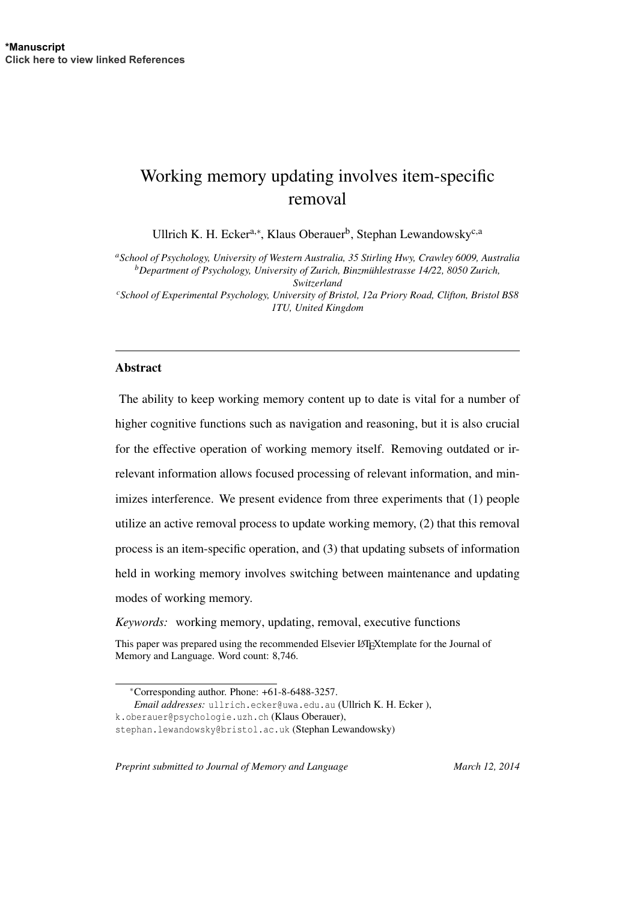**\*Manuscript**
**Click here to view linked References**

# Working memory updating involves item-specific removal

Ullrich K. H. Ecker[a,∗], Klaus Oberauer[b], Stephan Lewandowsky[c,a]

[a]*School of Psychology, University of Western Australia, 35 Stirling Hwy, Crawley 6009, Australia*
[b]*Department of Psychology, University of Zurich, Binzmühlestrasse 14/22, 8050 Zurich, Switzerland*
[c]*School of Experimental Psychology, University of Bristol, 12a Priory Road, Clifton, Bristol BS8 1TU, United Kingdom*

---

## Abstract

The ability to keep working memory content up to date is vital for a number of higher cognitive functions such as navigation and reasoning, but it is also crucial for the effective operation of working memory itself. Removing outdated or irrelevant information allows focused processing of relevant information, and minimizes interference. We present evidence from three experiments that (1) people utilize an active removal process to update working memory, (2) that this removal process is an item-specific operation, and (3) that updating subsets of information held in working memory involves switching between maintenance and updating modes of working memory.

*Keywords:* working memory, updating, removal, executive functions

This paper was prepared using the recommended Elsevier LaTeXtemplate for the Journal of Memory and Language. Word count: 8,746.

∗Corresponding author. Phone: +61-8-6488-3257.
*Email addresses:* ullrich.ecker@uwa.edu.au (Ullrich K. H. Ecker ), k.oberauer@psychologie.uzh.ch (Klaus Oberauer), stephan.lewandowsky@bristol.ac.uk (Stephan Lewandowsky)

*Preprint submitted to Journal of Memory and Language* *March 12, 2014*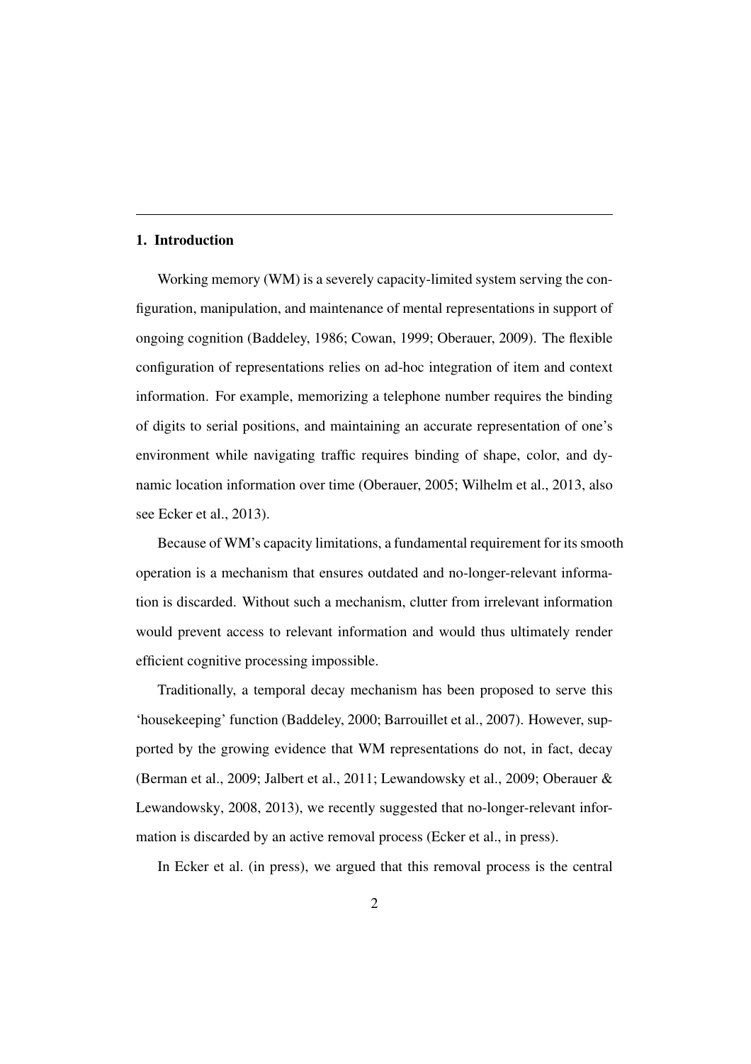## 1. Introduction

Working memory (WM) is a severely capacity-limited system serving the configuration, manipulation, and maintenance of mental representations in support of ongoing cognition (Baddeley, 1986; Cowan, 1999; Oberauer, 2009). The flexible configuration of representations relies on ad-hoc integration of item and context information. For example, memorizing a telephone number requires the binding of digits to serial positions, and maintaining an accurate representation of one's environment while navigating traffic requires binding of shape, color, and dynamic location information over time (Oberauer, 2005; Wilhelm et al., 2013, also see Ecker et al., 2013).

Because of WM's capacity limitations, a fundamental requirement for its smooth operation is a mechanism that ensures outdated and no-longer-relevant information is discarded. Without such a mechanism, clutter from irrelevant information would prevent access to relevant information and would thus ultimately render efficient cognitive processing impossible.

Traditionally, a temporal decay mechanism has been proposed to serve this 'housekeeping' function (Baddeley, 2000; Barrouillet et al., 2007). However, supported by the growing evidence that WM representations do not, in fact, decay (Berman et al., 2009; Jalbert et al., 2011; Lewandowsky et al., 2009; Oberauer & Lewandowsky, 2008, 2013), we recently suggested that no-longer-relevant information is discarded by an active removal process (Ecker et al., in press).

In Ecker et al. (in press), we argued that this removal process is the central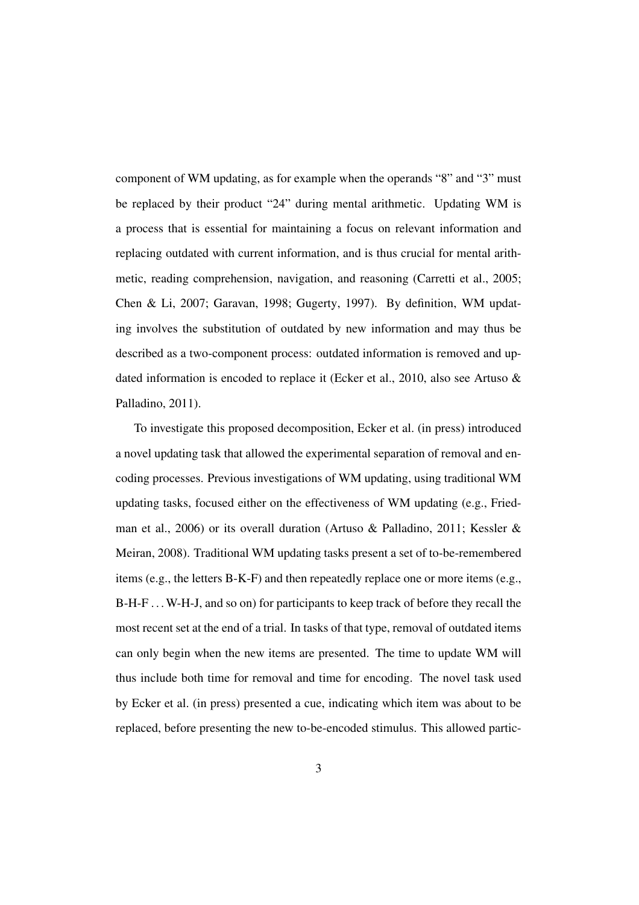component of WM updating, as for example when the operands "8" and "3" must be replaced by their product "24" during mental arithmetic. Updating WM is a process that is essential for maintaining a focus on relevant information and replacing outdated with current information, and is thus crucial for mental arithmetic, reading comprehension, navigation, and reasoning (Carretti et al., 2005; Chen & Li, 2007; Garavan, 1998; Gugerty, 1997). By definition, WM updating involves the substitution of outdated by new information and may thus be described as a two-component process: outdated information is removed and updated information is encoded to replace it (Ecker et al., 2010, also see Artuso & Palladino, 2011).

To investigate this proposed decomposition, Ecker et al. (in press) introduced a novel updating task that allowed the experimental separation of removal and encoding processes. Previous investigations of WM updating, using traditional WM updating tasks, focused either on the effectiveness of WM updating (e.g., Friedman et al., 2006) or its overall duration (Artuso & Palladino, 2011; Kessler & Meiran, 2008). Traditional WM updating tasks present a set of to-be-remembered items (e.g., the letters B-K-F) and then repeatedly replace one or more items (e.g., B-H-F . . . W-H-J, and so on) for participants to keep track of before they recall the most recent set at the end of a trial. In tasks of that type, removal of outdated items can only begin when the new items are presented. The time to update WM will thus include both time for removal and time for encoding. The novel task used by Ecker et al. (in press) presented a cue, indicating which item was about to be replaced, before presenting the new to-be-encoded stimulus. This allowed partic-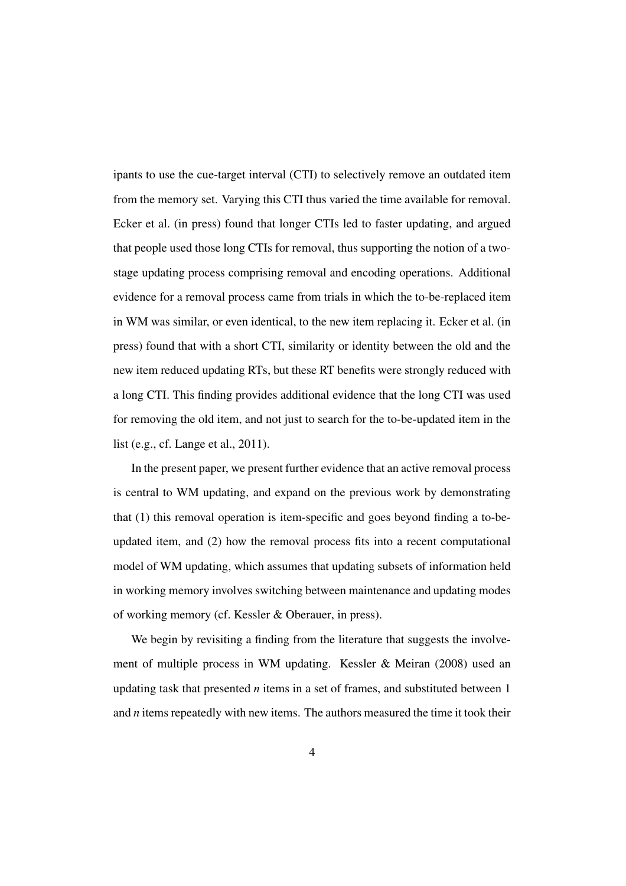ipants to use the cue-target interval (CTI) to selectively remove an outdated item from the memory set. Varying this CTI thus varied the time available for removal. Ecker et al. (in press) found that longer CTIs led to faster updating, and argued that people used those long CTIs for removal, thus supporting the notion of a two-stage updating process comprising removal and encoding operations. Additional evidence for a removal process came from trials in which the to-be-replaced item in WM was similar, or even identical, to the new item replacing it. Ecker et al. (in press) found that with a short CTI, similarity or identity between the old and the new item reduced updating RTs, but these RT benefits were strongly reduced with a long CTI. This finding provides additional evidence that the long CTI was used for removing the old item, and not just to search for the to-be-updated item in the list (e.g., cf. Lange et al., 2011).

In the present paper, we present further evidence that an active removal process is central to WM updating, and expand on the previous work by demonstrating that (1) this removal operation is item-specific and goes beyond finding a to-be-updated item, and (2) how the removal process fits into a recent computational model of WM updating, which assumes that updating subsets of information held in working memory involves switching between maintenance and updating modes of working memory (cf. Kessler & Oberauer, in press).

We begin by revisiting a finding from the literature that suggests the involvement of multiple process in WM updating. Kessler & Meiran (2008) used an updating task that presented $n$ items in a set of frames, and substituted between 1 and $n$ items repeatedly with new items. The authors measured the time it took their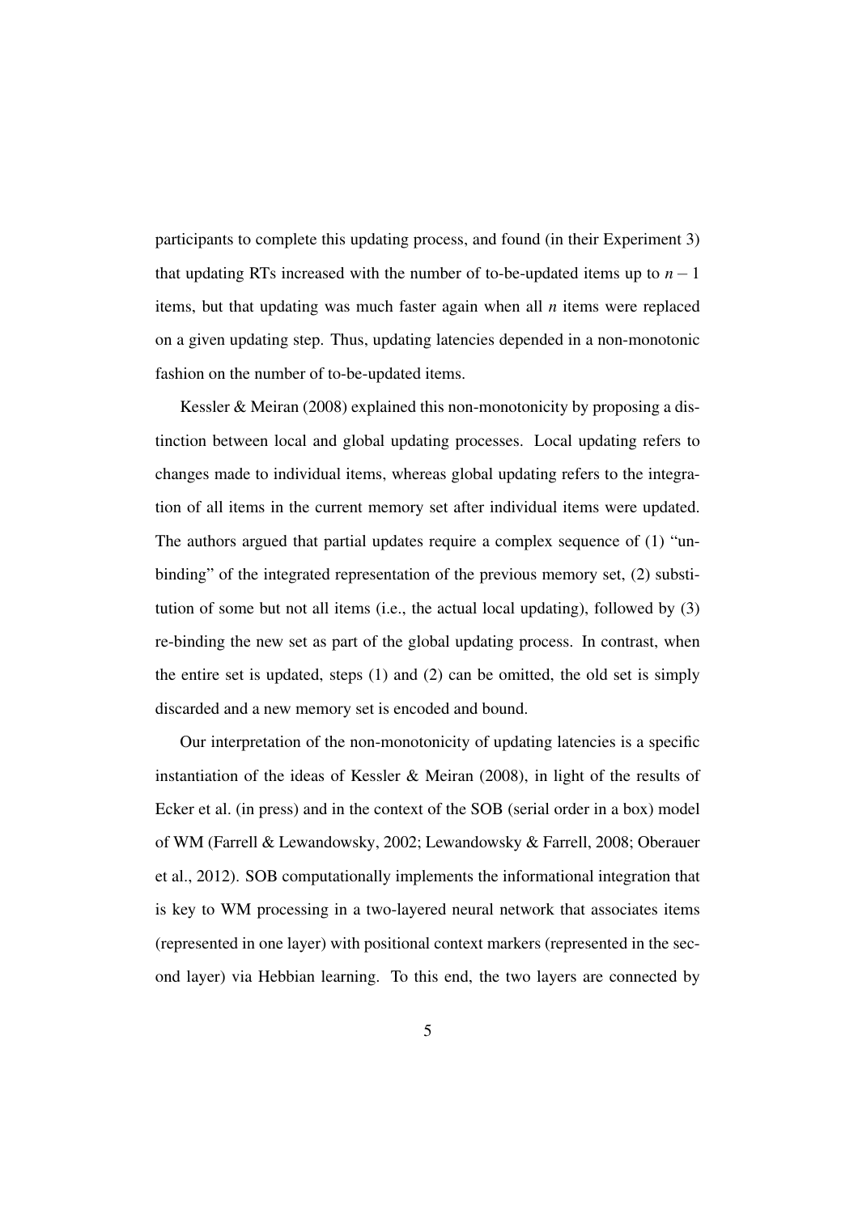participants to complete this updating process, and found (in their Experiment 3) that updating RTs increased with the number of to-be-updated items up to $n-1$ items, but that updating was much faster again when all $n$ items were replaced on a given updating step. Thus, updating latencies depended in a non-monotonic fashion on the number of to-be-updated items.

Kessler & Meiran (2008) explained this non-monotonicity by proposing a distinction between local and global updating processes. Local updating refers to changes made to individual items, whereas global updating refers to the integration of all items in the current memory set after individual items were updated. The authors argued that partial updates require a complex sequence of (1) "unbinding" of the integrated representation of the previous memory set, (2) substitution of some but not all items (i.e., the actual local updating), followed by (3) re-binding the new set as part of the global updating process. In contrast, when the entire set is updated, steps (1) and (2) can be omitted, the old set is simply discarded and a new memory set is encoded and bound.

Our interpretation of the non-monotonicity of updating latencies is a specific instantiation of the ideas of Kessler & Meiran (2008), in light of the results of Ecker et al. (in press) and in the context of the SOB (serial order in a box) model of WM (Farrell & Lewandowsky, 2002; Lewandowsky & Farrell, 2008; Oberauer et al., 2012). SOB computationally implements the informational integration that is key to WM processing in a two-layered neural network that associates items (represented in one layer) with positional context markers (represented in the second layer) via Hebbian learning. To this end, the two layers are connected by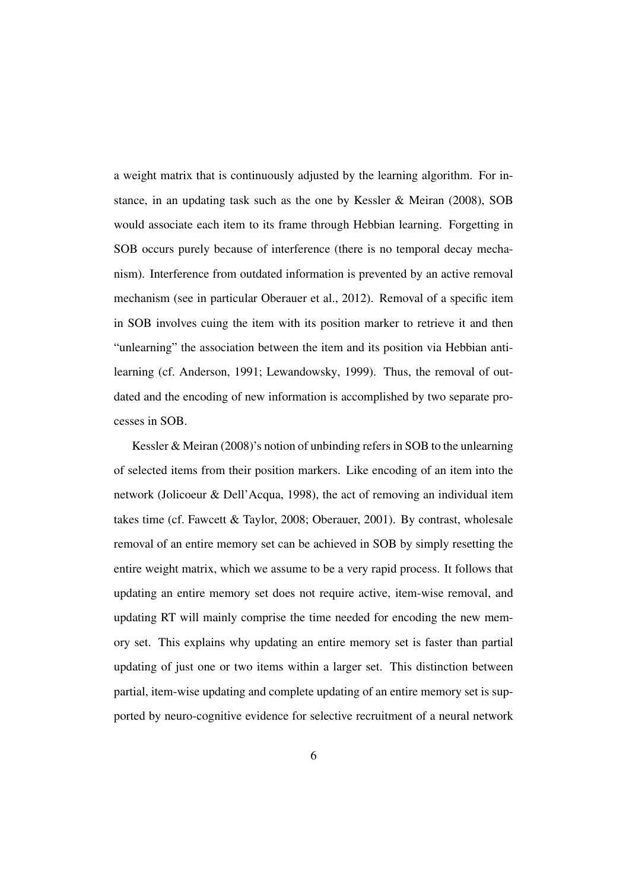a weight matrix that is continuously adjusted by the learning algorithm. For instance, in an updating task such as the one by Kessler & Meiran (2008), SOB would associate each item to its frame through Hebbian learning. Forgetting in SOB occurs purely because of interference (there is no temporal decay mechanism). Interference from outdated information is prevented by an active removal mechanism (see in particular Oberauer et al., 2012). Removal of a specific item in SOB involves cuing the item with its position marker to retrieve it and then "unlearning" the association between the item and its position via Hebbian anti-learning (cf. Anderson, 1991; Lewandowsky, 1999). Thus, the removal of outdated and the encoding of new information is accomplished by two separate processes in SOB.

Kessler & Meiran (2008)'s notion of unbinding refers in SOB to the unlearning of selected items from their position markers. Like encoding of an item into the network (Jolicoeur & Dell'Acqua, 1998), the act of removing an individual item takes time (cf. Fawcett & Taylor, 2008; Oberauer, 2001). By contrast, wholesale removal of an entire memory set can be achieved in SOB by simply resetting the entire weight matrix, which we assume to be a very rapid process. It follows that updating an entire memory set does not require active, item-wise removal, and updating RT will mainly comprise the time needed for encoding the new memory set. This explains why updating an entire memory set is faster than partial updating of just one or two items within a larger set. This distinction between partial, item-wise updating and complete updating of an entire memory set is supported by neuro-cognitive evidence for selective recruitment of a neural network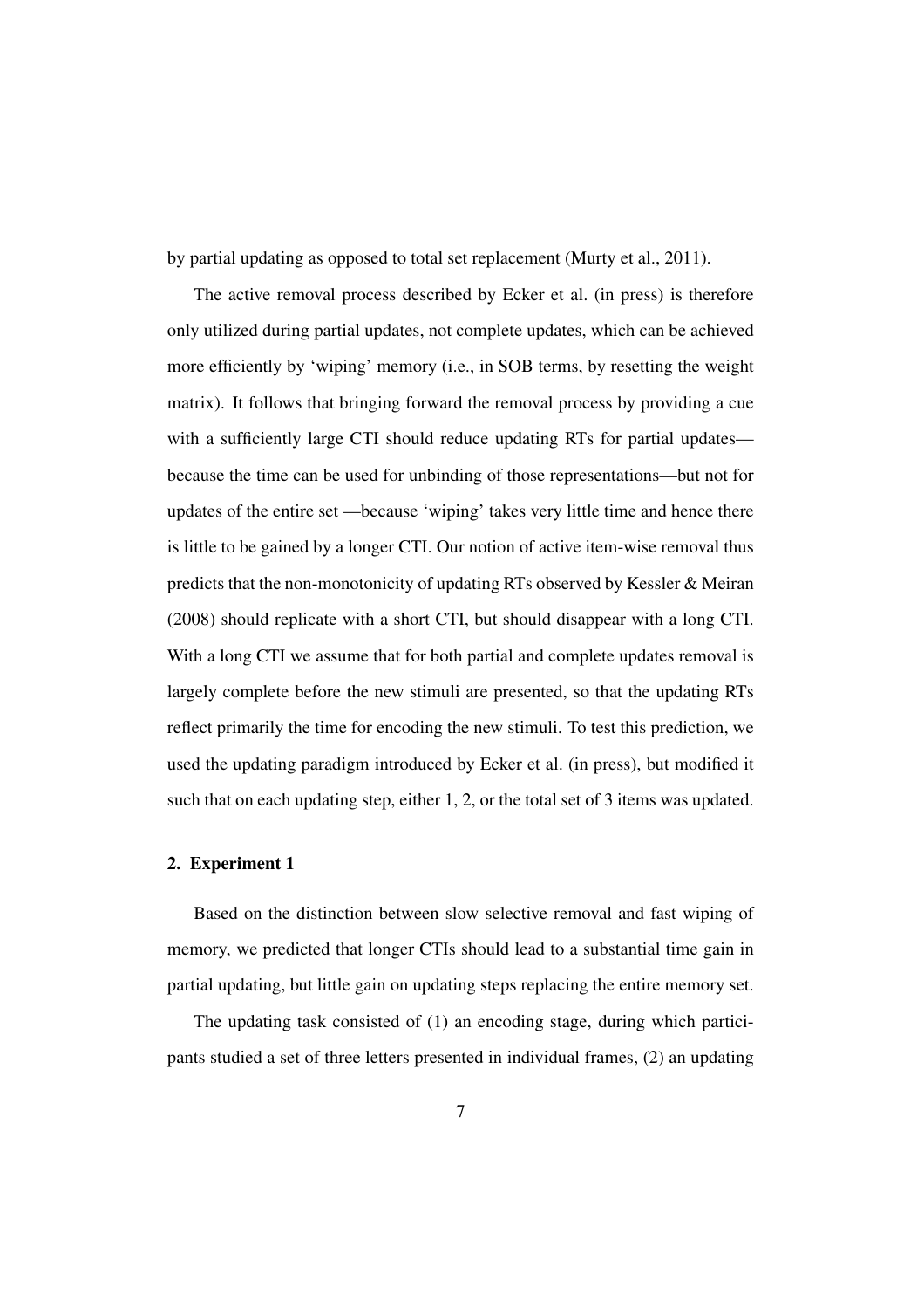by partial updating as opposed to total set replacement (Murty et al., 2011).

The active removal process described by Ecker et al. (in press) is therefore only utilized during partial updates, not complete updates, which can be achieved more efficiently by 'wiping' memory (i.e., in SOB terms, by resetting the weight matrix). It follows that bringing forward the removal process by providing a cue with a sufficiently large CTI should reduce updating RTs for partial updates—because the time can be used for unbinding of those representations—but not for updates of the entire set —because 'wiping' takes very little time and hence there is little to be gained by a longer CTI. Our notion of active item-wise removal thus predicts that the non-monotonicity of updating RTs observed by Kessler & Meiran (2008) should replicate with a short CTI, but should disappear with a long CTI. With a long CTI we assume that for both partial and complete updates removal is largely complete before the new stimuli are presented, so that the updating RTs reflect primarily the time for encoding the new stimuli. To test this prediction, we used the updating paradigm introduced by Ecker et al. (in press), but modified it such that on each updating step, either 1, 2, or the total set of 3 items was updated.

## 2. Experiment 1

Based on the distinction between slow selective removal and fast wiping of memory, we predicted that longer CTIs should lead to a substantial time gain in partial updating, but little gain on updating steps replacing the entire memory set.

The updating task consisted of (1) an encoding stage, during which participants studied a set of three letters presented in individual frames, (2) an updating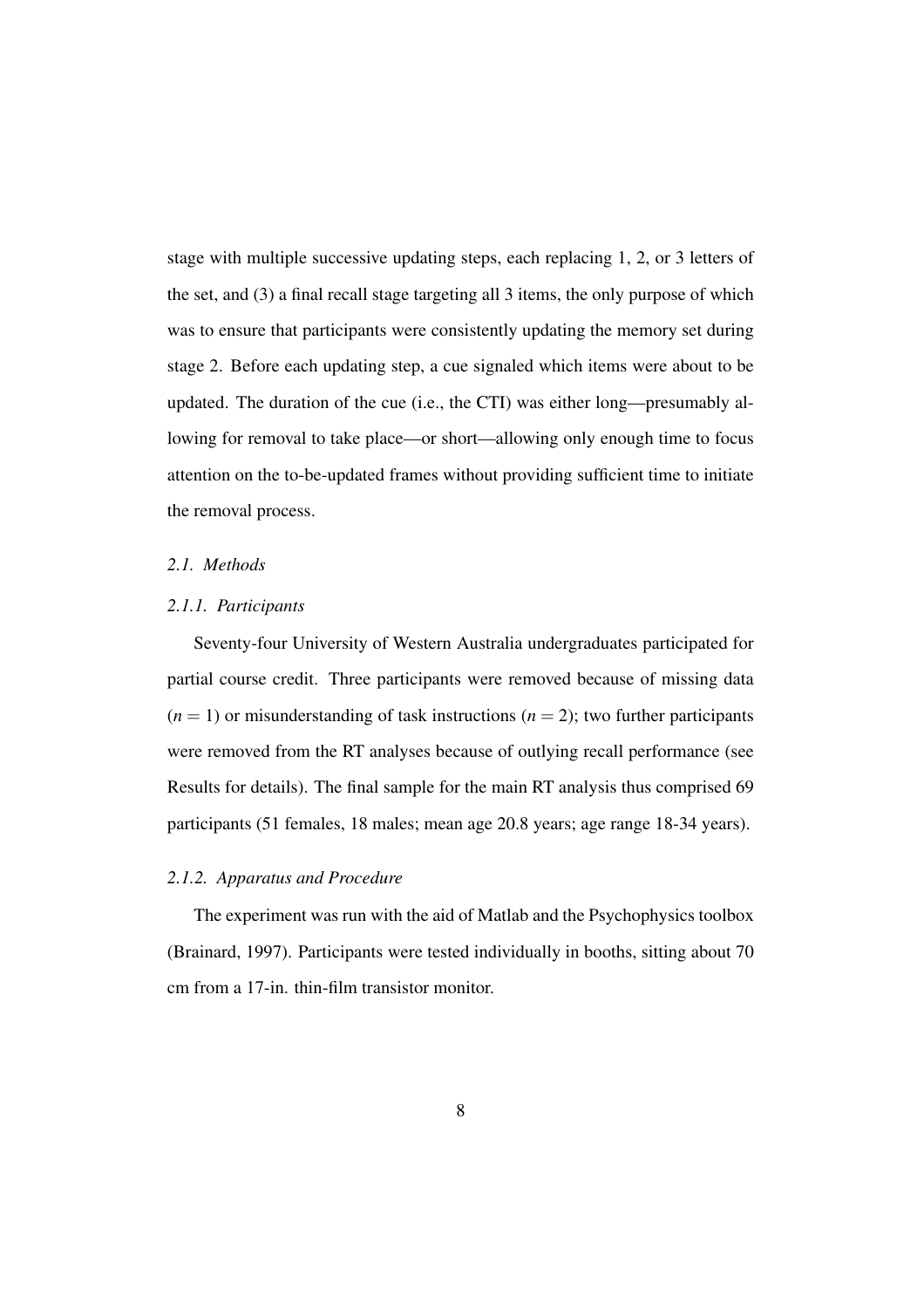stage with multiple successive updating steps, each replacing 1, 2, or 3 letters of the set, and (3) a final recall stage targeting all 3 items, the only purpose of which was to ensure that participants were consistently updating the memory set during stage 2. Before each updating step, a cue signaled which items were about to be updated. The duration of the cue (i.e., the CTI) was either long—presumably allowing for removal to take place—or short—allowing only enough time to focus attention on the to-be-updated frames without providing sufficient time to initiate the removal process.

### *2.1. Methods*

#### *2.1.1. Participants*

Seventy-four University of Western Australia undergraduates participated for partial course credit. Three participants were removed because of missing data ($n = 1$) or misunderstanding of task instructions ($n = 2$); two further participants were removed from the RT analyses because of outlying recall performance (see Results for details). The final sample for the main RT analysis thus comprised 69 participants (51 females, 18 males; mean age 20.8 years; age range 18-34 years).

#### *2.1.2. Apparatus and Procedure*

The experiment was run with the aid of Matlab and the Psychophysics toolbox (Brainard, 1997). Participants were tested individually in booths, sitting about 70 cm from a 17-in. thin-film transistor monitor.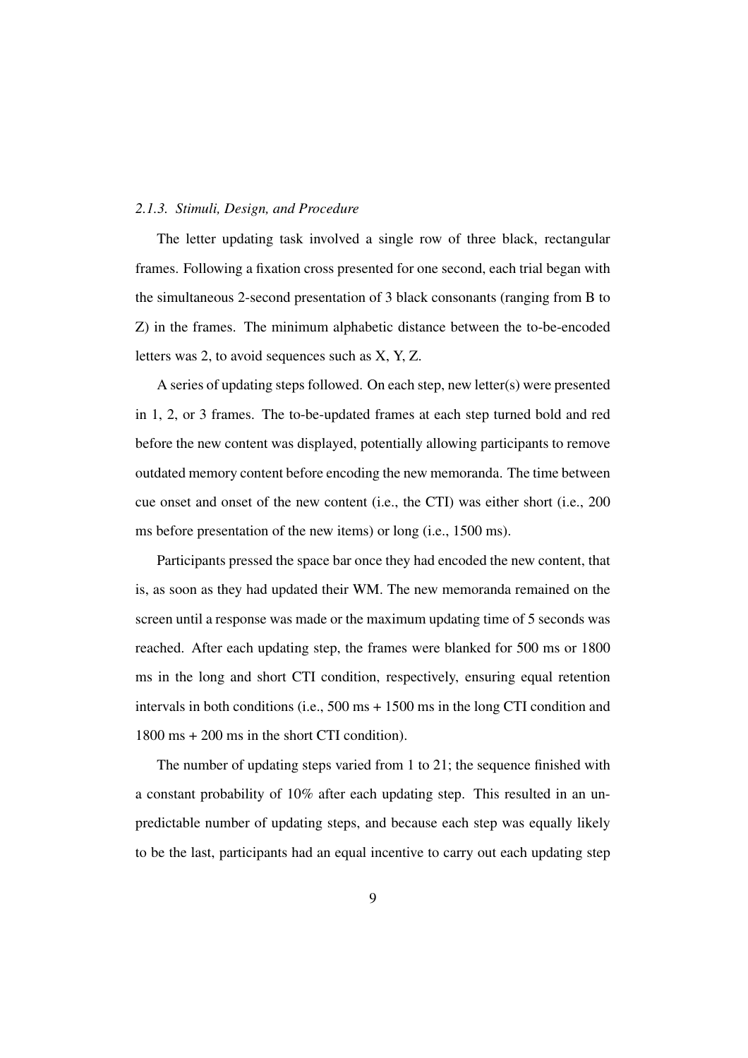### *2.1.3. Stimuli, Design, and Procedure*

The letter updating task involved a single row of three black, rectangular frames. Following a fixation cross presented for one second, each trial began with the simultaneous 2-second presentation of 3 black consonants (ranging from B to Z) in the frames. The minimum alphabetic distance between the to-be-encoded letters was 2, to avoid sequences such as X, Y, Z.

A series of updating steps followed. On each step, new letter(s) were presented in 1, 2, or 3 frames. The to-be-updated frames at each step turned bold and red before the new content was displayed, potentially allowing participants to remove outdated memory content before encoding the new memoranda. The time between cue onset and onset of the new content (i.e., the CTI) was either short (i.e., 200 ms before presentation of the new items) or long (i.e., 1500 ms).

Participants pressed the space bar once they had encoded the new content, that is, as soon as they had updated their WM. The new memoranda remained on the screen until a response was made or the maximum updating time of 5 seconds was reached. After each updating step, the frames were blanked for 500 ms or 1800 ms in the long and short CTI condition, respectively, ensuring equal retention intervals in both conditions (i.e., 500 ms + 1500 ms in the long CTI condition and 1800 ms + 200 ms in the short CTI condition).

The number of updating steps varied from 1 to 21; the sequence finished with a constant probability of 10% after each updating step. This resulted in an unpredictable number of updating steps, and because each step was equally likely to be the last, participants had an equal incentive to carry out each updating step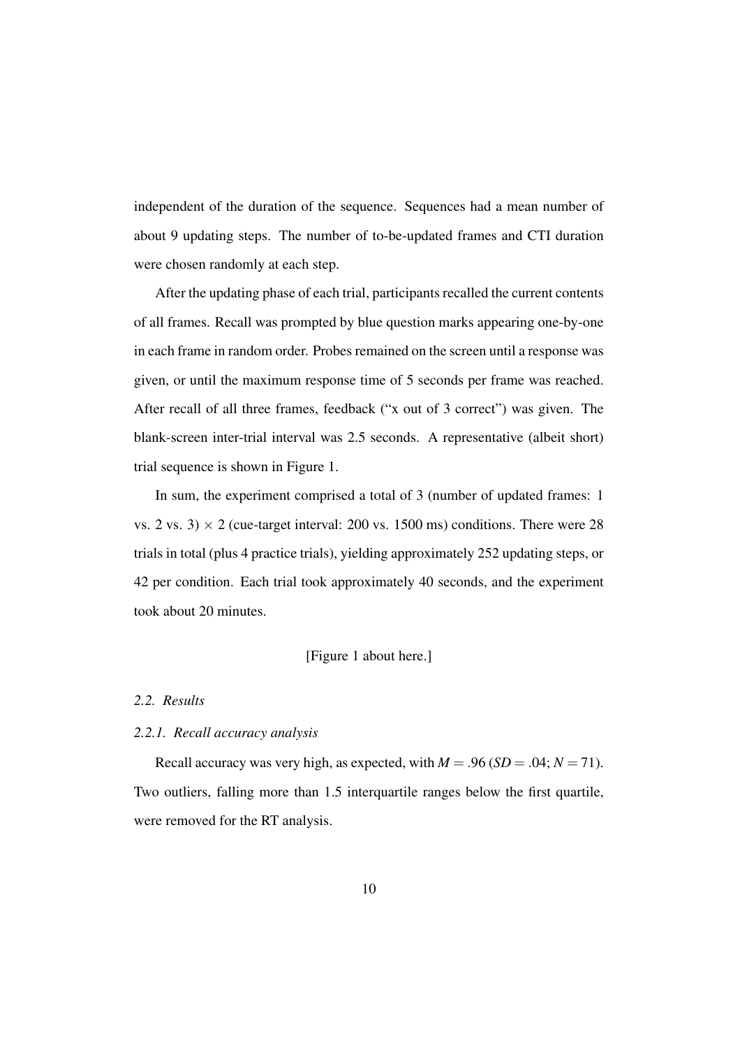independent of the duration of the sequence. Sequences had a mean number of about 9 updating steps. The number of to-be-updated frames and CTI duration were chosen randomly at each step.

After the updating phase of each trial, participants recalled the current contents of all frames. Recall was prompted by blue question marks appearing one-by-one in each frame in random order. Probes remained on the screen until a response was given, or until the maximum response time of 5 seconds per frame was reached. After recall of all three frames, feedback ("x out of 3 correct") was given. The blank-screen inter-trial interval was 2.5 seconds. A representative (albeit short) trial sequence is shown in Figure 1.

In sum, the experiment comprised a total of 3 (number of updated frames: 1 vs. 2 vs. 3) $\times$ 2 (cue-target interval: 200 vs. 1500 ms) conditions. There were 28 trials in total (plus 4 practice trials), yielding approximately 252 updating steps, or 42 per condition. Each trial took approximately 40 seconds, and the experiment took about 20 minutes.

[Figure 1 about here.]

### *2.2. Results*

#### *2.2.1. Recall accuracy analysis*

Recall accuracy was very high, as expected, with $M = .96$ ($SD = .04$; $N = 71$). Two outliers, falling more than 1.5 interquartile ranges below the first quartile, were removed for the RT analysis.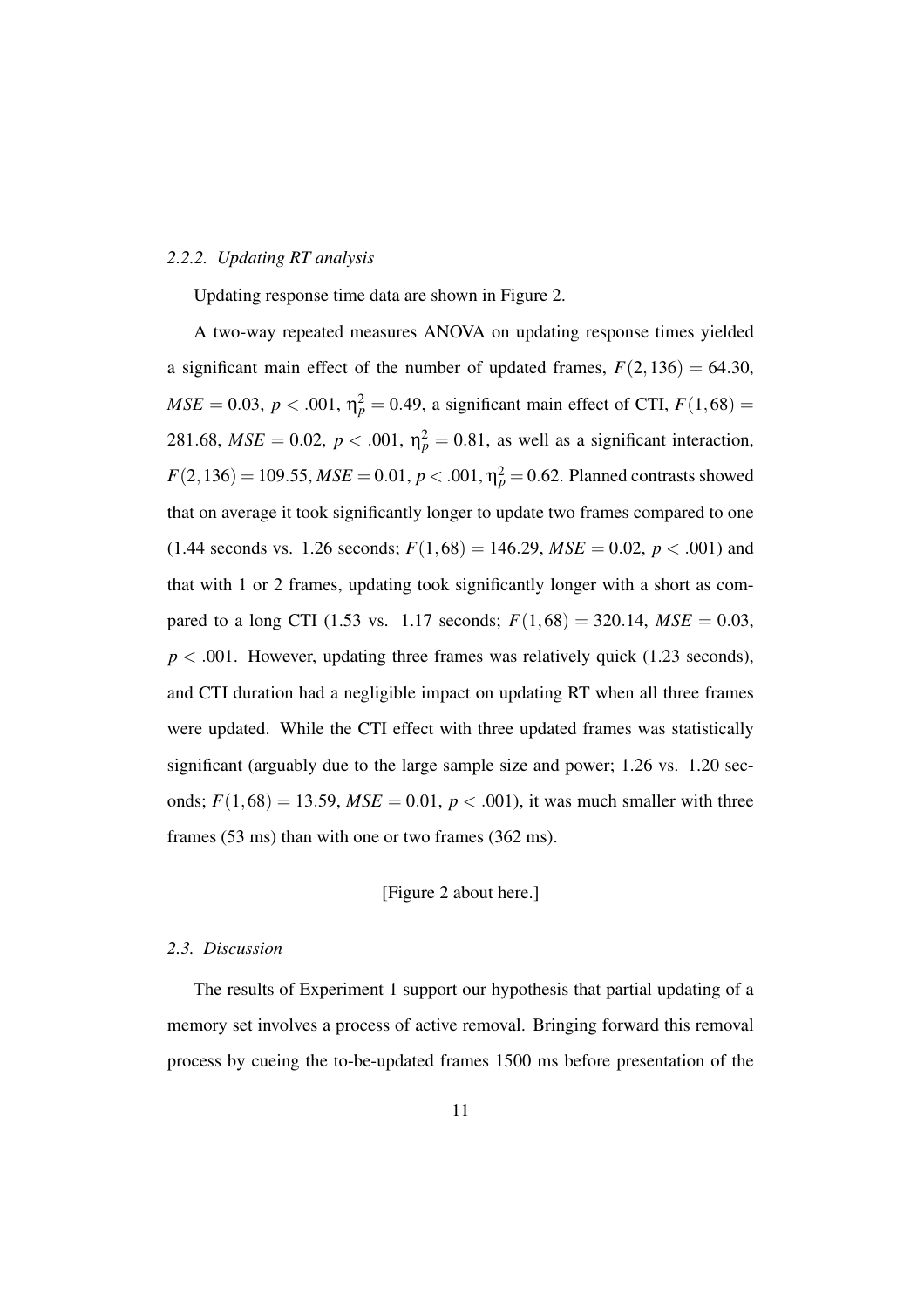#### *2.2.2. Updating RT analysis*

Updating response time data are shown in Figure 2.

A two-way repeated measures ANOVA on updating response times yielded a significant main effect of the number of updated frames, $F(2,136) = 64.30$, $MSE = 0.03$, $p < .001$, $\eta_p^2 = 0.49$, a significant main effect of CTI, $F(1,68) = 281.68$, $MSE = 0.02$, $p < .001$, $\eta_p^2 = 0.81$, as well as a significant interaction, $F(2,136) = 109.55$, $MSE = 0.01$, $p < .001$, $\eta_p^2 = 0.62$. Planned contrasts showed that on average it took significantly longer to update two frames compared to one (1.44 seconds vs. 1.26 seconds; $F(1,68) = 146.29$, $MSE = 0.02$, $p < .001$) and that with 1 or 2 frames, updating took significantly longer with a short as compared to a long CTI (1.53 vs. 1.17 seconds; $F(1,68) = 320.14$, $MSE = 0.03$, $p < .001$. However, updating three frames was relatively quick (1.23 seconds), and CTI duration had a negligible impact on updating RT when all three frames were updated. While the CTI effect with three updated frames was statistically significant (arguably due to the large sample size and power; 1.26 vs. 1.20 seconds; $F(1,68) = 13.59$, $MSE = 0.01$, $p < .001$), it was much smaller with three frames (53 ms) than with one or two frames (362 ms).

[Figure 2 about here.]

### *2.3. Discussion*

The results of Experiment 1 support our hypothesis that partial updating of a memory set involves a process of active removal. Bringing forward this removal process by cueing the to-be-updated frames 1500 ms before presentation of the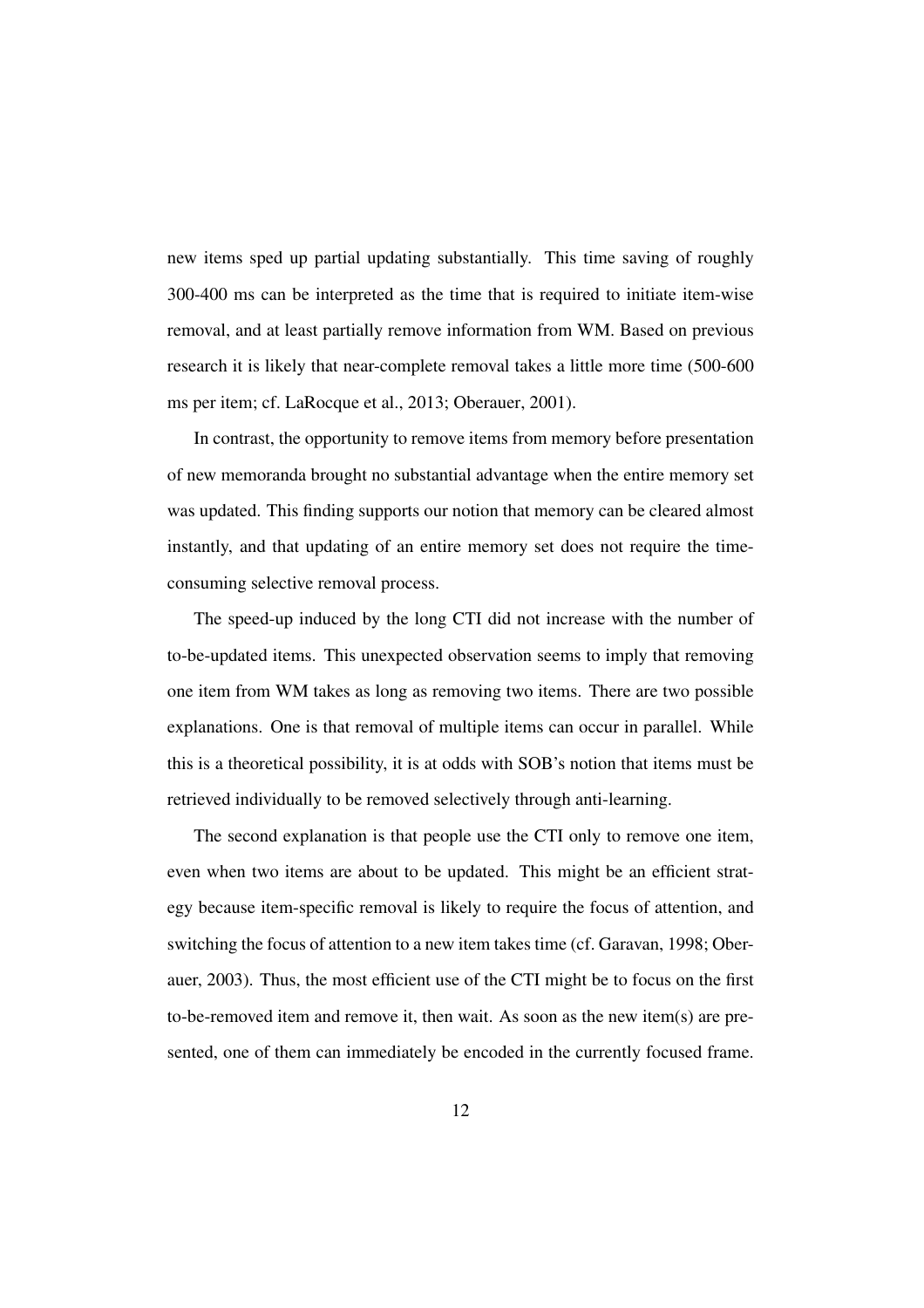new items sped up partial updating substantially. This time saving of roughly 300-400 ms can be interpreted as the time that is required to initiate item-wise removal, and at least partially remove information from WM. Based on previous research it is likely that near-complete removal takes a little more time (500-600 ms per item; cf. LaRocque et al., 2013; Oberauer, 2001).

In contrast, the opportunity to remove items from memory before presentation of new memoranda brought no substantial advantage when the entire memory set was updated. This finding supports our notion that memory can be cleared almost instantly, and that updating of an entire memory set does not require the time-consuming selective removal process.

The speed-up induced by the long CTI did not increase with the number of to-be-updated items. This unexpected observation seems to imply that removing one item from WM takes as long as removing two items. There are two possible explanations. One is that removal of multiple items can occur in parallel. While this is a theoretical possibility, it is at odds with SOB's notion that items must be retrieved individually to be removed selectively through anti-learning.

The second explanation is that people use the CTI only to remove one item, even when two items are about to be updated. This might be an efficient strategy because item-specific removal is likely to require the focus of attention, and switching the focus of attention to a new item takes time (cf. Garavan, 1998; Oberauer, 2003). Thus, the most efficient use of the CTI might be to focus on the first to-be-removed item and remove it, then wait. As soon as the new item(s) are presented, one of them can immediately be encoded in the currently focused frame.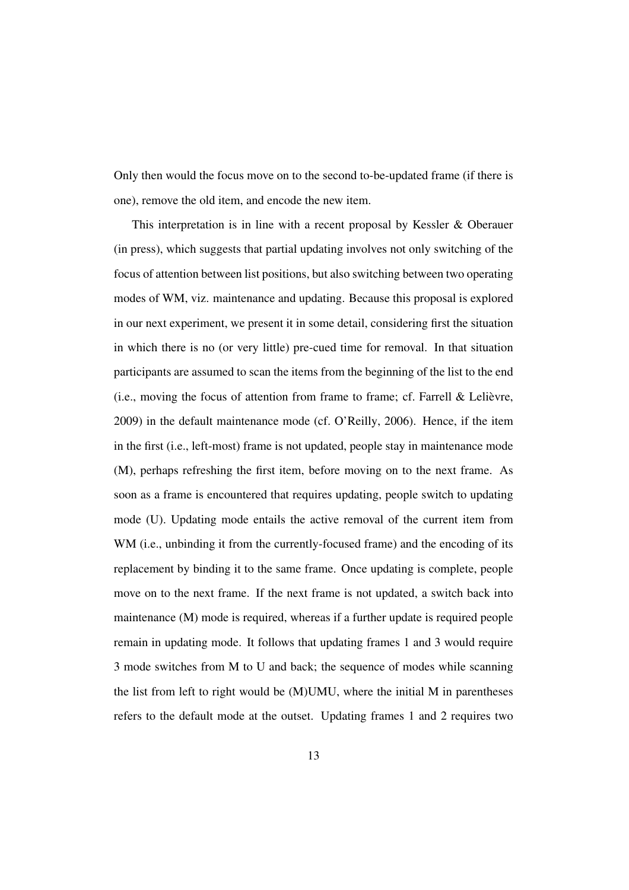Only then would the focus move on to the second to-be-updated frame (if there is one), remove the old item, and encode the new item.

This interpretation is in line with a recent proposal by Kessler & Oberauer (in press), which suggests that partial updating involves not only switching of the focus of attention between list positions, but also switching between two operating modes of WM, viz. maintenance and updating. Because this proposal is explored in our next experiment, we present it in some detail, considering first the situation in which there is no (or very little) pre-cued time for removal. In that situation participants are assumed to scan the items from the beginning of the list to the end (i.e., moving the focus of attention from frame to frame; cf. Farrell & Lelièvre, 2009) in the default maintenance mode (cf. O'Reilly, 2006). Hence, if the item in the first (i.e., left-most) frame is not updated, people stay in maintenance mode (M), perhaps refreshing the first item, before moving on to the next frame. As soon as a frame is encountered that requires updating, people switch to updating mode (U). Updating mode entails the active removal of the current item from WM (i.e., unbinding it from the currently-focused frame) and the encoding of its replacement by binding it to the same frame. Once updating is complete, people move on to the next frame. If the next frame is not updated, a switch back into maintenance (M) mode is required, whereas if a further update is required people remain in updating mode. It follows that updating frames 1 and 3 would require 3 mode switches from M to U and back; the sequence of modes while scanning the list from left to right would be (M)UMU, where the initial M in parentheses refers to the default mode at the outset. Updating frames 1 and 2 requires two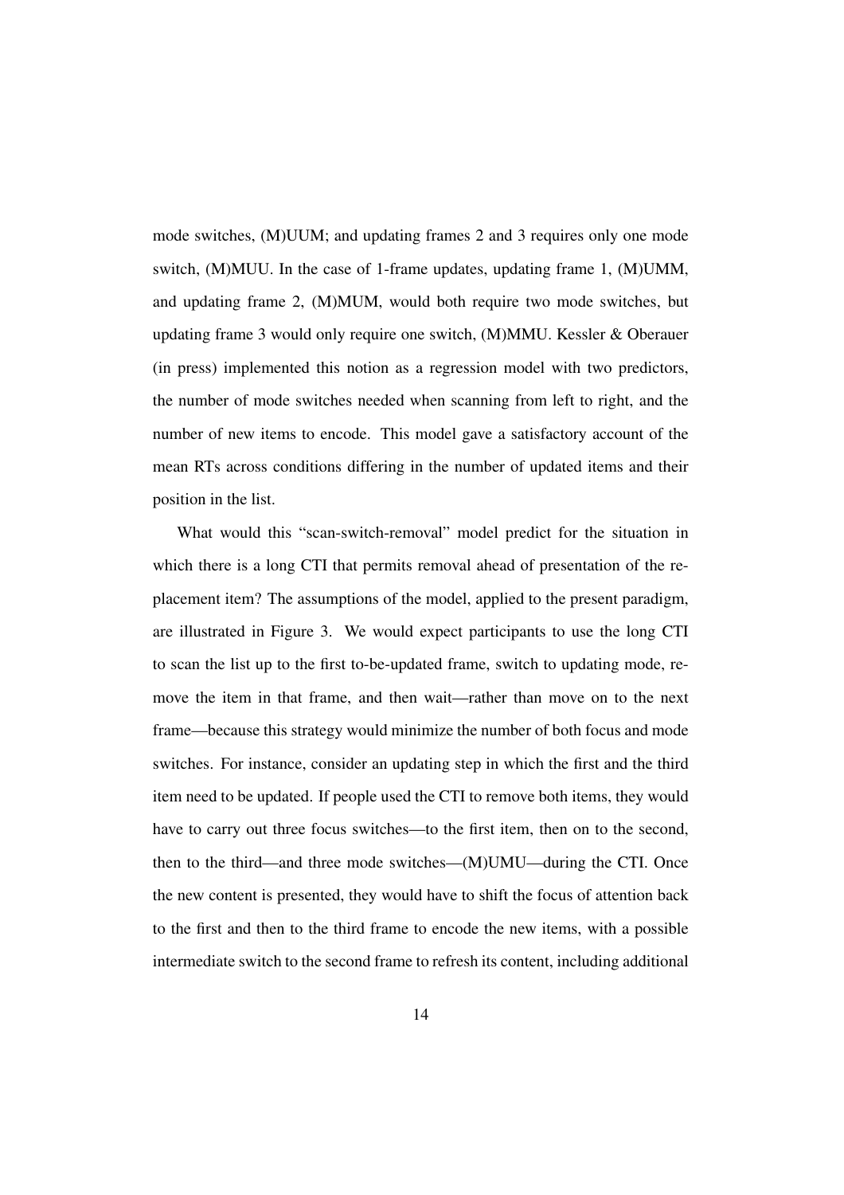mode switches, (M)UUM; and updating frames 2 and 3 requires only one mode switch, (M)MUU. In the case of 1-frame updates, updating frame 1, (M)UMM, and updating frame 2, (M)MUM, would both require two mode switches, but updating frame 3 would only require one switch, (M)MMU. Kessler & Oberauer (in press) implemented this notion as a regression model with two predictors, the number of mode switches needed when scanning from left to right, and the number of new items to encode. This model gave a satisfactory account of the mean RTs across conditions differing in the number of updated items and their position in the list.

What would this "scan-switch-removal" model predict for the situation in which there is a long CTI that permits removal ahead of presentation of the replacement item? The assumptions of the model, applied to the present paradigm, are illustrated in Figure 3. We would expect participants to use the long CTI to scan the list up to the first to-be-updated frame, switch to updating mode, remove the item in that frame, and then wait—rather than move on to the next frame—because this strategy would minimize the number of both focus and mode switches. For instance, consider an updating step in which the first and the third item need to be updated. If people used the CTI to remove both items, they would have to carry out three focus switches—to the first item, then on to the second, then to the third—and three mode switches—(M)UMU—during the CTI. Once the new content is presented, they would have to shift the focus of attention back to the first and then to the third frame to encode the new items, with a possible intermediate switch to the second frame to refresh its content, including additional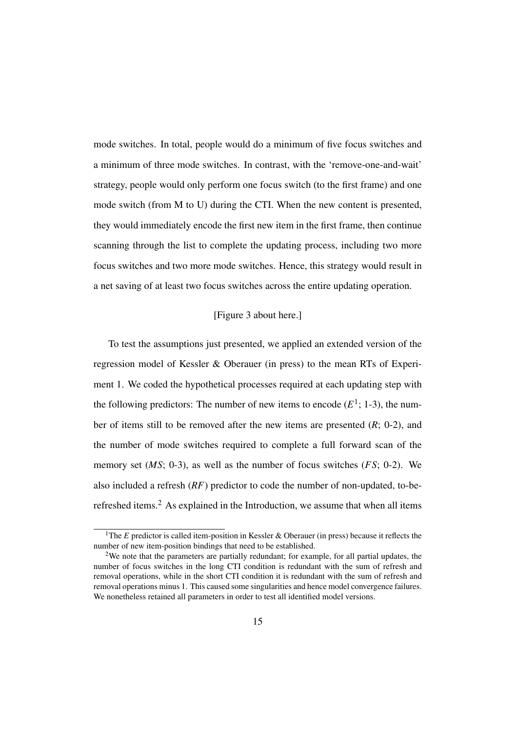mode switches. In total, people would do a minimum of five focus switches and a minimum of three mode switches. In contrast, with the 'remove-one-and-wait' strategy, people would only perform one focus switch (to the first frame) and one mode switch (from M to U) during the CTI. When the new content is presented, they would immediately encode the first new item in the first frame, then continue scanning through the list to complete the updating process, including two more focus switches and two more mode switches. Hence, this strategy would result in a net saving of at least two focus switches across the entire updating operation.

[Figure 3 about here.]

To test the assumptions just presented, we applied an extended version of the regression model of Kessler & Oberauer (in press) to the mean RTs of Experiment 1. We coded the hypothetical processes required at each updating step with the following predictors: The number of new items to encode ($E$[1]; 1-3), the number of items still to be removed after the new items are presented ($R$; 0-2), and the number of mode switches required to complete a full forward scan of the memory set ($MS$; 0-3), as well as the number of focus switches ($FS$; 0-2). We also included a refresh ($RF$) predictor to code the number of non-updated, to-be-refreshed items.[2] As explained in the Introduction, we assume that when all items

[1] The $E$ predictor is called item-position in Kessler & Oberauer (in press) because it reflects the number of new item-position bindings that need to be established.

[2] We note that the parameters are partially redundant; for example, for all partial updates, the number of focus switches in the long CTI condition is redundant with the sum of refresh and removal operations, while in the short CTI condition it is redundant with the sum of refresh and removal operations minus 1. This caused some singularities and hence model convergence failures. We nonetheless retained all parameters in order to test all identified model versions.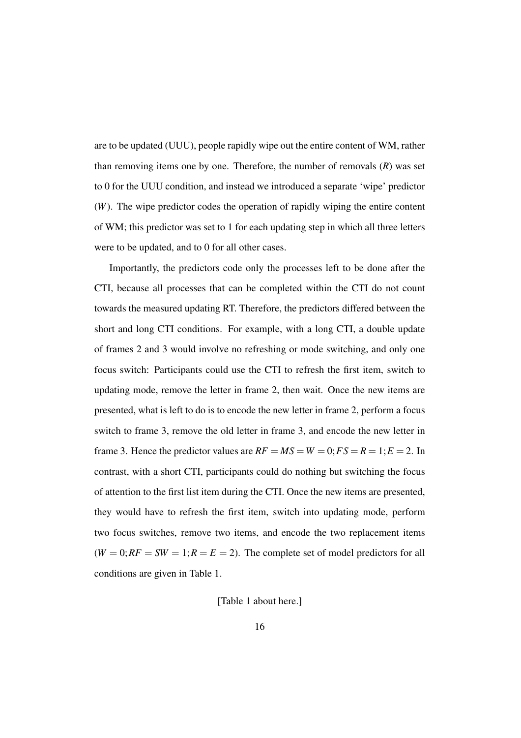are to be updated (UUU), people rapidly wipe out the entire content of WM, rather than removing items one by one. Therefore, the number of removals ($R$) was set to 0 for the UUU condition, and instead we introduced a separate 'wipe' predictor ($W$). The wipe predictor codes the operation of rapidly wiping the entire content of WM; this predictor was set to 1 for each updating step in which all three letters were to be updated, and to 0 for all other cases.

Importantly, the predictors code only the processes left to be done after the CTI, because all processes that can be completed within the CTI do not count towards the measured updating RT. Therefore, the predictors differed between the short and long CTI conditions. For example, with a long CTI, a double update of frames 2 and 3 would involve no refreshing or mode switching, and only one focus switch: Participants could use the CTI to refresh the first item, switch to updating mode, remove the letter in frame 2, then wait. Once the new items are presented, what is left to do is to encode the new letter in frame 2, perform a focus switch to frame 3, remove the old letter in frame 3, and encode the new letter in frame 3. Hence the predictor values are $RF = MS = W = 0; FS = R = 1; E = 2$. In contrast, with a short CTI, participants could do nothing but switching the focus of attention to the first list item during the CTI. Once the new items are presented, they would have to refresh the first item, switch into updating mode, perform two focus switches, remove two items, and encode the two replacement items ($W = 0; RF = SW = 1; R = E = 2$). The complete set of model predictors for all conditions are given in Table 1.

[Table 1 about here.]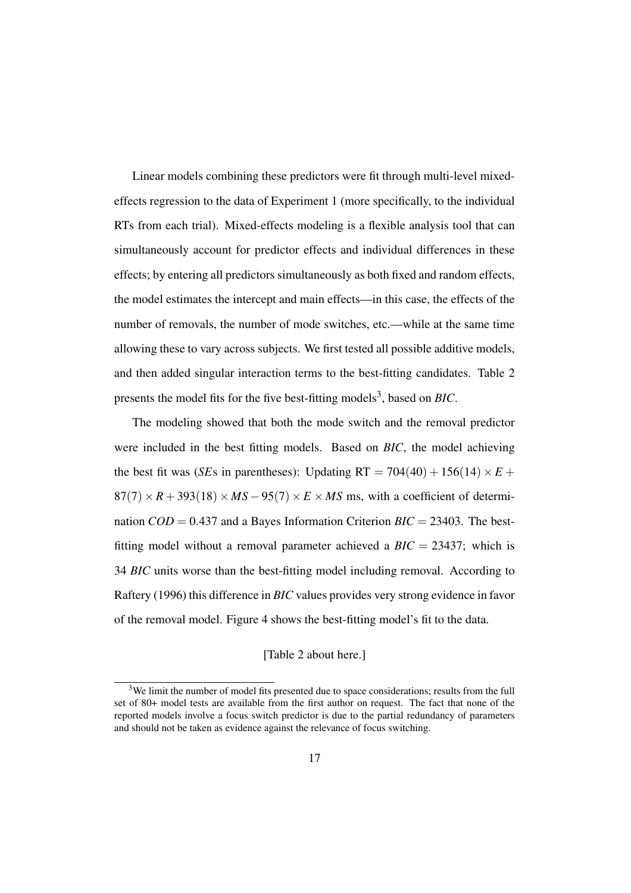Linear models combining these predictors were fit through multi-level mixed-effects regression to the data of Experiment 1 (more specifically, to the individual RTs from each trial). Mixed-effects modeling is a flexible analysis tool that can simultaneously account for predictor effects and individual differences in these effects; by entering all predictors simultaneously as both fixed and random effects, the model estimates the intercept and main effects—in this case, the effects of the number of removals, the number of mode switches, etc.—while at the same time allowing these to vary across subjects. We first tested all possible additive models, and then added singular interaction terms to the best-fitting candidates. Table 2 presents the model fits for the five best-fitting models[3], based on *BIC*.

The modeling showed that both the mode switch and the removal predictor were included in the best fitting models. Based on *BIC*, the model achieving the best fit was (*SE*s in parentheses): Updating RT $= 704(40) + 156(14) \times E + 87(7) \times R + 393(18) \times MS - 95(7) \times E \times MS$ ms, with a coefficient of determination $COD = 0.437$ and a Bayes Information Criterion $BIC = 23403$. The best-fitting model without a removal parameter achieved a $BIC = 23437$; which is 34 *BIC* units worse than the best-fitting model including removal. According to Raftery (1996) this difference in *BIC* values provides very strong evidence in favor of the removal model. Figure 4 shows the best-fitting model's fit to the data.

[Table 2 about here.]

[3] We limit the number of model fits presented due to space considerations; results from the full set of 80+ model tests are available from the first author on request. The fact that none of the reported models involve a focus switch predictor is due to the partial redundancy of parameters and should not be taken as evidence against the relevance of focus switching.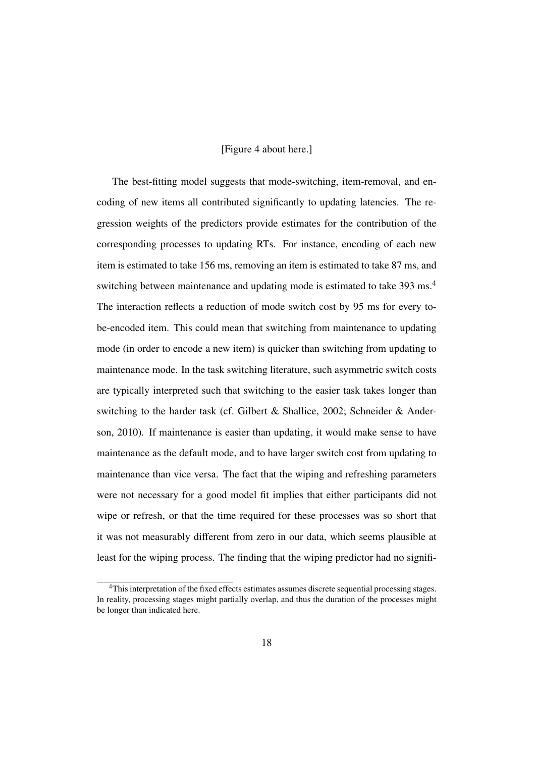[Figure 4 about here.]

The best-fitting model suggests that mode-switching, item-removal, and encoding of new items all contributed significantly to updating latencies. The regression weights of the predictors provide estimates for the contribution of the corresponding processes to updating RTs. For instance, encoding of each new item is estimated to take 156 ms, removing an item is estimated to take 87 ms, and switching between maintenance and updating mode is estimated to take 393 ms.[4] The interaction reflects a reduction of mode switch cost by 95 ms for every to-be-encoded item. This could mean that switching from maintenance to updating mode (in order to encode a new item) is quicker than switching from updating to maintenance mode. In the task switching literature, such asymmetric switch costs are typically interpreted such that switching to the easier task takes longer than switching to the harder task (cf. Gilbert & Shallice, 2002; Schneider & Anderson, 2010). If maintenance is easier than updating, it would make sense to have maintenance as the default mode, and to have larger switch cost from updating to maintenance than vice versa. The fact that the wiping and refreshing parameters were not necessary for a good model fit implies that either participants did not wipe or refresh, or that the time required for these processes was so short that it was not measurably different from zero in our data, which seems plausible at least for the wiping process. The finding that the wiping predictor had no signifi-

[4] This interpretation of the fixed effects estimates assumes discrete sequential processing stages. In reality, processing stages might partially overlap, and thus the duration of the processes might be longer than indicated here.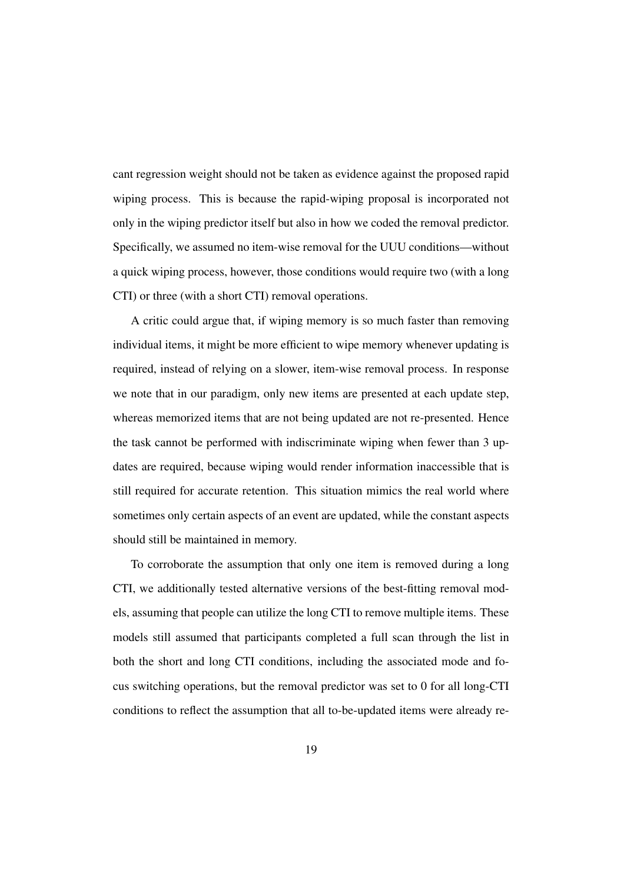cant regression weight should not be taken as evidence against the proposed rapid wiping process. This is because the rapid-wiping proposal is incorporated not only in the wiping predictor itself but also in how we coded the removal predictor. Specifically, we assumed no item-wise removal for the UUU conditions—without a quick wiping process, however, those conditions would require two (with a long CTI) or three (with a short CTI) removal operations.

A critic could argue that, if wiping memory is so much faster than removing individual items, it might be more efficient to wipe memory whenever updating is required, instead of relying on a slower, item-wise removal process. In response we note that in our paradigm, only new items are presented at each update step, whereas memorized items that are not being updated are not re-presented. Hence the task cannot be performed with indiscriminate wiping when fewer than 3 updates are required, because wiping would render information inaccessible that is still required for accurate retention. This situation mimics the real world where sometimes only certain aspects of an event are updated, while the constant aspects should still be maintained in memory.

To corroborate the assumption that only one item is removed during a long CTI, we additionally tested alternative versions of the best-fitting removal models, assuming that people can utilize the long CTI to remove multiple items. These models still assumed that participants completed a full scan through the list in both the short and long CTI conditions, including the associated mode and focus switching operations, but the removal predictor was set to 0 for all long-CTI conditions to reflect the assumption that all to-be-updated items were already re-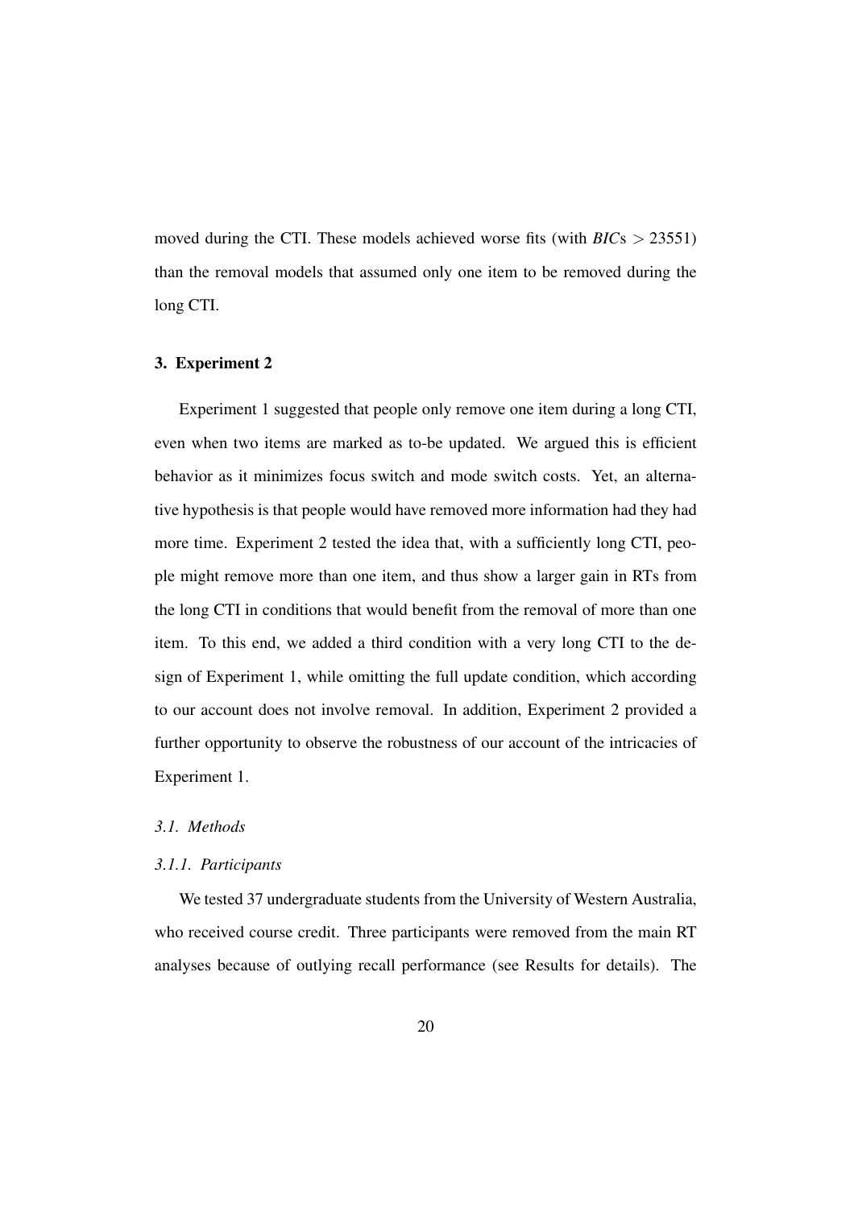moved during the CTI. These models achieved worse fits (with *BIC*s $> 23551$) than the removal models that assumed only one item to be removed during the long CTI.

## 3. Experiment 2

Experiment 1 suggested that people only remove one item during a long CTI, even when two items are marked as to-be updated. We argued this is efficient behavior as it minimizes focus switch and mode switch costs. Yet, an alternative hypothesis is that people would have removed more information had they had more time. Experiment 2 tested the idea that, with a sufficiently long CTI, people might remove more than one item, and thus show a larger gain in RTs from the long CTI in conditions that would benefit from the removal of more than one item. To this end, we added a third condition with a very long CTI to the design of Experiment 1, while omitting the full update condition, which according to our account does not involve removal. In addition, Experiment 2 provided a further opportunity to observe the robustness of our account of the intricacies of Experiment 1.

### *3.1. Methods*

#### *3.1.1. Participants*

We tested 37 undergraduate students from the University of Western Australia, who received course credit. Three participants were removed from the main RT analyses because of outlying recall performance (see Results for details). The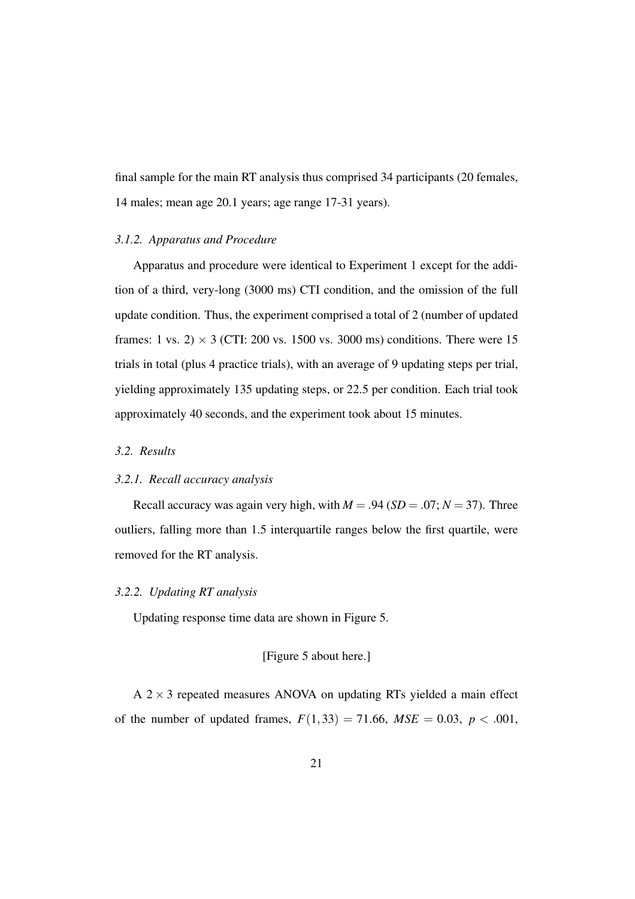final sample for the main RT analysis thus comprised 34 participants (20 females, 14 males; mean age 20.1 years; age range 17-31 years).

#### *3.1.2. Apparatus and Procedure*

Apparatus and procedure were identical to Experiment 1 except for the addition of a third, very-long (3000 ms) CTI condition, and the omission of the full update condition. Thus, the experiment comprised a total of 2 (number of updated frames: 1 vs. 2) $\times$ 3 (CTI: 200 vs. 1500 vs. 3000 ms) conditions. There were 15 trials in total (plus 4 practice trials), with an average of 9 updating steps per trial, yielding approximately 135 updating steps, or 22.5 per condition. Each trial took approximately 40 seconds, and the experiment took about 15 minutes.

### *3.2. Results*

#### *3.2.1. Recall accuracy analysis*

Recall accuracy was again very high, with $M = .94$ ($SD = .07$; $N = 37$). Three outliers, falling more than 1.5 interquartile ranges below the first quartile, were removed for the RT analysis.

#### *3.2.2. Updating RT analysis*

Updating response time data are shown in Figure 5.

[Figure 5 about here.]

A $2 \times 3$ repeated measures ANOVA on updating RTs yielded a main effect of the number of updated frames, $F(1, 33) = 71.66$, $MSE = 0.03$, $p < .001$,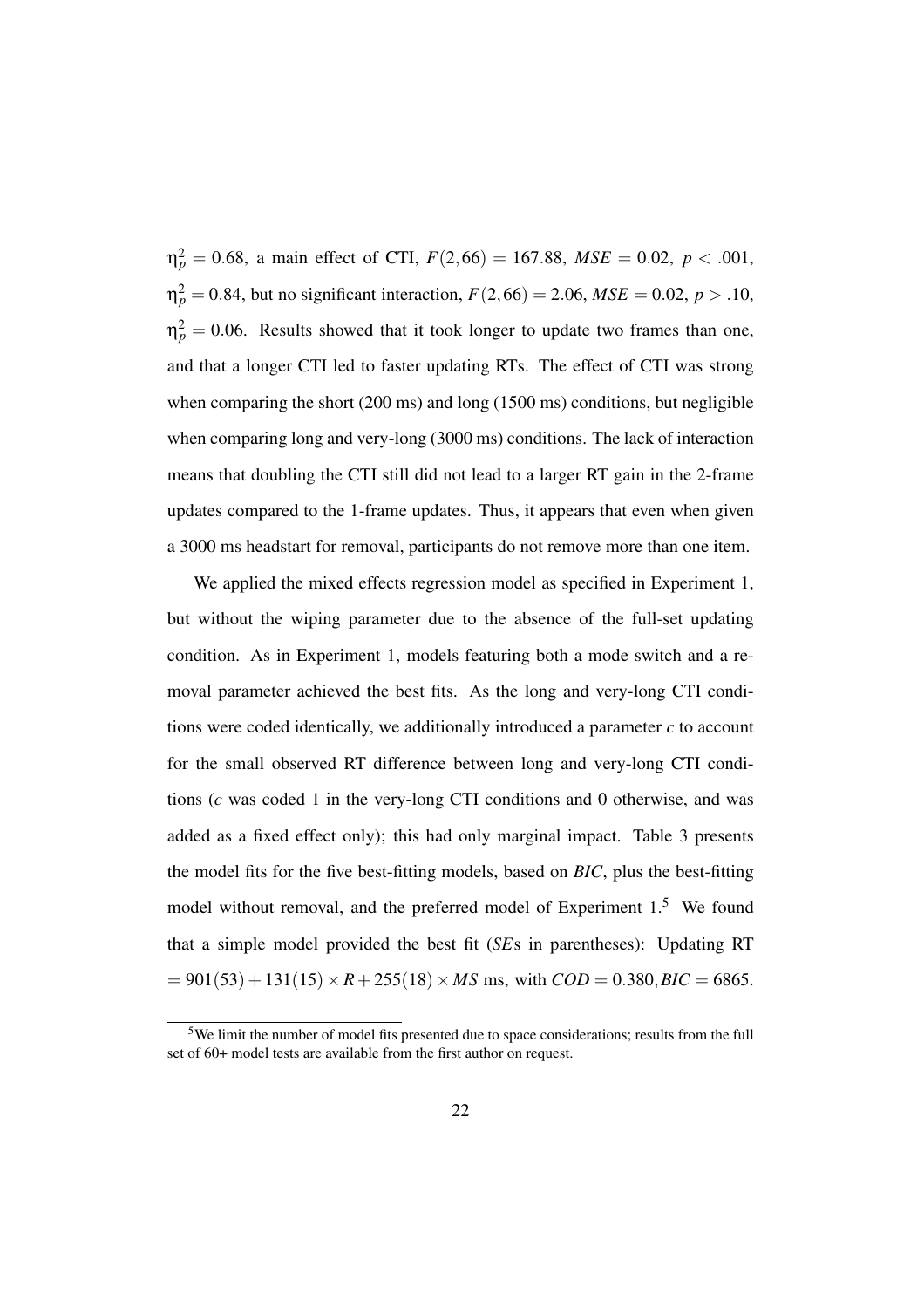$\eta_p^2 = 0.68$, a main effect of CTI, $F(2,66) = 167.88$, $MSE = 0.02$, $p < .001$, $\eta_p^2 = 0.84$, but no significant interaction, $F(2,66) = 2.06$, $MSE = 0.02$, $p > .10$, $\eta_p^2 = 0.06$. Results showed that it took longer to update two frames than one, and that a longer CTI led to faster updating RTs. The effect of CTI was strong when comparing the short (200 ms) and long (1500 ms) conditions, but negligible when comparing long and very-long (3000 ms) conditions. The lack of interaction means that doubling the CTI still did not lead to a larger RT gain in the 2-frame updates compared to the 1-frame updates. Thus, it appears that even when given a 3000 ms headstart for removal, participants do not remove more than one item.

We applied the mixed effects regression model as specified in Experiment 1, but without the wiping parameter due to the absence of the full-set updating condition. As in Experiment 1, models featuring both a mode switch and a removal parameter achieved the best fits. As the long and very-long CTI conditions were coded identically, we additionally introduced a parameter $c$ to account for the small observed RT difference between long and very-long CTI conditions ($c$ was coded 1 in the very-long CTI conditions and 0 otherwise, and was added as a fixed effect only); this had only marginal impact. Table 3 presents the model fits for the five best-fitting models, based on *BIC*, plus the best-fitting model without removal, and the preferred model of Experiment 1.[5] We found that a simple model provided the best fit (*SE*s in parentheses): Updating RT $= 901(53) + 131(15) \times R + 255(18) \times MS$ ms, with $COD = 0.380, BIC = 6865$.

[5] We limit the number of model fits presented due to space considerations; results from the full set of 60+ model tests are available from the first author on request.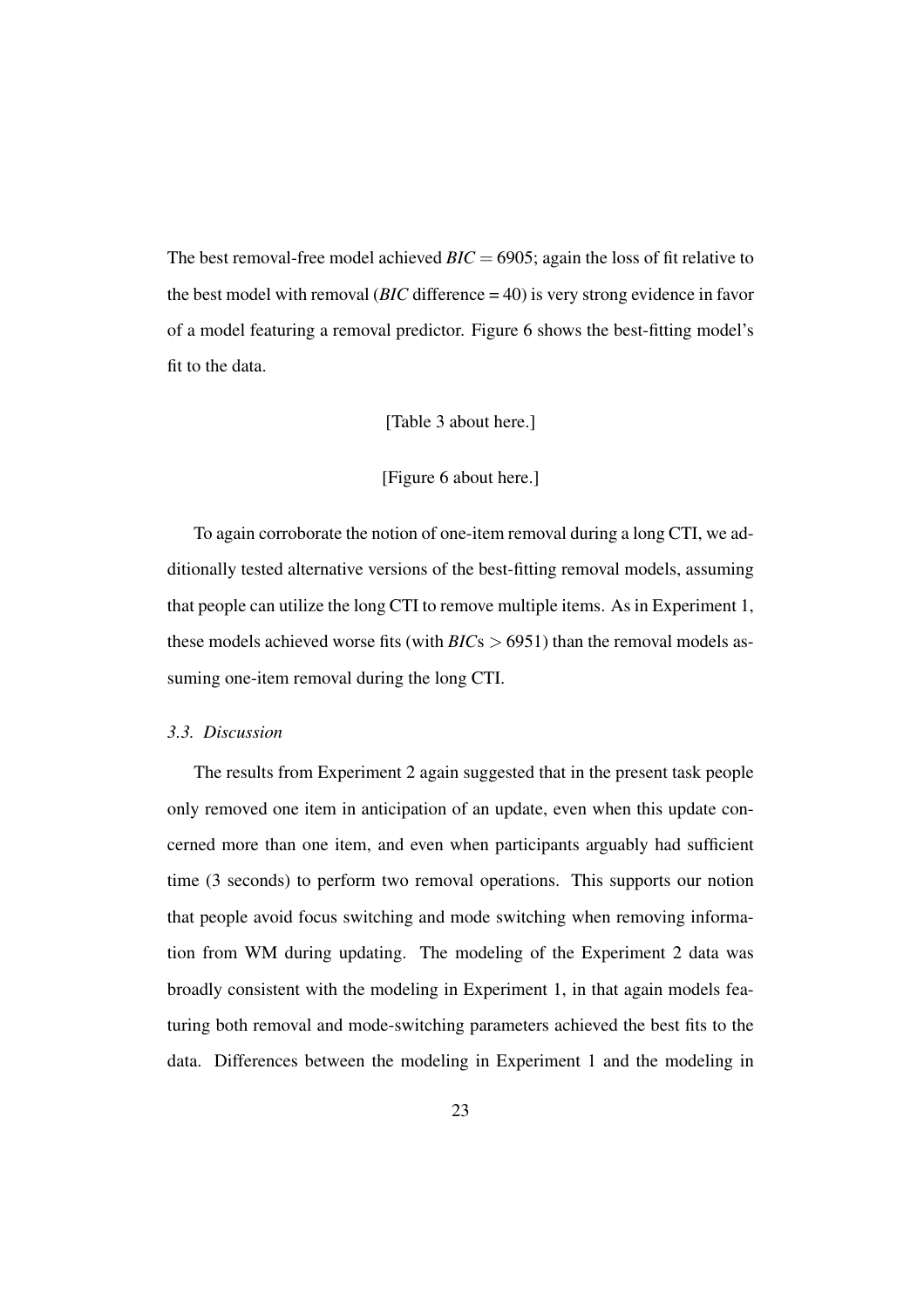The best removal-free model achieved $BIC = 6905$; again the loss of fit relative to the best model with removal (*BIC* difference = 40) is very strong evidence in favor of a model featuring a removal predictor. Figure 6 shows the best-fitting model's fit to the data.

[Table 3 about here.]

[Figure 6 about here.]

To again corroborate the notion of one-item removal during a long CTI, we additionally tested alternative versions of the best-fitting removal models, assuming that people can utilize the long CTI to remove multiple items. As in Experiment 1, these models achieved worse fits (with $BIC$s $> 6951$) than the removal models assuming one-item removal during the long CTI.

### *3.3. Discussion*

The results from Experiment 2 again suggested that in the present task people only removed one item in anticipation of an update, even when this update concerned more than one item, and even when participants arguably had sufficient time (3 seconds) to perform two removal operations. This supports our notion that people avoid focus switching and mode switching when removing information from WM during updating. The modeling of the Experiment 2 data was broadly consistent with the modeling in Experiment 1, in that again models featuring both removal and mode-switching parameters achieved the best fits to the data. Differences between the modeling in Experiment 1 and the modeling in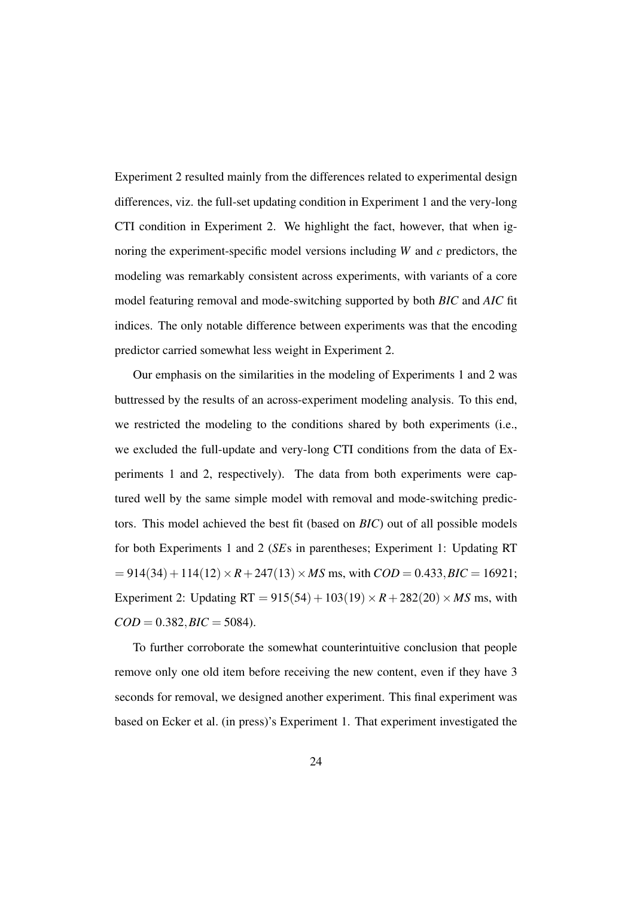Experiment 2 resulted mainly from the differences related to experimental design differences, viz. the full-set updating condition in Experiment 1 and the very-long CTI condition in Experiment 2. We highlight the fact, however, that when ignoring the experiment-specific model versions including $W$ and $c$ predictors, the modeling was remarkably consistent across experiments, with variants of a core model featuring removal and mode-switching supported by both *BIC* and *AIC* fit indices. The only notable difference between experiments was that the encoding predictor carried somewhat less weight in Experiment 2.

Our emphasis on the similarities in the modeling of Experiments 1 and 2 was buttressed by the results of an across-experiment modeling analysis. To this end, we restricted the modeling to the conditions shared by both experiments (i.e., we excluded the full-update and very-long CTI conditions from the data of Experiments 1 and 2, respectively). The data from both experiments were captured well by the same simple model with removal and mode-switching predictors. This model achieved the best fit (based on *BIC*) out of all possible models for both Experiments 1 and 2 (*SE*s in parentheses; Experiment 1: Updating RT $= 914(34) + 114(12) \times R + 247(13) \times MS$ ms, with $COD = 0.433, BIC = 16921$; Experiment 2: Updating RT $= 915(54) + 103(19) \times R + 282(20) \times MS$ ms, with $COD = 0.382, BIC = 5084$).

To further corroborate the somewhat counterintuitive conclusion that people remove only one old item before receiving the new content, even if they have 3 seconds for removal, we designed another experiment. This final experiment was based on Ecker et al. (in press)'s Experiment 1. That experiment investigated the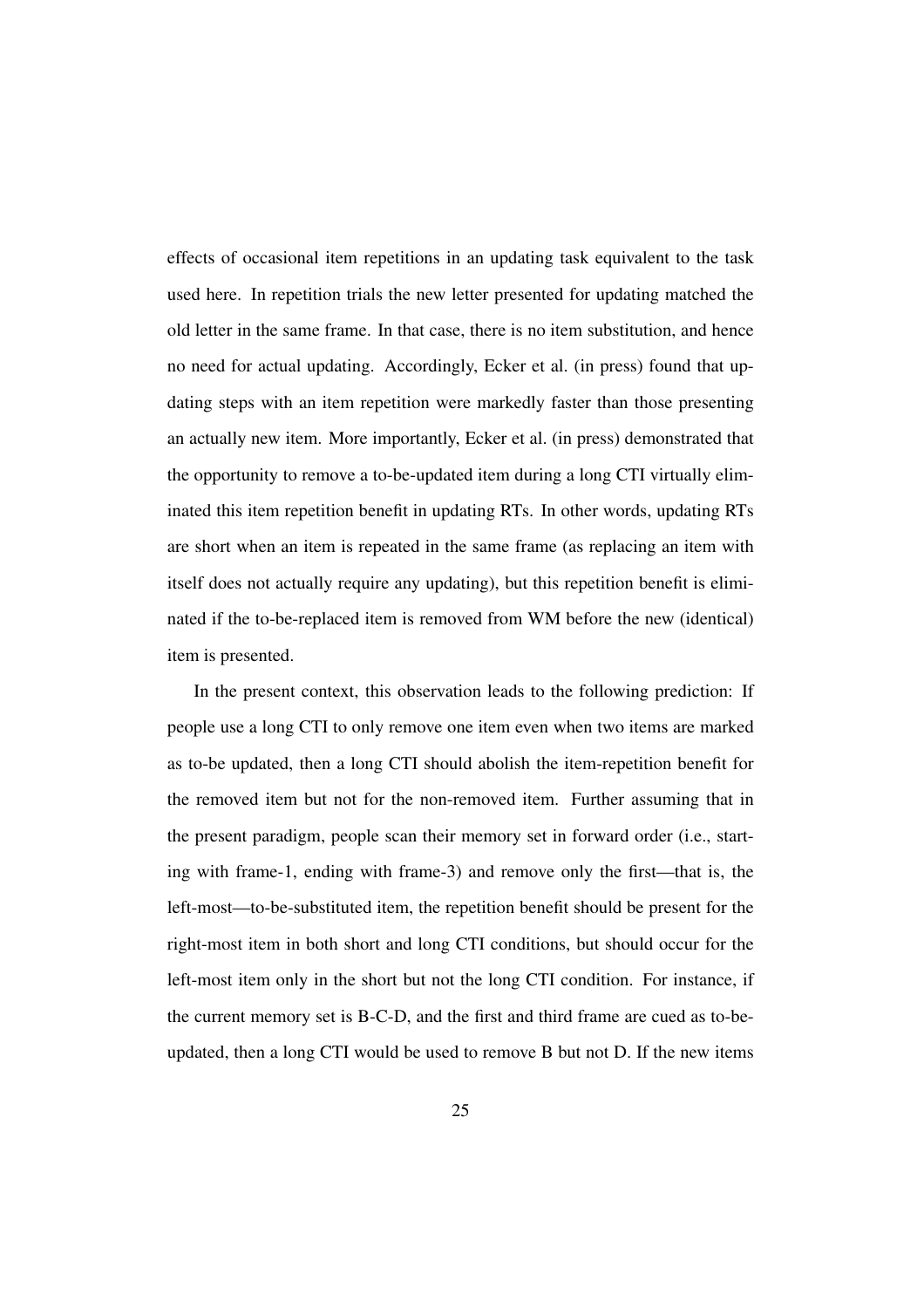effects of occasional item repetitions in an updating task equivalent to the task used here. In repetition trials the new letter presented for updating matched the old letter in the same frame. In that case, there is no item substitution, and hence no need for actual updating. Accordingly, Ecker et al. (in press) found that updating steps with an item repetition were markedly faster than those presenting an actually new item. More importantly, Ecker et al. (in press) demonstrated that the opportunity to remove a to-be-updated item during a long CTI virtually eliminated this item repetition benefit in updating RTs. In other words, updating RTs are short when an item is repeated in the same frame (as replacing an item with itself does not actually require any updating), but this repetition benefit is eliminated if the to-be-replaced item is removed from WM before the new (identical) item is presented.

In the present context, this observation leads to the following prediction: If people use a long CTI to only remove one item even when two items are marked as to-be updated, then a long CTI should abolish the item-repetition benefit for the removed item but not for the non-removed item. Further assuming that in the present paradigm, people scan their memory set in forward order (i.e., starting with frame-1, ending with frame-3) and remove only the first—that is, the left-most—to-be-substituted item, the repetition benefit should be present for the right-most item in both short and long CTI conditions, but should occur for the left-most item only in the short but not the long CTI condition. For instance, if the current memory set is B-C-D, and the first and third frame are cued as to-be-updated, then a long CTI would be used to remove B but not D. If the new items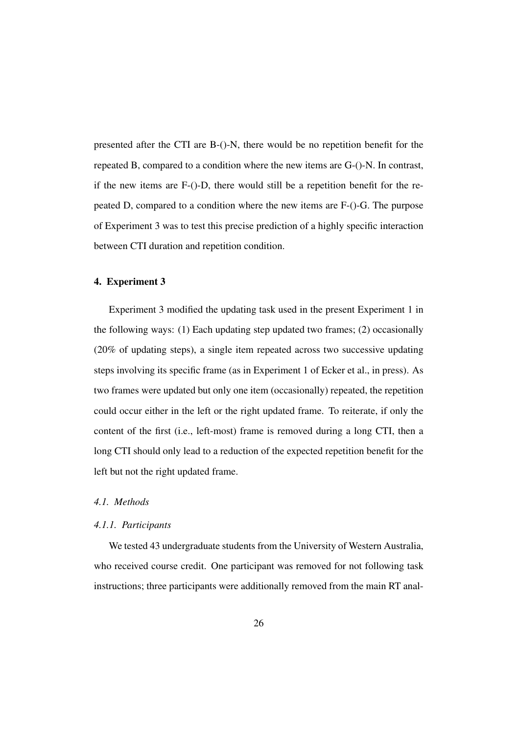presented after the CTI are B-()-N, there would be no repetition benefit for the repeated B, compared to a condition where the new items are G-()-N. In contrast, if the new items are F-()-D, there would still be a repetition benefit for the repeated D, compared to a condition where the new items are F-()-G. The purpose of Experiment 3 was to test this precise prediction of a highly specific interaction between CTI duration and repetition condition.

## 4. Experiment 3

Experiment 3 modified the updating task used in the present Experiment 1 in the following ways: (1) Each updating step updated two frames; (2) occasionally (20% of updating steps), a single item repeated across two successive updating steps involving its specific frame (as in Experiment 1 of Ecker et al., in press). As two frames were updated but only one item (occasionally) repeated, the repetition could occur either in the left or the right updated frame. To reiterate, if only the content of the first (i.e., left-most) frame is removed during a long CTI, then a long CTI should only lead to a reduction of the expected repetition benefit for the left but not the right updated frame.

### *4.1. Methods*

#### *4.1.1. Participants*

We tested 43 undergraduate students from the University of Western Australia, who received course credit. One participant was removed for not following task instructions; three participants were additionally removed from the main RT anal-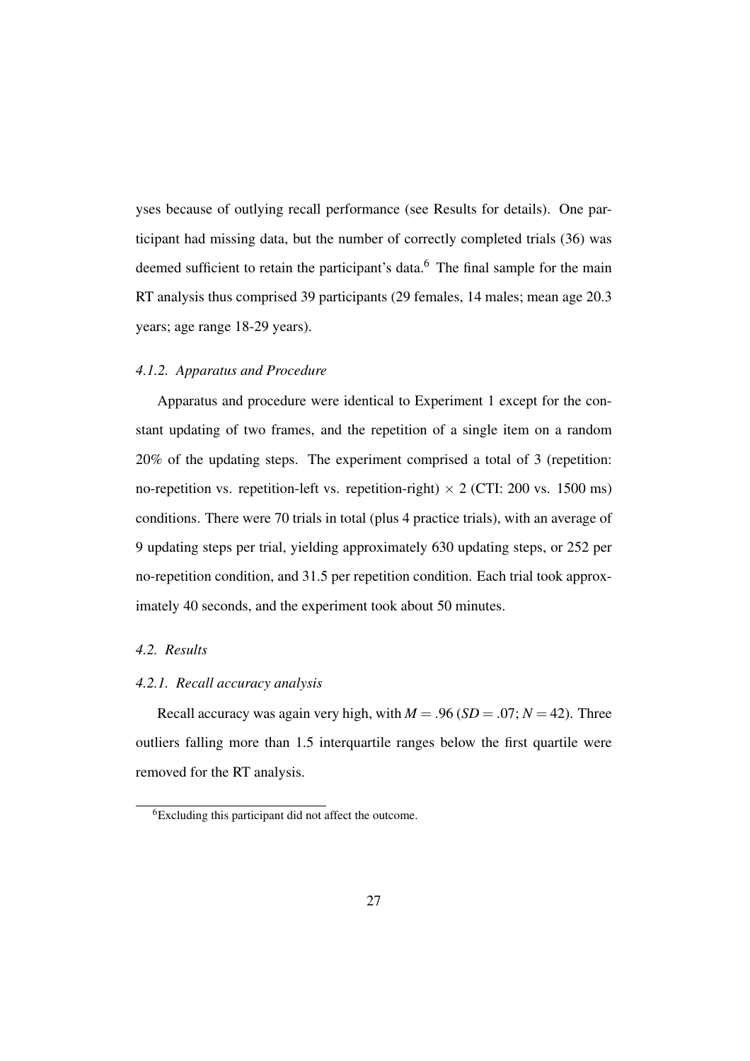yses because of outlying recall performance (see Results for details). One participant had missing data, but the number of correctly completed trials (36) was deemed sufficient to retain the participant's data.[6] The final sample for the main RT analysis thus comprised 39 participants (29 females, 14 males; mean age 20.3 years; age range 18-29 years).

#### *4.1.2. Apparatus and Procedure*

Apparatus and procedure were identical to Experiment 1 except for the constant updating of two frames, and the repetition of a single item on a random 20% of the updating steps. The experiment comprised a total of 3 (repetition: no-repetition vs. repetition-left vs. repetition-right) $\times$ 2 (CTI: 200 vs. 1500 ms) conditions. There were 70 trials in total (plus 4 practice trials), with an average of 9 updating steps per trial, yielding approximately 630 updating steps, or 252 per no-repetition condition, and 31.5 per repetition condition. Each trial took approximately 40 seconds, and the experiment took about 50 minutes.

### *4.2. Results*

#### *4.2.1. Recall accuracy analysis*

Recall accuracy was again very high, with $M = .96$ ($SD = .07$; $N = 42$). Three outliers falling more than 1.5 interquartile ranges below the first quartile were removed for the RT analysis.

[6] Excluding this participant did not affect the outcome.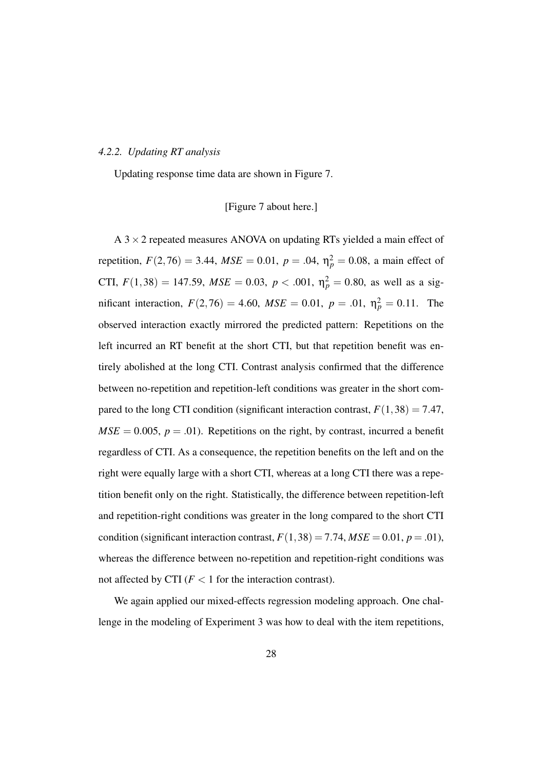#### *4.2.2. Updating RT analysis*

Updating response time data are shown in Figure 7.

[Figure 7 about here.]

A $3 \times 2$ repeated measures ANOVA on updating RTs yielded a main effect of repetition, $F(2,76) = 3.44$, $MSE = 0.01$, $p = .04$, $\eta_p^2 = 0.08$, a main effect of CTI, $F(1,38) = 147.59$, $MSE = 0.03$, $p < .001$, $\eta_p^2 = 0.80$, as well as a significant interaction, $F(2,76) = 4.60$, $MSE = 0.01$, $p = .01$, $\eta_p^2 = 0.11$. The observed interaction exactly mirrored the predicted pattern: Repetitions on the left incurred an RT benefit at the short CTI, but that repetition benefit was entirely abolished at the long CTI. Contrast analysis confirmed that the difference between no-repetition and repetition-left conditions was greater in the short compared to the long CTI condition (significant interaction contrast, $F(1,38) = 7.47$, $MSE = 0.005$, $p = .01$). Repetitions on the right, by contrast, incurred a benefit regardless of CTI. As a consequence, the repetition benefits on the left and on the right were equally large with a short CTI, whereas at a long CTI there was a repetition benefit only on the right. Statistically, the difference between repetition-left and repetition-right conditions was greater in the long compared to the short CTI condition (significant interaction contrast, $F(1,38) = 7.74$, $MSE = 0.01$, $p = .01$), whereas the difference between no-repetition and repetition-right conditions was not affected by CTI ($F < 1$ for the interaction contrast).

We again applied our mixed-effects regression modeling approach. One challenge in the modeling of Experiment 3 was how to deal with the item repetitions,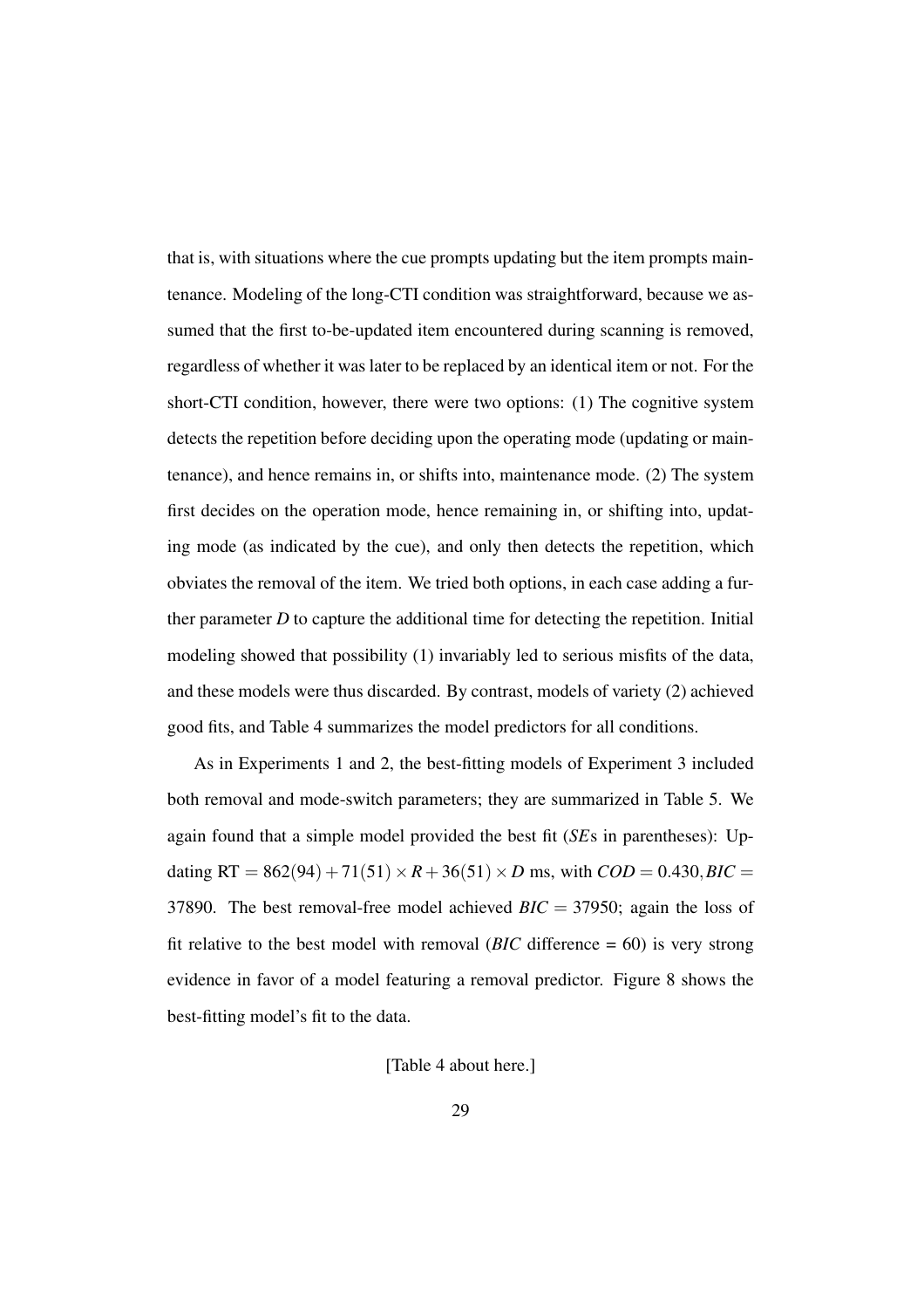that is, with situations where the cue prompts updating but the item prompts maintenance. Modeling of the long-CTI condition was straightforward, because we assumed that the first to-be-updated item encountered during scanning is removed, regardless of whether it was later to be replaced by an identical item or not. For the short-CTI condition, however, there were two options: (1) The cognitive system detects the repetition before deciding upon the operating mode (updating or maintenance), and hence remains in, or shifts into, maintenance mode. (2) The system first decides on the operation mode, hence remaining in, or shifting into, updating mode (as indicated by the cue), and only then detects the repetition, which obviates the removal of the item. We tried both options, in each case adding a further parameter $D$ to capture the additional time for detecting the repetition. Initial modeling showed that possibility (1) invariably led to serious misfits of the data, and these models were thus discarded. By contrast, models of variety (2) achieved good fits, and Table 4 summarizes the model predictors for all conditions.

As in Experiments 1 and 2, the best-fitting models of Experiment 3 included both removal and mode-switch parameters; they are summarized in Table 5. We again found that a simple model provided the best fit (*SE*s in parentheses): Updating RT $= 862(94) + 71(51) \times R + 36(51) \times D$ ms, with $COD = 0.430, BIC = 37890$. The best removal-free model achieved $BIC = 37950$; again the loss of fit relative to the best model with removal (*BIC* difference = 60) is very strong evidence in favor of a model featuring a removal predictor. Figure 8 shows the best-fitting model's fit to the data.

[Table 4 about here.]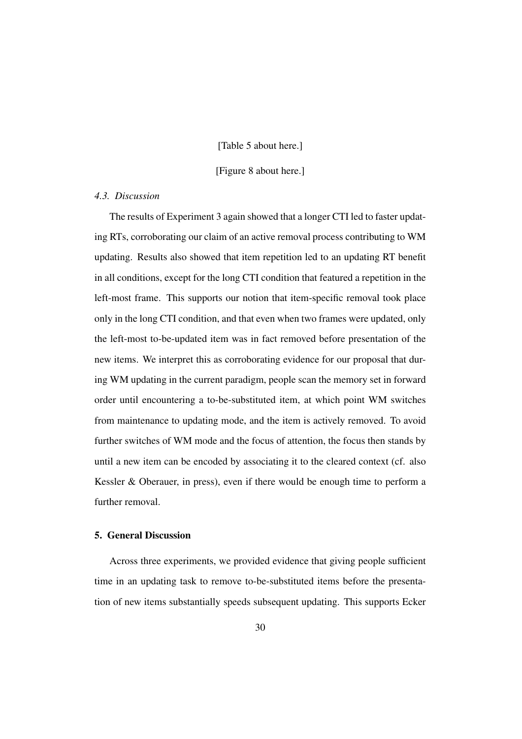[Table 5 about here.]

[Figure 8 about here.]

### *4.3. Discussion*

The results of Experiment 3 again showed that a longer CTI led to faster updating RTs, corroborating our claim of an active removal process contributing to WM updating. Results also showed that item repetition led to an updating RT benefit in all conditions, except for the long CTI condition that featured a repetition in the left-most frame. This supports our notion that item-specific removal took place only in the long CTI condition, and that even when two frames were updated, only the left-most to-be-updated item was in fact removed before presentation of the new items. We interpret this as corroborating evidence for our proposal that during WM updating in the current paradigm, people scan the memory set in forward order until encountering a to-be-substituted item, at which point WM switches from maintenance to updating mode, and the item is actively removed. To avoid further switches of WM mode and the focus of attention, the focus then stands by until a new item can be encoded by associating it to the cleared context (cf. also Kessler & Oberauer, in press), even if there would be enough time to perform a further removal.

## **5. General Discussion**

Across three experiments, we provided evidence that giving people sufficient time in an updating task to remove to-be-substituted items before the presentation of new items substantially speeds subsequent updating. This supports Ecker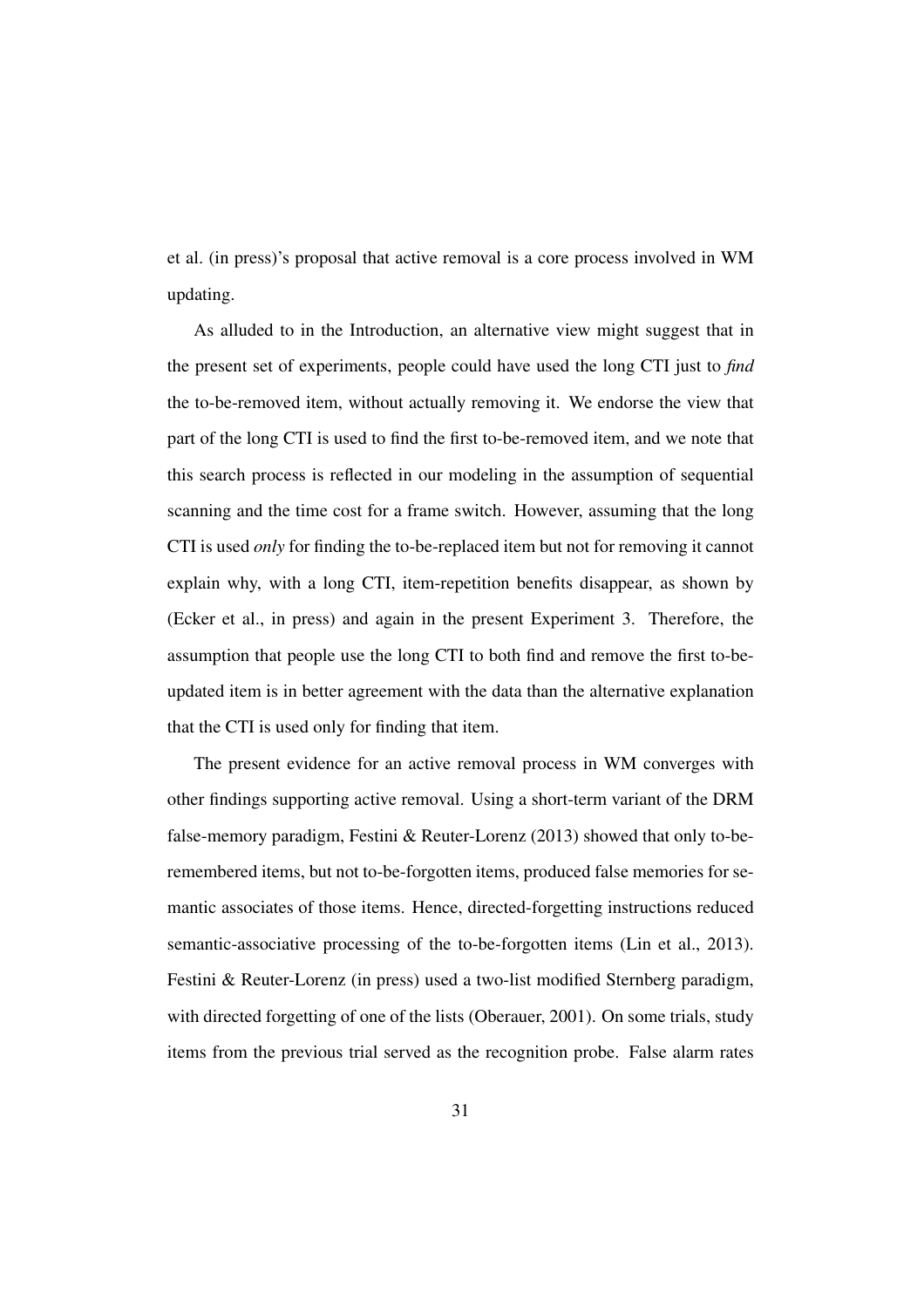et al. (in press)'s proposal that active removal is a core process involved in WM updating.

As alluded to in the Introduction, an alternative view might suggest that in the present set of experiments, people could have used the long CTI just to *find* the to-be-removed item, without actually removing it. We endorse the view that part of the long CTI is used to find the first to-be-removed item, and we note that this search process is reflected in our modeling in the assumption of sequential scanning and the time cost for a frame switch. However, assuming that the long CTI is used *only* for finding the to-be-replaced item but not for removing it cannot explain why, with a long CTI, item-repetition benefits disappear, as shown by (Ecker et al., in press) and again in the present Experiment 3. Therefore, the assumption that people use the long CTI to both find and remove the first to-be-updated item is in better agreement with the data than the alternative explanation that the CTI is used only for finding that item.

The present evidence for an active removal process in WM converges with other findings supporting active removal. Using a short-term variant of the DRM false-memory paradigm, Festini & Reuter-Lorenz (2013) showed that only to-be-remembered items, but not to-be-forgotten items, produced false memories for semantic associates of those items. Hence, directed-forgetting instructions reduced semantic-associative processing of the to-be-forgotten items (Lin et al., 2013). Festini & Reuter-Lorenz (in press) used a two-list modified Sternberg paradigm, with directed forgetting of one of the lists (Oberauer, 2001). On some trials, study items from the previous trial served as the recognition probe. False alarm rates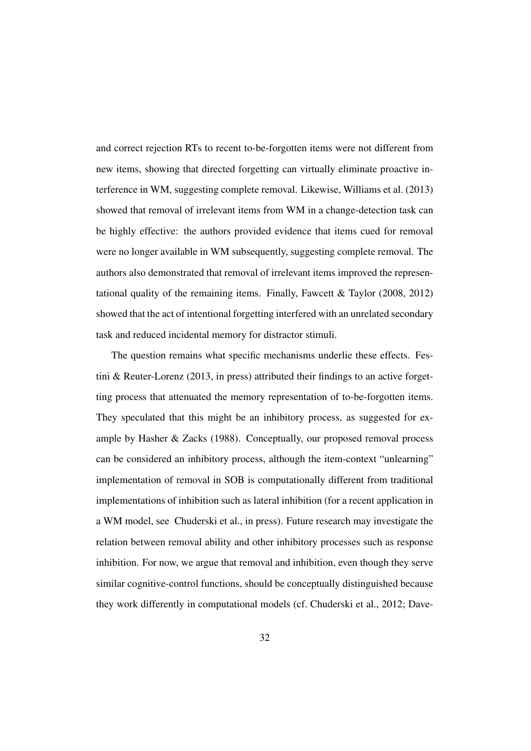and correct rejection RTs to recent to-be-forgotten items were not different from new items, showing that directed forgetting can virtually eliminate proactive interference in WM, suggesting complete removal. Likewise, Williams et al. (2013) showed that removal of irrelevant items from WM in a change-detection task can be highly effective: the authors provided evidence that items cued for removal were no longer available in WM subsequently, suggesting complete removal. The authors also demonstrated that removal of irrelevant items improved the representational quality of the remaining items. Finally, Fawcett & Taylor (2008, 2012) showed that the act of intentional forgetting interfered with an unrelated secondary task and reduced incidental memory for distractor stimuli.

The question remains what specific mechanisms underlie these effects. Festini & Reuter-Lorenz (2013, in press) attributed their findings to an active forgetting process that attenuated the memory representation of to-be-forgotten items. They speculated that this might be an inhibitory process, as suggested for example by Hasher & Zacks (1988). Conceptually, our proposed removal process can be considered an inhibitory process, although the item-context "unlearning" implementation of removal in SOB is computationally different from traditional implementations of inhibition such as lateral inhibition (for a recent application in a WM model, see Chuderski et al., in press). Future research may investigate the relation between removal ability and other inhibitory processes such as response inhibition. For now, we argue that removal and inhibition, even though they serve similar cognitive-control functions, should be conceptually distinguished because they work differently in computational models (cf. Chuderski et al., 2012; Dave-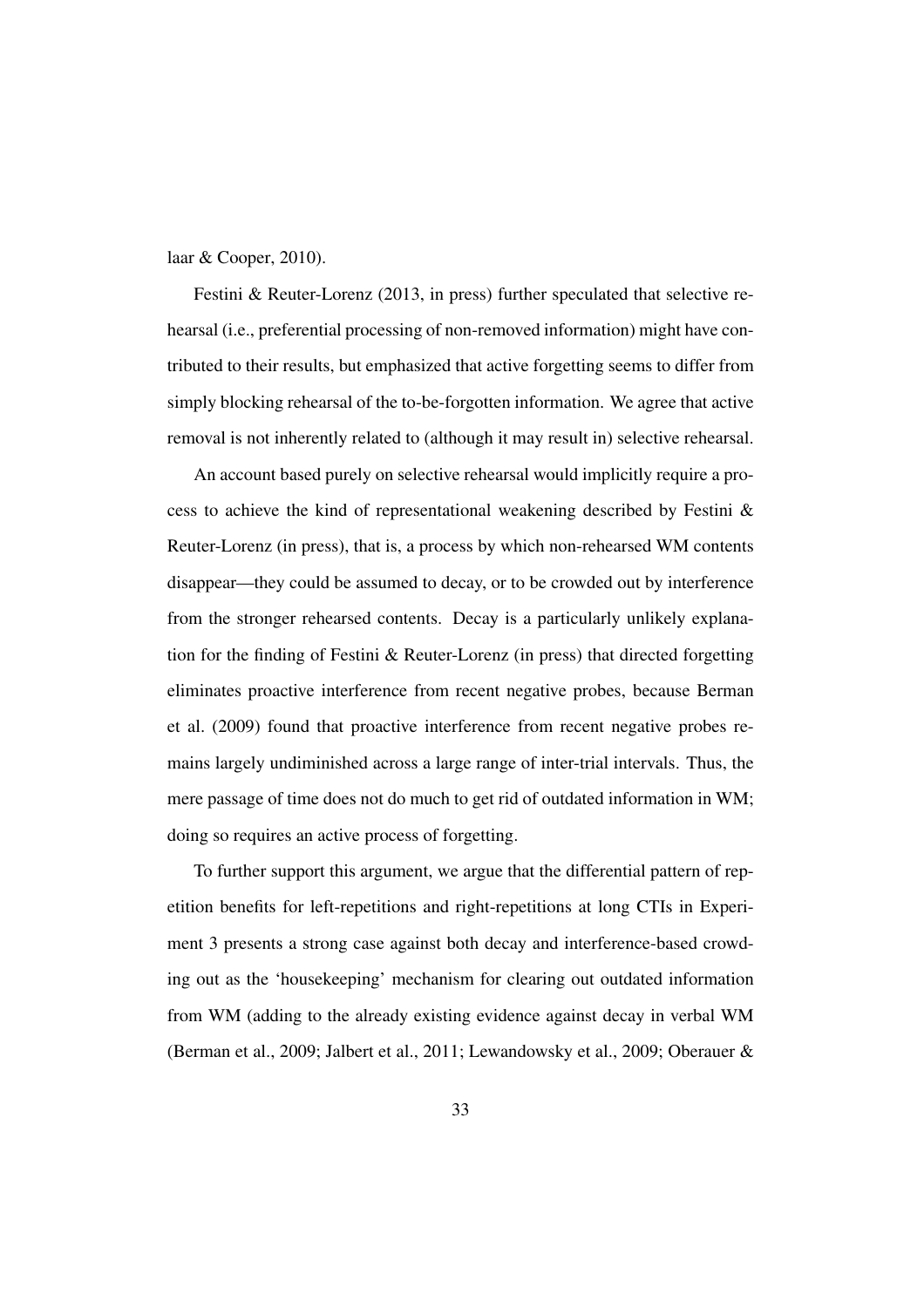laar & Cooper, 2010).

Festini & Reuter-Lorenz (2013, in press) further speculated that selective rehearsal (i.e., preferential processing of non-removed information) might have contributed to their results, but emphasized that active forgetting seems to differ from simply blocking rehearsal of the to-be-forgotten information. We agree that active removal is not inherently related to (although it may result in) selective rehearsal.

An account based purely on selective rehearsal would implicitly require a process to achieve the kind of representational weakening described by Festini & Reuter-Lorenz (in press), that is, a process by which non-rehearsed WM contents disappear—they could be assumed to decay, or to be crowded out by interference from the stronger rehearsed contents. Decay is a particularly unlikely explanation for the finding of Festini & Reuter-Lorenz (in press) that directed forgetting eliminates proactive interference from recent negative probes, because Berman et al. (2009) found that proactive interference from recent negative probes remains largely undiminished across a large range of inter-trial intervals. Thus, the mere passage of time does not do much to get rid of outdated information in WM; doing so requires an active process of forgetting.

To further support this argument, we argue that the differential pattern of repetition benefits for left-repetitions and right-repetitions at long CTIs in Experiment 3 presents a strong case against both decay and interference-based crowding out as the 'housekeeping' mechanism for clearing out outdated information from WM (adding to the already existing evidence against decay in verbal WM (Berman et al., 2009; Jalbert et al., 2011; Lewandowsky et al., 2009; Oberauer &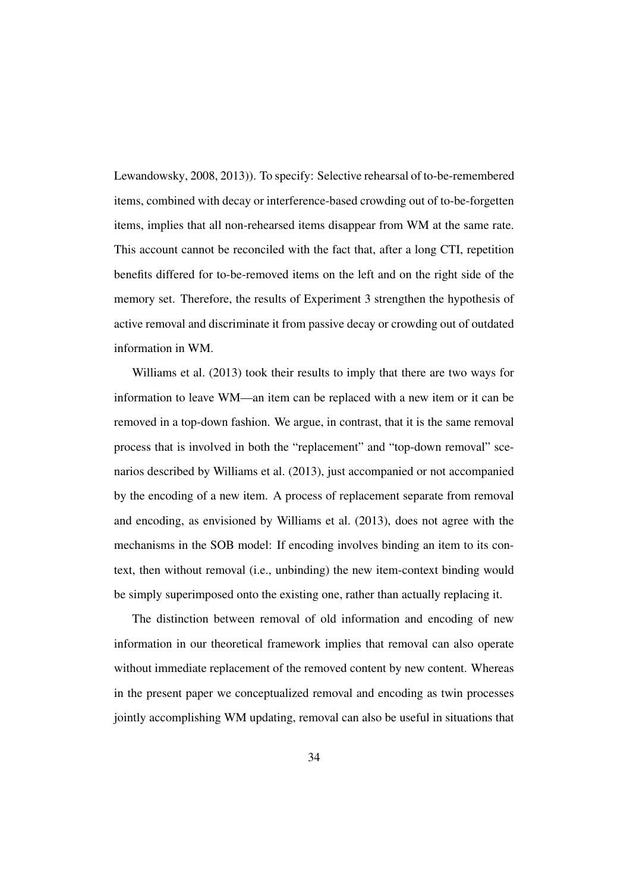Lewandowsky, 2008, 2013)). To specify: Selective rehearsal of to-be-remembered items, combined with decay or interference-based crowding out of to-be-forgetten items, implies that all non-rehearsed items disappear from WM at the same rate. This account cannot be reconciled with the fact that, after a long CTI, repetition benefits differed for to-be-removed items on the left and on the right side of the memory set. Therefore, the results of Experiment 3 strengthen the hypothesis of active removal and discriminate it from passive decay or crowding out of outdated information in WM.

Williams et al. (2013) took their results to imply that there are two ways for information to leave WM—an item can be replaced with a new item or it can be removed in a top-down fashion. We argue, in contrast, that it is the same removal process that is involved in both the "replacement" and "top-down removal" scenarios described by Williams et al. (2013), just accompanied or not accompanied by the encoding of a new item. A process of replacement separate from removal and encoding, as envisioned by Williams et al. (2013), does not agree with the mechanisms in the SOB model: If encoding involves binding an item to its context, then without removal (i.e., unbinding) the new item-context binding would be simply superimposed onto the existing one, rather than actually replacing it.

The distinction between removal of old information and encoding of new information in our theoretical framework implies that removal can also operate without immediate replacement of the removed content by new content. Whereas in the present paper we conceptualized removal and encoding as twin processes jointly accomplishing WM updating, removal can also be useful in situations that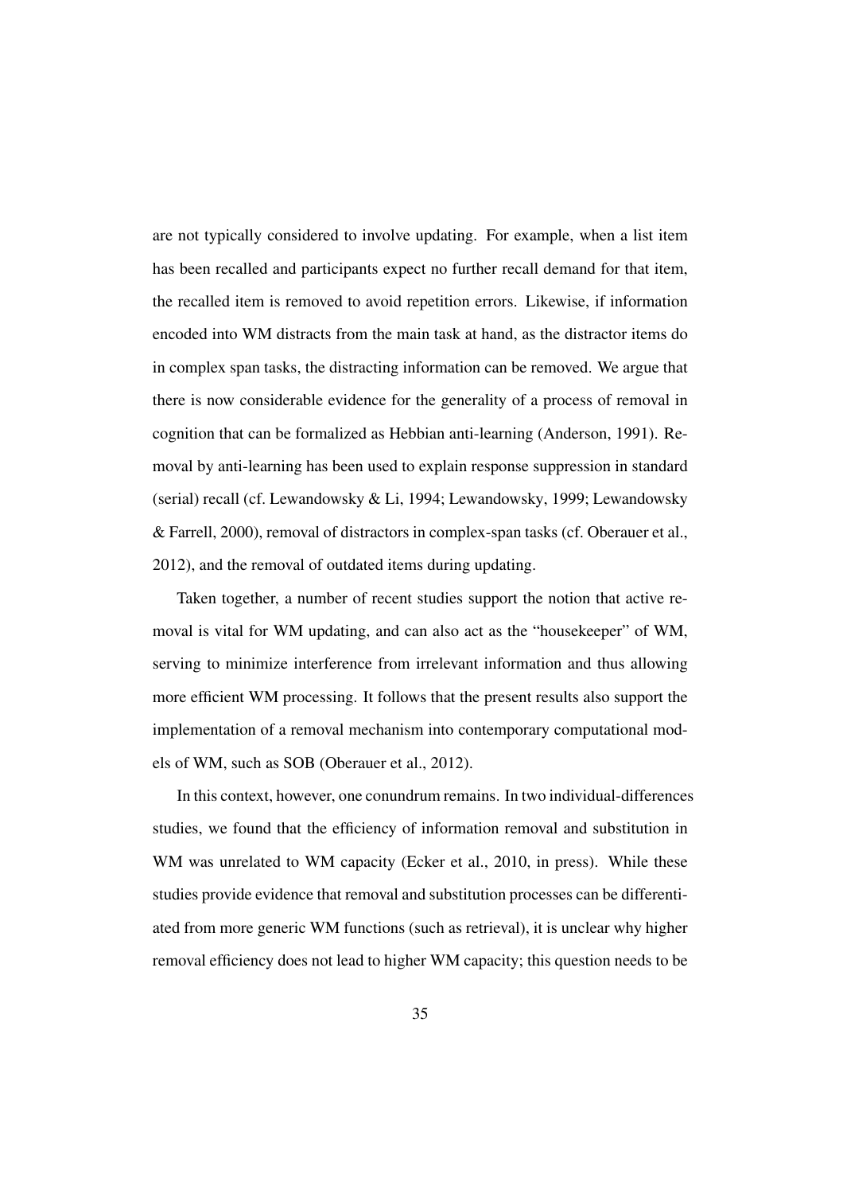are not typically considered to involve updating. For example, when a list item has been recalled and participants expect no further recall demand for that item, the recalled item is removed to avoid repetition errors. Likewise, if information encoded into WM distracts from the main task at hand, as the distractor items do in complex span tasks, the distracting information can be removed. We argue that there is now considerable evidence for the generality of a process of removal in cognition that can be formalized as Hebbian anti-learning (Anderson, 1991). Removal by anti-learning has been used to explain response suppression in standard (serial) recall (cf. Lewandowsky & Li, 1994; Lewandowsky, 1999; Lewandowsky & Farrell, 2000), removal of distractors in complex-span tasks (cf. Oberauer et al., 2012), and the removal of outdated items during updating.

Taken together, a number of recent studies support the notion that active removal is vital for WM updating, and can also act as the "housekeeper" of WM, serving to minimize interference from irrelevant information and thus allowing more efficient WM processing. It follows that the present results also support the implementation of a removal mechanism into contemporary computational models of WM, such as SOB (Oberauer et al., 2012).

In this context, however, one conundrum remains. In two individual-differences studies, we found that the efficiency of information removal and substitution in WM was unrelated to WM capacity (Ecker et al., 2010, in press). While these studies provide evidence that removal and substitution processes can be differentiated from more generic WM functions (such as retrieval), it is unclear why higher removal efficiency does not lead to higher WM capacity; this question needs to be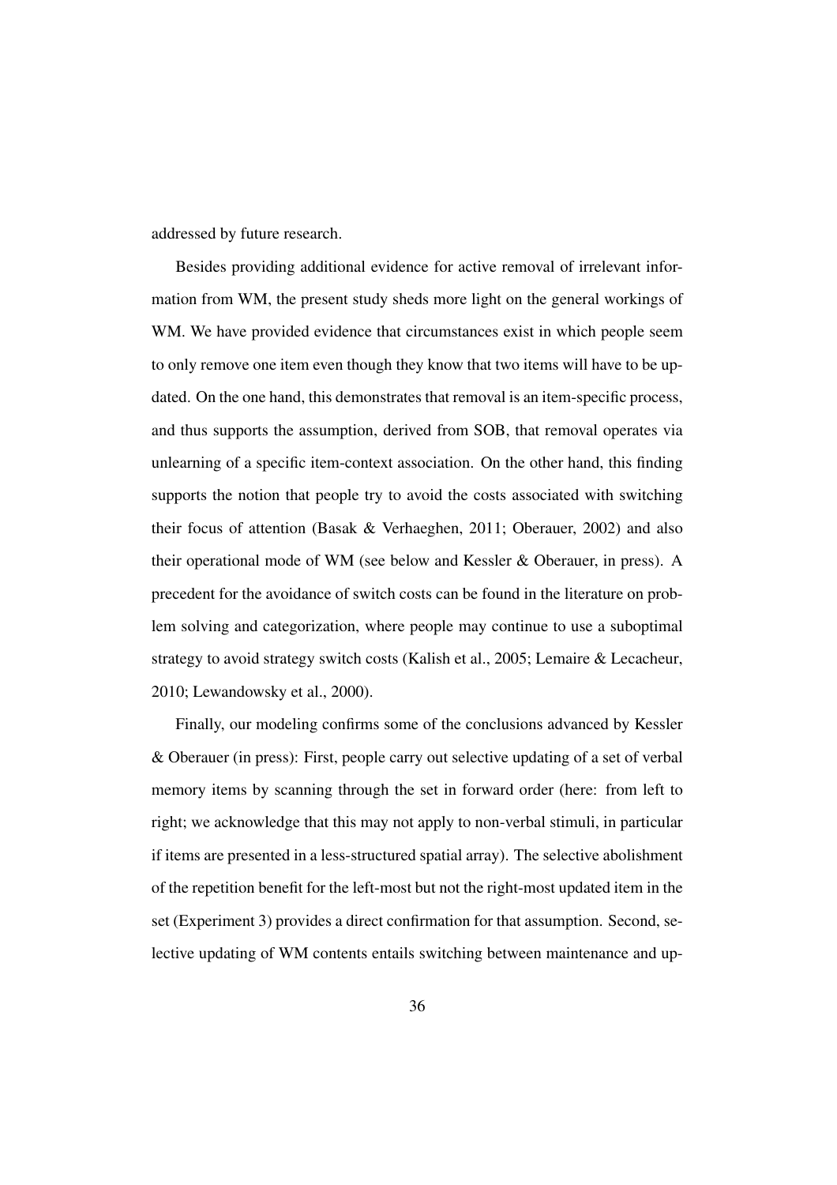addressed by future research.

Besides providing additional evidence for active removal of irrelevant information from WM, the present study sheds more light on the general workings of WM. We have provided evidence that circumstances exist in which people seem to only remove one item even though they know that two items will have to be updated. On the one hand, this demonstrates that removal is an item-specific process, and thus supports the assumption, derived from SOB, that removal operates via unlearning of a specific item-context association. On the other hand, this finding supports the notion that people try to avoid the costs associated with switching their focus of attention (Basak & Verhaeghen, 2011; Oberauer, 2002) and also their operational mode of WM (see below and Kessler & Oberauer, in press). A precedent for the avoidance of switch costs can be found in the literature on problem solving and categorization, where people may continue to use a suboptimal strategy to avoid strategy switch costs (Kalish et al., 2005; Lemaire & Lecacheur, 2010; Lewandowsky et al., 2000).

Finally, our modeling confirms some of the conclusions advanced by Kessler & Oberauer (in press): First, people carry out selective updating of a set of verbal memory items by scanning through the set in forward order (here: from left to right; we acknowledge that this may not apply to non-verbal stimuli, in particular if items are presented in a less-structured spatial array). The selective abolishment of the repetition benefit for the left-most but not the right-most updated item in the set (Experiment 3) provides a direct confirmation for that assumption. Second, selective updating of WM contents entails switching between maintenance and up-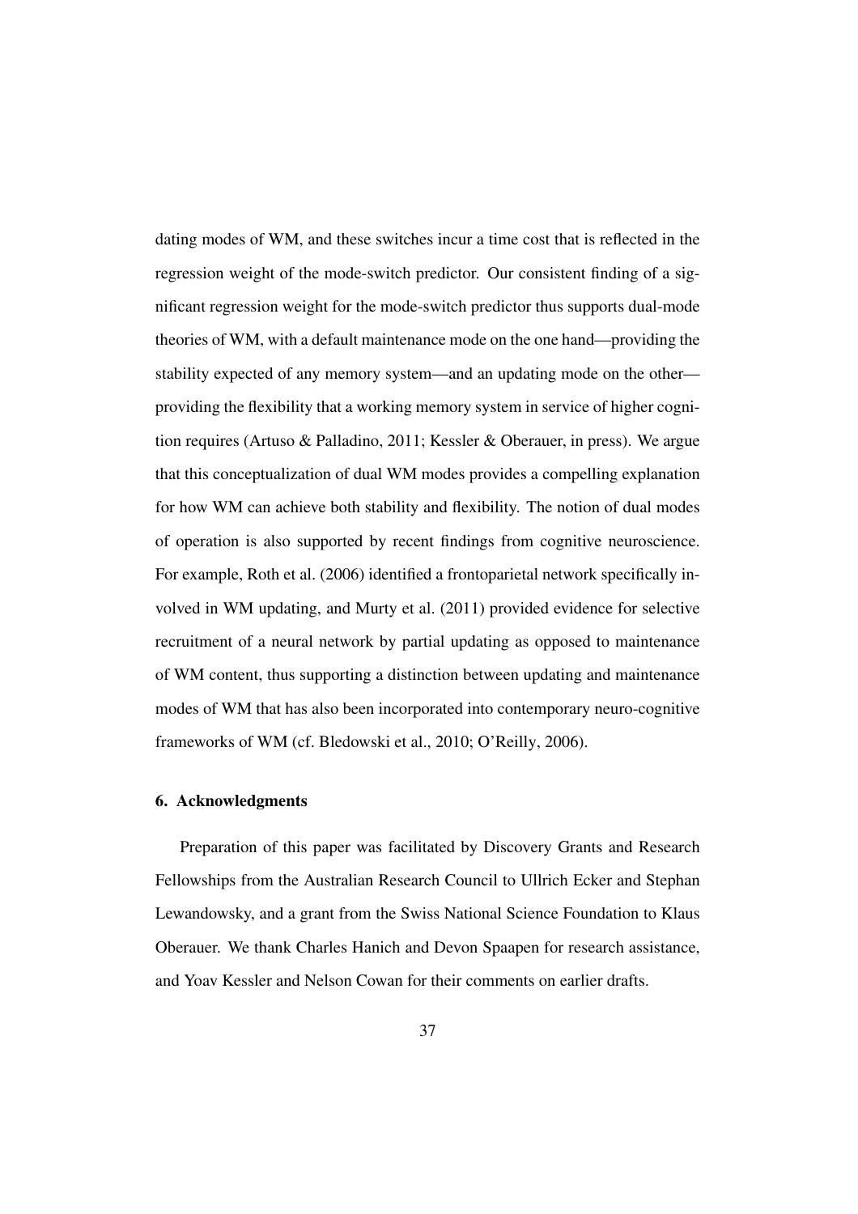dating modes of WM, and these switches incur a time cost that is reflected in the regression weight of the mode-switch predictor. Our consistent finding of a significant regression weight for the mode-switch predictor thus supports dual-mode theories of WM, with a default maintenance mode on the one hand—providing the stability expected of any memory system—and an updating mode on the other—providing the flexibility that a working memory system in service of higher cognition requires (Artuso & Palladino, 2011; Kessler & Oberauer, in press). We argue that this conceptualization of dual WM modes provides a compelling explanation for how WM can achieve both stability and flexibility. The notion of dual modes of operation is also supported by recent findings from cognitive neuroscience. For example, Roth et al. (2006) identified a frontoparietal network specifically involved in WM updating, and Murty et al. (2011) provided evidence for selective recruitment of a neural network by partial updating as opposed to maintenance of WM content, thus supporting a distinction between updating and maintenance modes of WM that has also been incorporated into contemporary neuro-cognitive frameworks of WM (cf. Bledowski et al., 2010; O'Reilly, 2006).

## 6. Acknowledgments

Preparation of this paper was facilitated by Discovery Grants and Research Fellowships from the Australian Research Council to Ullrich Ecker and Stephan Lewandowsky, and a grant from the Swiss National Science Foundation to Klaus Oberauer. We thank Charles Hanich and Devon Spaapen for research assistance, and Yoav Kessler and Nelson Cowan for their comments on earlier drafts.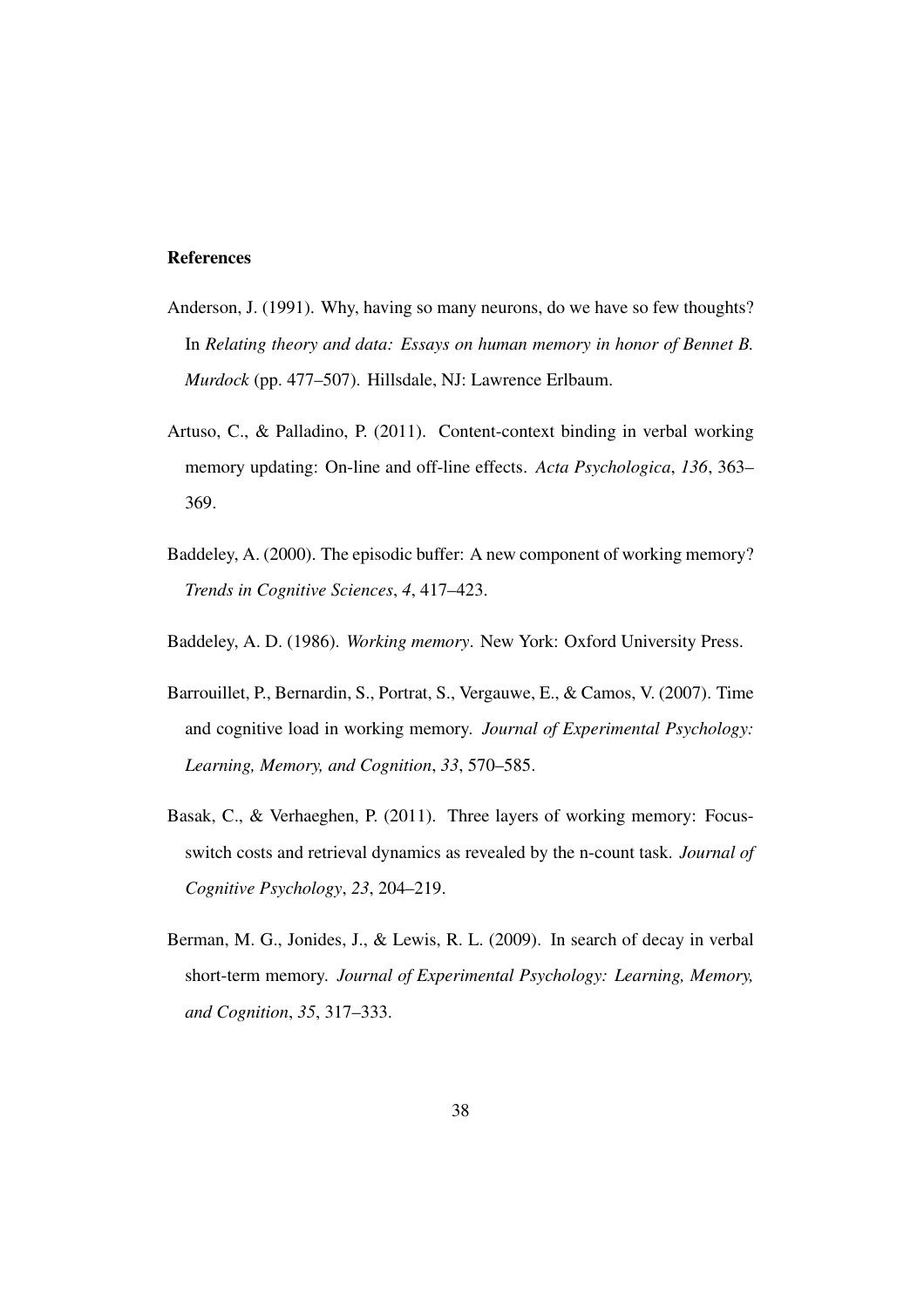## References

Anderson, J. (1991). Why, having so many neurons, do we have so few thoughts? In *Relating theory and data: Essays on human memory in honor of Bennet B. Murdock* (pp. 477–507). Hillsdale, NJ: Lawrence Erlbaum.

Artuso, C., & Palladino, P. (2011). Content-context binding in verbal working memory updating: On-line and off-line effects. *Acta Psychologica*, *136*, 363–369.

Baddeley, A. (2000). The episodic buffer: A new component of working memory? *Trends in Cognitive Sciences*, *4*, 417–423.

Baddeley, A. D. (1986). *Working memory*. New York: Oxford University Press.

Barrouillet, P., Bernardin, S., Portrat, S., Vergauwe, E., & Camos, V. (2007). Time and cognitive load in working memory. *Journal of Experimental Psychology: Learning, Memory, and Cognition*, *33*, 570–585.

Basak, C., & Verhaeghen, P. (2011). Three layers of working memory: Focus-switch costs and retrieval dynamics as revealed by the n-count task. *Journal of Cognitive Psychology*, *23*, 204–219.

Berman, M. G., Jonides, J., & Lewis, R. L. (2009). In search of decay in verbal short-term memory. *Journal of Experimental Psychology: Learning, Memory, and Cognition*, *35*, 317–333.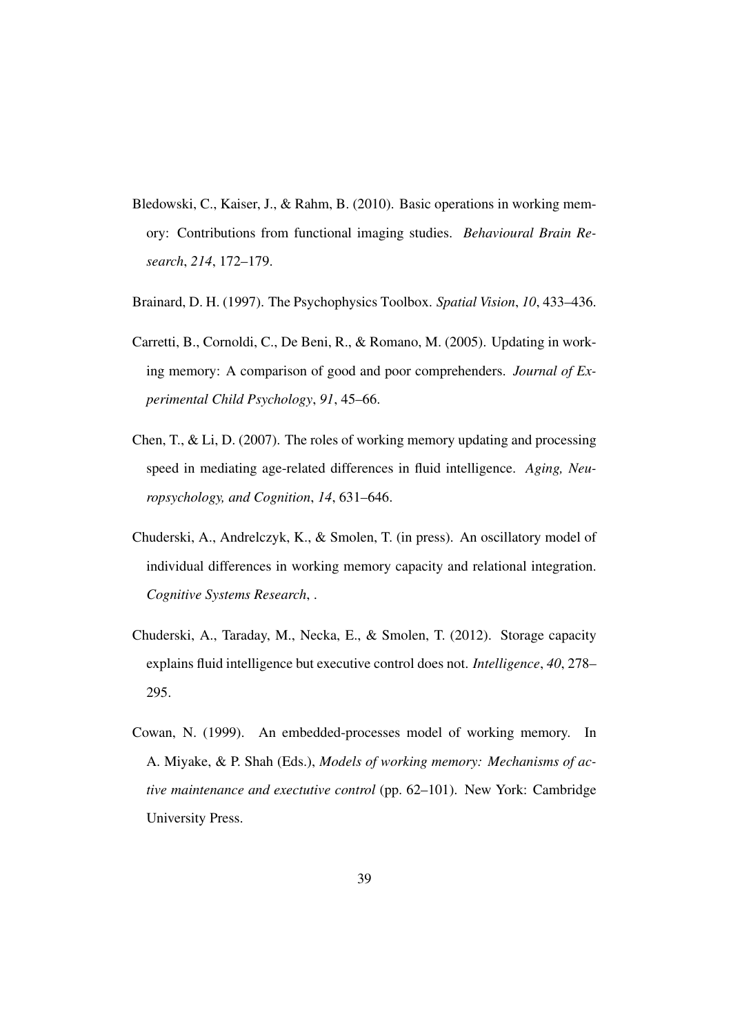Bledowski, C., Kaiser, J., & Rahm, B. (2010). Basic operations in working memory: Contributions from functional imaging studies. *Behavioural Brain Research*, *214*, 172–179.

Brainard, D. H. (1997). The Psychophysics Toolbox. *Spatial Vision*, *10*, 433–436.

Carretti, B., Cornoldi, C., De Beni, R., & Romano, M. (2005). Updating in working memory: A comparison of good and poor comprehenders. *Journal of Experimental Child Psychology*, *91*, 45–66.

Chen, T., & Li, D. (2007). The roles of working memory updating and processing speed in mediating age-related differences in fluid intelligence. *Aging, Neuropsychology, and Cognition*, *14*, 631–646.

Chuderski, A., Andrelczyk, K., & Smolen, T. (in press). An oscillatory model of individual differences in working memory capacity and relational integration. *Cognitive Systems Research*, .

Chuderski, A., Taraday, M., Necka, E., & Smolen, T. (2012). Storage capacity explains fluid intelligence but executive control does not. *Intelligence*, *40*, 278–295.

Cowan, N. (1999). An embedded-processes model of working memory. In A. Miyake, & P. Shah (Eds.), *Models of working memory: Mechanisms of active maintenance and exectutive control* (pp. 62–101). New York: Cambridge University Press.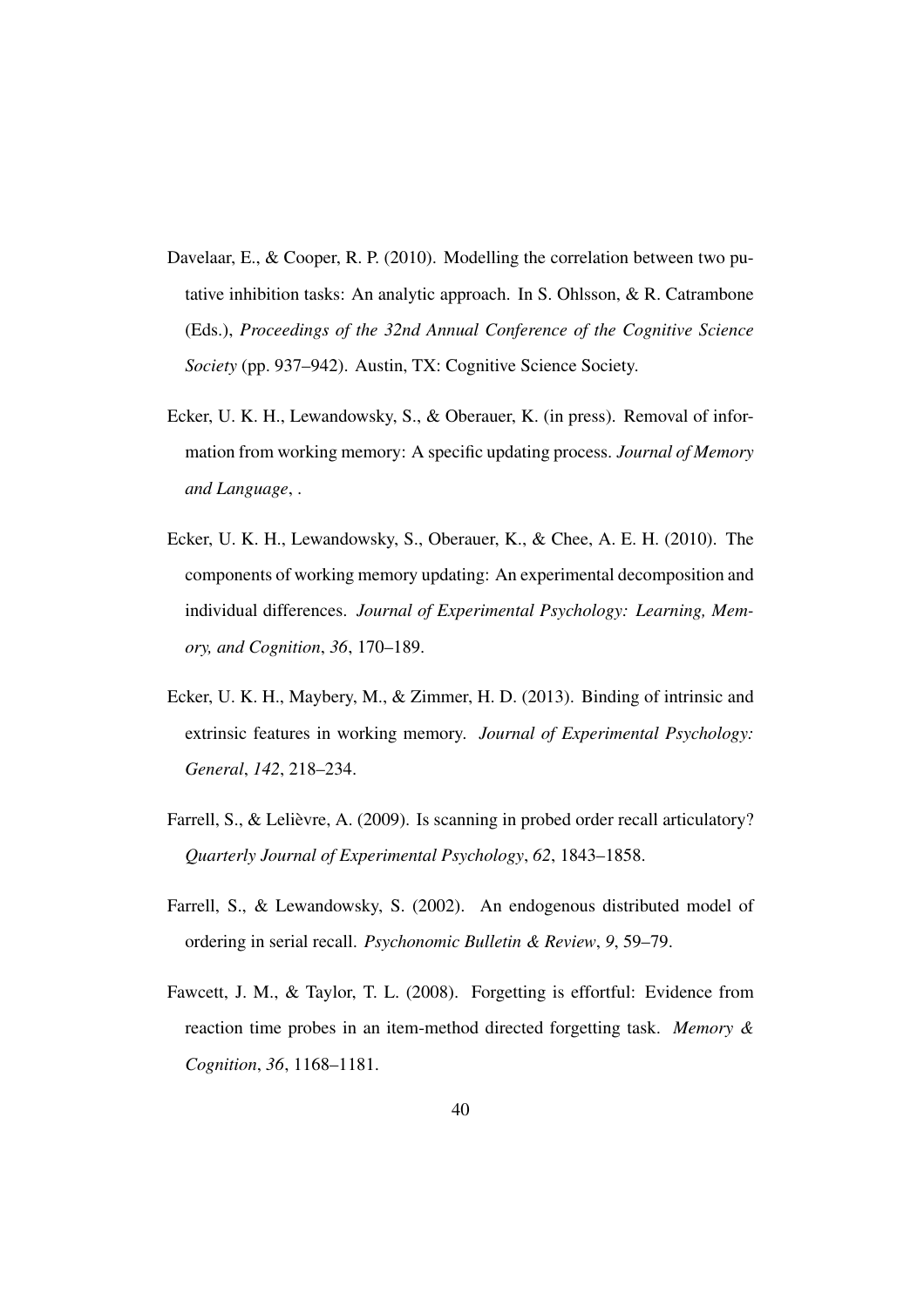Davelaar, E., & Cooper, R. P. (2010). Modelling the correlation between two putative inhibition tasks: An analytic approach. In S. Ohlsson, & R. Catrambone (Eds.), *Proceedings of the 32nd Annual Conference of the Cognitive Science Society* (pp. 937–942). Austin, TX: Cognitive Science Society.

Ecker, U. K. H., Lewandowsky, S., & Oberauer, K. (in press). Removal of information from working memory: A specific updating process. *Journal of Memory and Language*, .

Ecker, U. K. H., Lewandowsky, S., Oberauer, K., & Chee, A. E. H. (2010). The components of working memory updating: An experimental decomposition and individual differences. *Journal of Experimental Psychology: Learning, Memory, and Cognition*, *36*, 170–189.

Ecker, U. K. H., Maybery, M., & Zimmer, H. D. (2013). Binding of intrinsic and extrinsic features in working memory. *Journal of Experimental Psychology: General*, *142*, 218–234.

Farrell, S., & Lelièvre, A. (2009). Is scanning in probed order recall articulatory? *Quarterly Journal of Experimental Psychology*, *62*, 1843–1858.

Farrell, S., & Lewandowsky, S. (2002). An endogenous distributed model of ordering in serial recall. *Psychonomic Bulletin & Review*, *9*, 59–79.

Fawcett, J. M., & Taylor, T. L. (2008). Forgetting is effortful: Evidence from reaction time probes in an item-method directed forgetting task. *Memory & Cognition*, *36*, 1168–1181.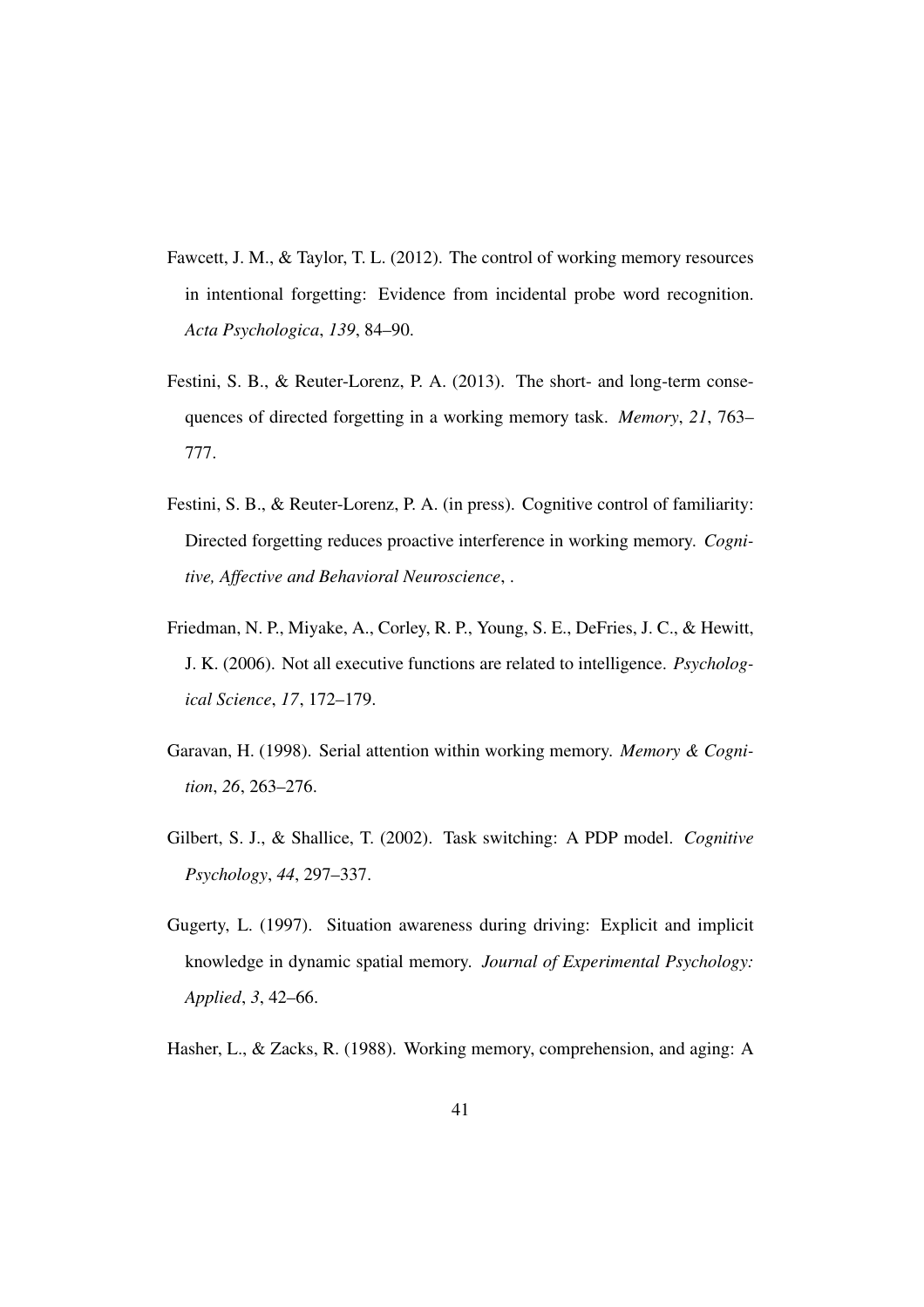Fawcett, J. M., & Taylor, T. L. (2012). The control of working memory resources in intentional forgetting: Evidence from incidental probe word recognition. *Acta Psychologica*, *139*, 84–90.

Festini, S. B., & Reuter-Lorenz, P. A. (2013). The short- and long-term consequences of directed forgetting in a working memory task. *Memory*, *21*, 763–777.

Festini, S. B., & Reuter-Lorenz, P. A. (in press). Cognitive control of familiarity: Directed forgetting reduces proactive interference in working memory. *Cognitive, Affective and Behavioral Neuroscience*, .

Friedman, N. P., Miyake, A., Corley, R. P., Young, S. E., DeFries, J. C., & Hewitt, J. K. (2006). Not all executive functions are related to intelligence. *Psychological Science*, *17*, 172–179.

Garavan, H. (1998). Serial attention within working memory. *Memory & Cognition*, *26*, 263–276.

Gilbert, S. J., & Shallice, T. (2002). Task switching: A PDP model. *Cognitive Psychology*, *44*, 297–337.

Gugerty, L. (1997). Situation awareness during driving: Explicit and implicit knowledge in dynamic spatial memory. *Journal of Experimental Psychology: Applied*, *3*, 42–66.

Hasher, L., & Zacks, R. (1988). Working memory, comprehension, and aging: A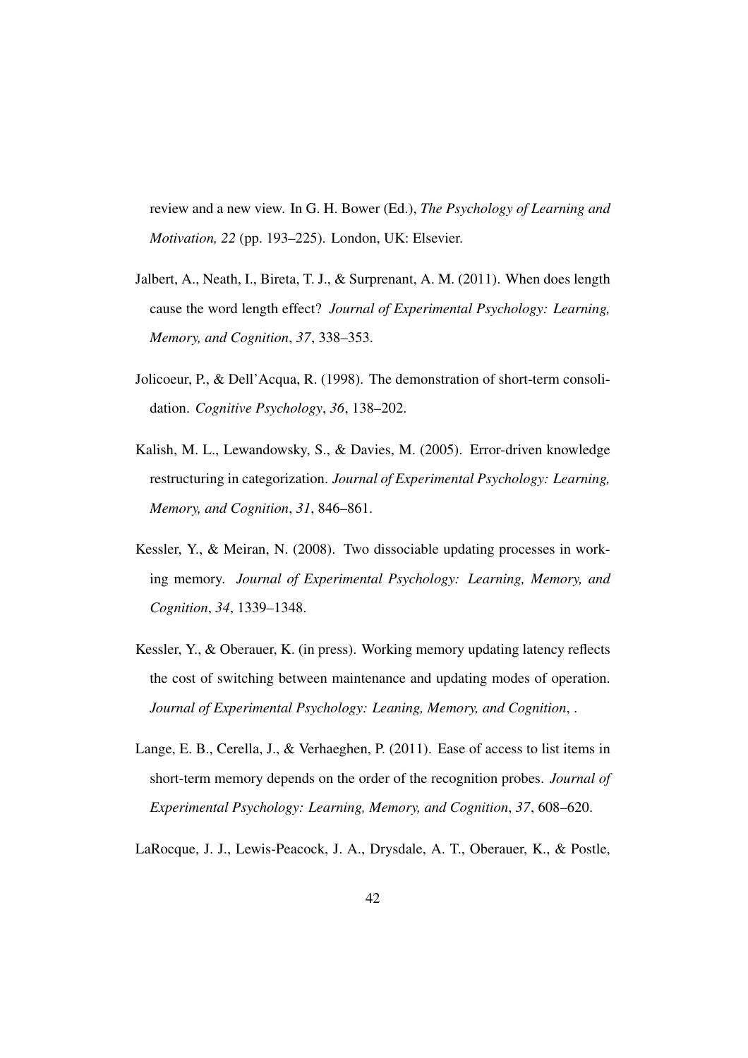review and a new view. In G. H. Bower (Ed.), *The Psychology of Learning and Motivation, 22* (pp. 193–225). London, UK: Elsevier.

Jalbert, A., Neath, I., Bireta, T. J., & Surprenant, A. M. (2011). When does length cause the word length effect? *Journal of Experimental Psychology: Learning, Memory, and Cognition*, *37*, 338–353.

Jolicoeur, P., & Dell'Acqua, R. (1998). The demonstration of short-term consolidation. *Cognitive Psychology*, *36*, 138–202.

Kalish, M. L., Lewandowsky, S., & Davies, M. (2005). Error-driven knowledge restructuring in categorization. *Journal of Experimental Psychology: Learning, Memory, and Cognition*, *31*, 846–861.

Kessler, Y., & Meiran, N. (2008). Two dissociable updating processes in working memory. *Journal of Experimental Psychology: Learning, Memory, and Cognition*, *34*, 1339–1348.

Kessler, Y., & Oberauer, K. (in press). Working memory updating latency reflects the cost of switching between maintenance and updating modes of operation. *Journal of Experimental Psychology: Leaning, Memory, and Cognition*, .

Lange, E. B., Cerella, J., & Verhaeghen, P. (2011). Ease of access to list items in short-term memory depends on the order of the recognition probes. *Journal of Experimental Psychology: Learning, Memory, and Cognition*, *37*, 608–620.

LaRocque, J. J., Lewis-Peacock, J. A., Drysdale, A. T., Oberauer, K., & Postle,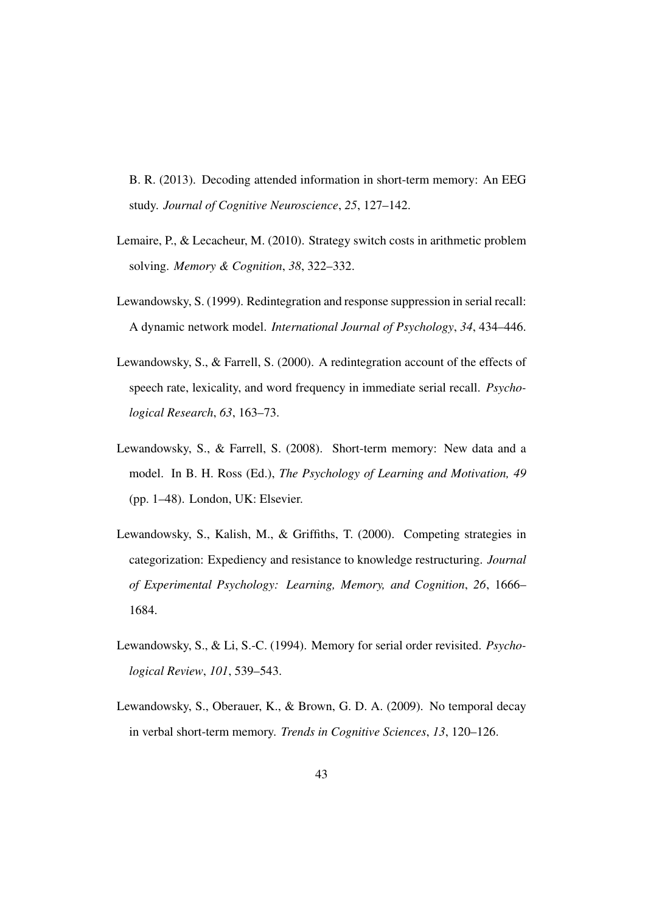B. R. (2013). Decoding attended information in short-term memory: An EEG study. *Journal of Cognitive Neuroscience*, *25*, 127–142.

Lemaire, P., & Lecacheur, M. (2010). Strategy switch costs in arithmetic problem solving. *Memory & Cognition*, *38*, 322–332.

Lewandowsky, S. (1999). Redintegration and response suppression in serial recall: A dynamic network model. *International Journal of Psychology*, *34*, 434–446.

Lewandowsky, S., & Farrell, S. (2000). A redintegration account of the effects of speech rate, lexicality, and word frequency in immediate serial recall. *Psychological Research*, *63*, 163–73.

Lewandowsky, S., & Farrell, S. (2008). Short-term memory: New data and a model. In B. H. Ross (Ed.), *The Psychology of Learning and Motivation, 49* (pp. 1–48). London, UK: Elsevier.

Lewandowsky, S., Kalish, M., & Griffiths, T. (2000). Competing strategies in categorization: Expediency and resistance to knowledge restructuring. *Journal of Experimental Psychology: Learning, Memory, and Cognition*, *26*, 1666–1684.

Lewandowsky, S., & Li, S.-C. (1994). Memory for serial order revisited. *Psychological Review*, *101*, 539–543.

Lewandowsky, S., Oberauer, K., & Brown, G. D. A. (2009). No temporal decay in verbal short-term memory. *Trends in Cognitive Sciences*, *13*, 120–126.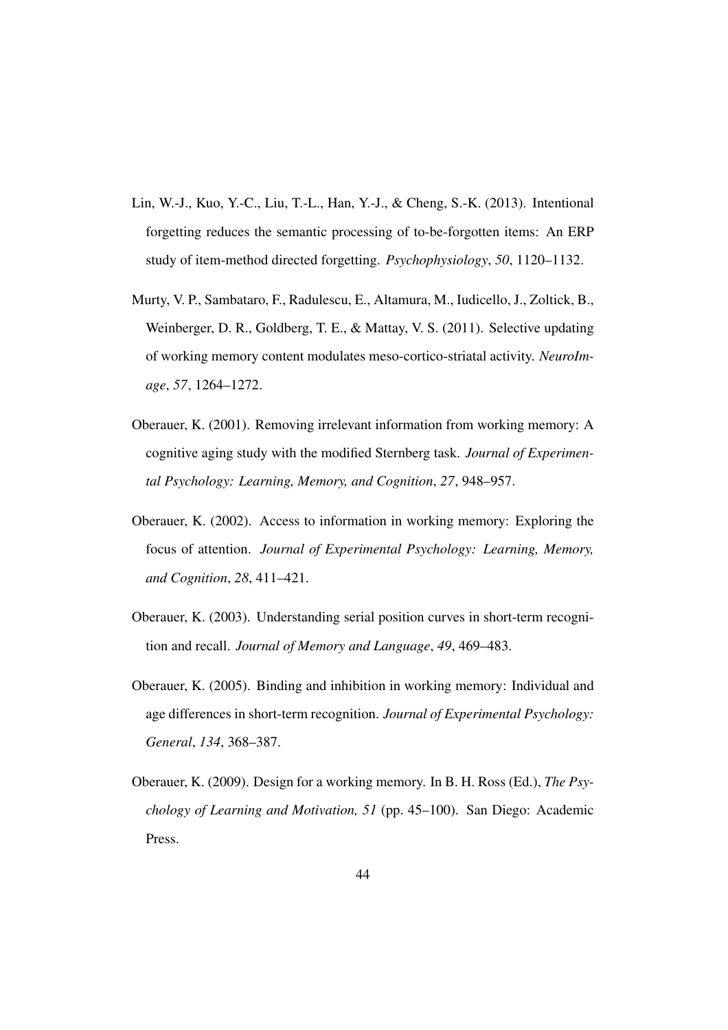Lin, W.-J., Kuo, Y.-C., Liu, T.-L., Han, Y.-J., & Cheng, S.-K. (2013). Intentional forgetting reduces the semantic processing of to-be-forgotten items: An ERP study of item-method directed forgetting. *Psychophysiology*, *50*, 1120–1132.

Murty, V. P., Sambataro, F., Radulescu, E., Altamura, M., Iudicello, J., Zoltick, B., Weinberger, D. R., Goldberg, T. E., & Mattay, V. S. (2011). Selective updating of working memory content modulates meso-cortico-striatal activity. *NeuroImage*, *57*, 1264–1272.

Oberauer, K. (2001). Removing irrelevant information from working memory: A cognitive aging study with the modified Sternberg task. *Journal of Experimental Psychology: Learning, Memory, and Cognition*, *27*, 948–957.

Oberauer, K. (2002). Access to information in working memory: Exploring the focus of attention. *Journal of Experimental Psychology: Learning, Memory, and Cognition*, *28*, 411–421.

Oberauer, K. (2003). Understanding serial position curves in short-term recognition and recall. *Journal of Memory and Language*, *49*, 469–483.

Oberauer, K. (2005). Binding and inhibition in working memory: Individual and age differences in short-term recognition. *Journal of Experimental Psychology: General*, *134*, 368–387.

Oberauer, K. (2009). Design for a working memory. In B. H. Ross (Ed.), *The Psychology of Learning and Motivation, 51* (pp. 45–100). San Diego: Academic Press.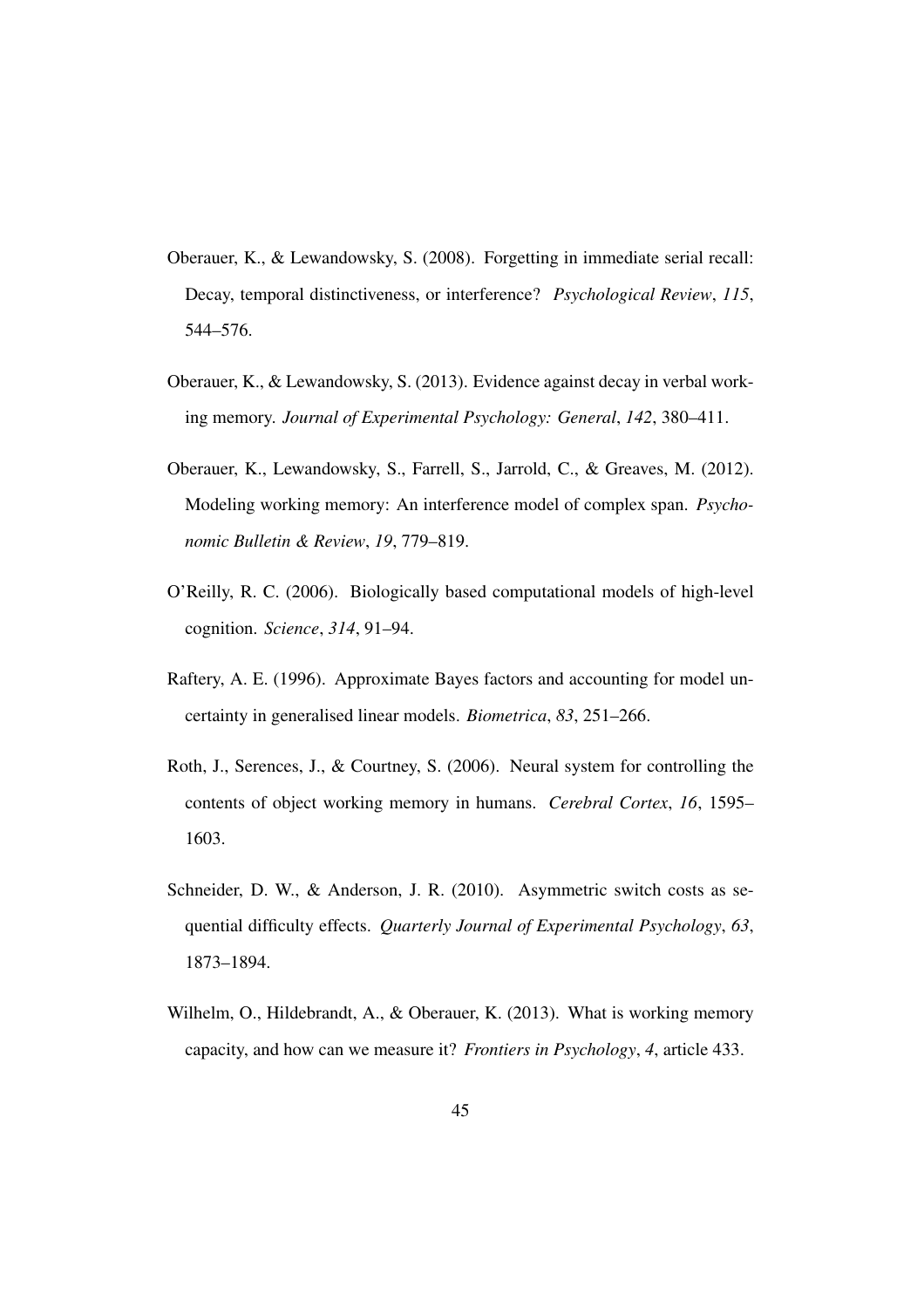Oberauer, K., & Lewandowsky, S. (2008). Forgetting in immediate serial recall: Decay, temporal distinctiveness, or interference? *Psychological Review*, *115*, 544–576.

Oberauer, K., & Lewandowsky, S. (2013). Evidence against decay in verbal working memory. *Journal of Experimental Psychology: General*, *142*, 380–411.

Oberauer, K., Lewandowsky, S., Farrell, S., Jarrold, C., & Greaves, M. (2012). Modeling working memory: An interference model of complex span. *Psychonomic Bulletin & Review*, *19*, 779–819.

O'Reilly, R. C. (2006). Biologically based computational models of high-level cognition. *Science*, *314*, 91–94.

Raftery, A. E. (1996). Approximate Bayes factors and accounting for model uncertainty in generalised linear models. *Biometrica*, *83*, 251–266.

Roth, J., Serences, J., & Courtney, S. (2006). Neural system for controlling the contents of object working memory in humans. *Cerebral Cortex*, *16*, 1595–1603.

Schneider, D. W., & Anderson, J. R. (2010). Asymmetric switch costs as sequential difficulty effects. *Quarterly Journal of Experimental Psychology*, *63*, 1873–1894.

Wilhelm, O., Hildebrandt, A., & Oberauer, K. (2013). What is working memory capacity, and how can we measure it? *Frontiers in Psychology*, *4*, article 433.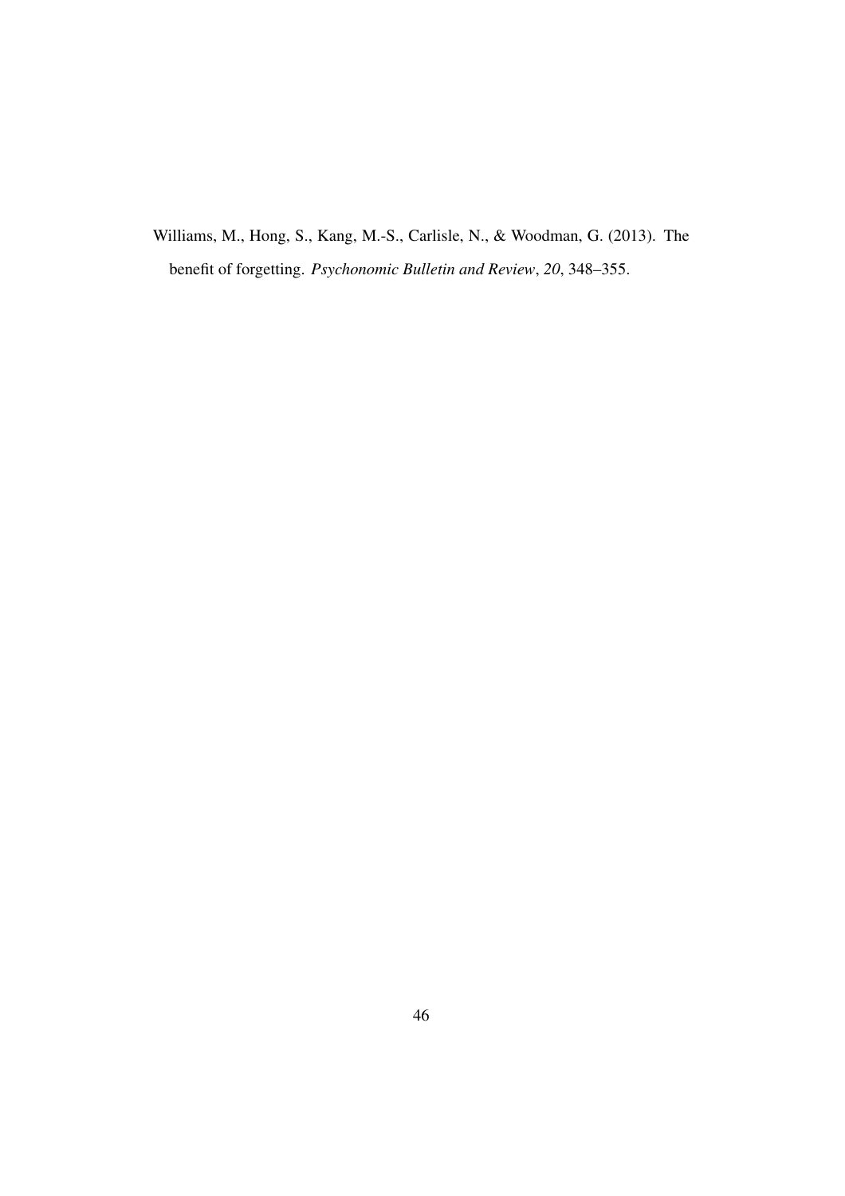Williams, M., Hong, S., Kang, M.-S., Carlisle, N., & Woodman, G. (2013). The benefit of forgetting. *Psychonomic Bulletin and Review*, *20*, 348–355.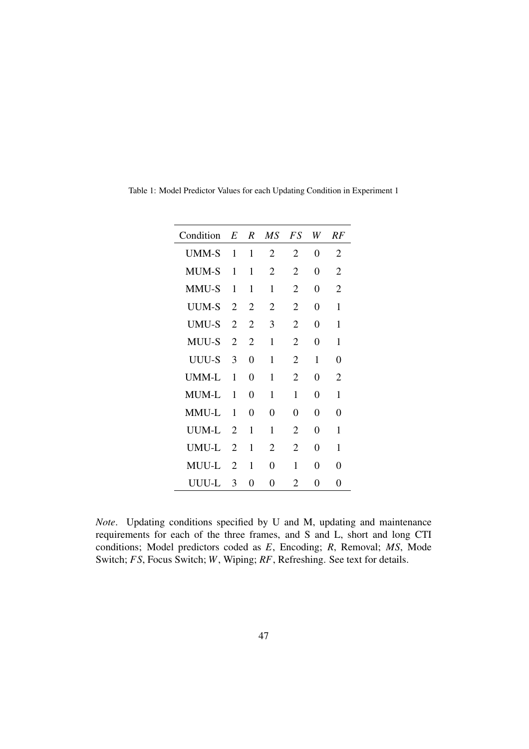Table 1: Model Predictor Values for each Updating Condition in Experiment 1

| Condition | *E* | *R* | *MS* | *FS* | *W* | *RF* |
|---|---|---|---|---|---|---|
| UMM-S | 1 | 1 | 2 | 2 | 0 | 2 |
| MUM-S | 1 | 1 | 2 | 2 | 0 | 2 |
| MMU-S | 1 | 1 | 1 | 2 | 0 | 2 |
| UUM-S | 2 | 2 | 2 | 2 | 0 | 1 |
| UMU-S | 2 | 2 | 3 | 2 | 0 | 1 |
| MUU-S | 2 | 2 | 1 | 2 | 0 | 1 |
| UUU-S | 3 | 0 | 1 | 2 | 1 | 0 |
| UMM-L | 1 | 0 | 1 | 2 | 0 | 2 |
| MUM-L | 1 | 0 | 1 | 1 | 0 | 1 |
| MMU-L | 1 | 0 | 0 | 0 | 0 | 0 |
| UUM-L | 2 | 1 | 1 | 2 | 0 | 1 |
| UMU-L | 2 | 1 | 2 | 2 | 0 | 1 |
| MUU-L | 2 | 1 | 0 | 1 | 0 | 0 |
| UUU-L | 3 | 0 | 0 | 2 | 0 | 0 |

*Note*. Updating conditions specified by U and M, updating and maintenance requirements for each of the three frames, and S and L, short and long CTI conditions; Model predictors coded as *E*, Encoding; *R*, Removal; *MS*, Mode Switch; *FS*, Focus Switch; *W*, Wiping; *RF*, Refreshing. See text for details.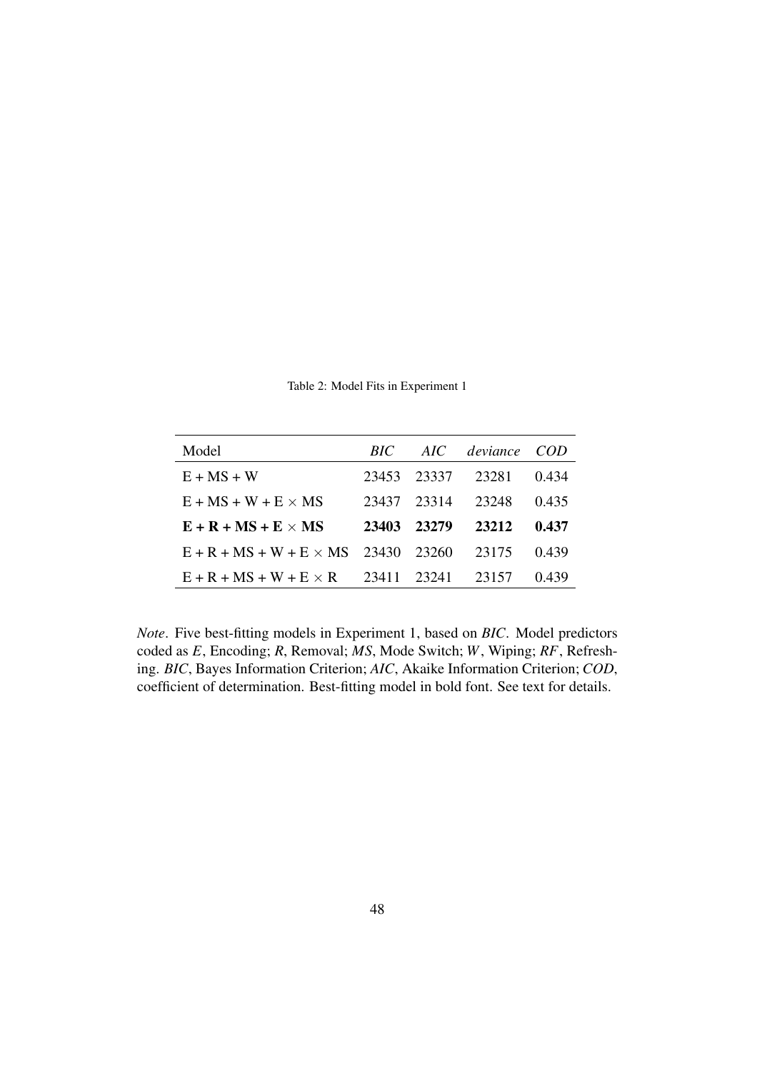Table 2: Model Fits in Experiment 1

| Model | *BIC* | *AIC* | *deviance* | *COD* |
|---|---|---|---|---|
| E + MS + W | 23453 | 23337 | 23281 | 0.434 |
| E + MS + W + E $\times$ MS | 23437 | 23314 | 23248 | 0.435 |
| **E + R + MS + E $\times$ MS** | **23403** | **23279** | **23212** | **0.437** |
| E + R + MS + W + E $\times$ MS | 23430 | 23260 | 23175 | 0.439 |
| E + R + MS + W + E $\times$ R | 23411 | 23241 | 23157 | 0.439 |

*Note*. Five best-fitting models in Experiment 1, based on *BIC*. Model predictors coded as *E*, Encoding; *R*, Removal; *MS*, Mode Switch; *W*, Wiping; *RF*, Refreshing. *BIC*, Bayes Information Criterion; *AIC*, Akaike Information Criterion; *COD*, coefficient of determination. Best-fitting model in bold font. See text for details.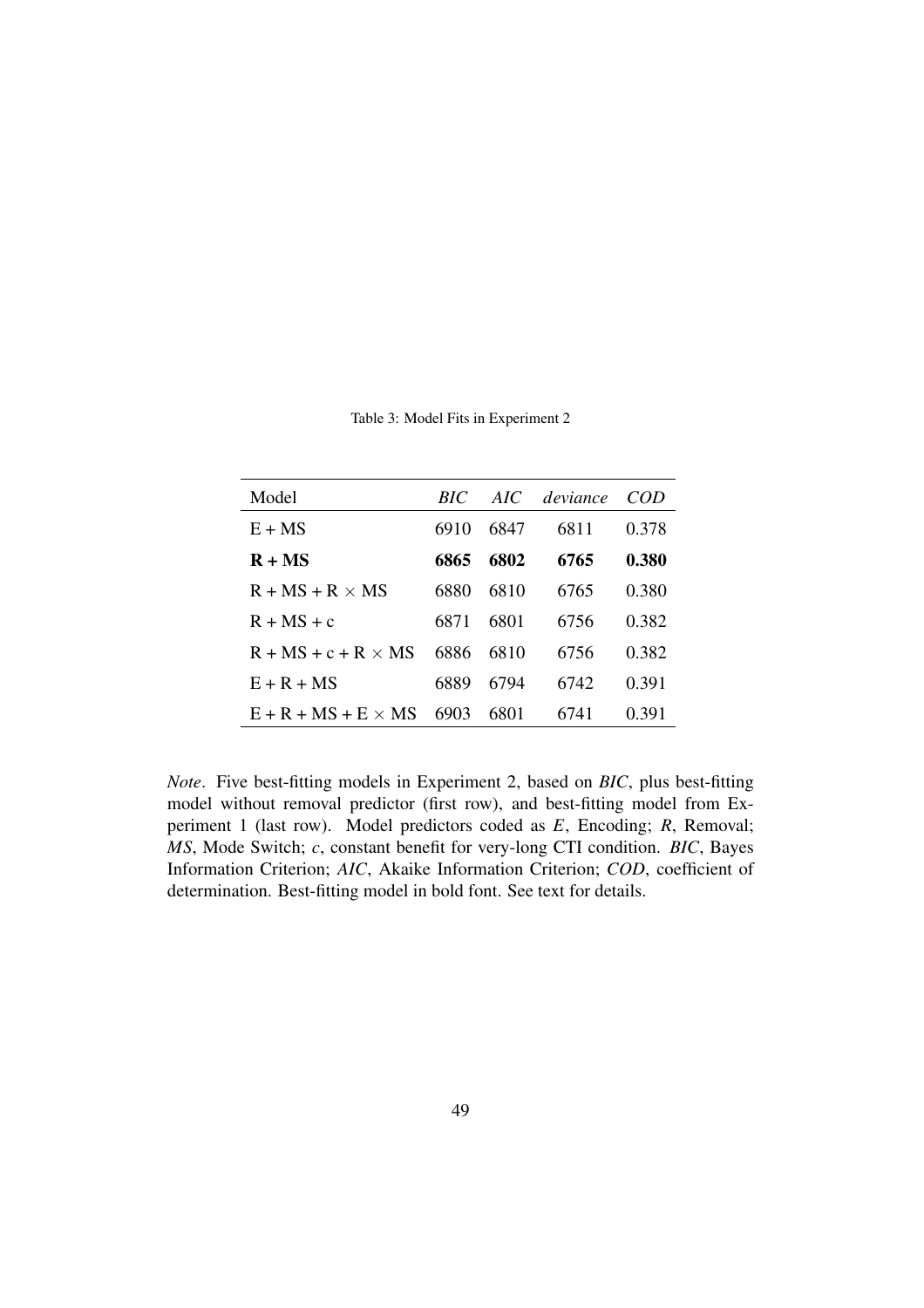Table 3: Model Fits in Experiment 2

| Model | *BIC* | *AIC* | *deviance* | *COD* |
|---|---|---|---|---|
| E + MS | 6910 | 6847 | 6811 | 0.378 |
| **R + MS** | **6865** | **6802** | **6765** | **0.380** |
| R + MS + R × MS | 6880 | 6810 | 6765 | 0.380 |
| R + MS + c | 6871 | 6801 | 6756 | 0.382 |
| R + MS + c + R × MS | 6886 | 6810 | 6756 | 0.382 |
| E + R + MS | 6889 | 6794 | 6742 | 0.391 |
| E + R + MS + E × MS | 6903 | 6801 | 6741 | 0.391 |

*Note*. Five best-fitting models in Experiment 2, based on *BIC*, plus best-fitting model without removal predictor (first row), and best-fitting model from Experiment 1 (last row). Model predictors coded as *E*, Encoding; *R*, Removal; *MS*, Mode Switch; *c*, constant benefit for very-long CTI condition. *BIC*, Bayes Information Criterion; *AIC*, Akaike Information Criterion; *COD*, coefficient of determination. Best-fitting model in bold font. See text for details.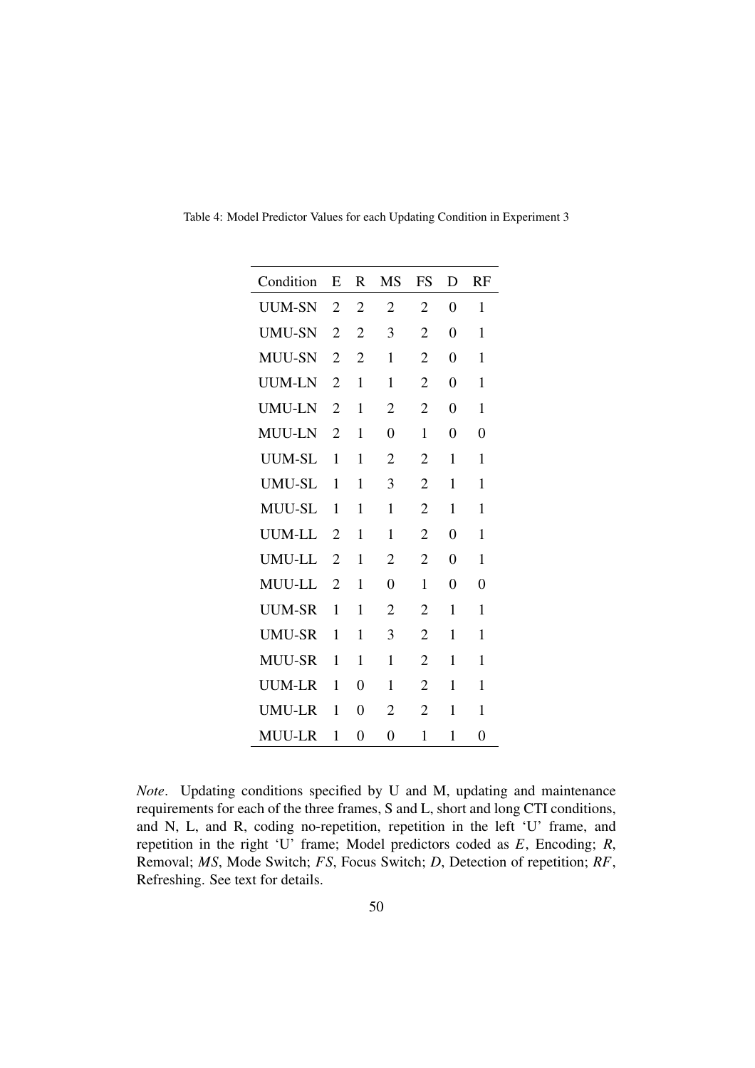Table 4: Model Predictor Values for each Updating Condition in Experiment 3

| Condition | E | R | MS | FS | D | RF |
|---|---|---|---|---|---|---|
| UUM-SN | 2 | 2 | 2 | 2 | 0 | 1 |
| UMU-SN | 2 | 2 | 3 | 2 | 0 | 1 |
| MUU-SN | 2 | 2 | 1 | 2 | 0 | 1 |
| UUM-LN | 2 | 1 | 1 | 2 | 0 | 1 |
| UMU-LN | 2 | 1 | 2 | 2 | 0 | 1 |
| MUU-LN | 2 | 1 | 0 | 1 | 0 | 0 |
| UUM-SL | 1 | 1 | 2 | 2 | 1 | 1 |
| UMU-SL | 1 | 1 | 3 | 2 | 1 | 1 |
| MUU-SL | 1 | 1 | 1 | 2 | 1 | 1 |
| UUM-LL | 2 | 1 | 1 | 2 | 0 | 1 |
| UMU-LL | 2 | 1 | 2 | 2 | 0 | 1 |
| MUU-LL | 2 | 1 | 0 | 1 | 0 | 0 |
| UUM-SR | 1 | 1 | 2 | 2 | 1 | 1 |
| UMU-SR | 1 | 1 | 3 | 2 | 1 | 1 |
| MUU-SR | 1 | 1 | 1 | 2 | 1 | 1 |
| UUM-LR | 1 | 0 | 1 | 2 | 1 | 1 |
| UMU-LR | 1 | 0 | 2 | 2 | 1 | 1 |
| MUU-LR | 1 | 0 | 0 | 1 | 1 | 0 |

*Note*. Updating conditions specified by U and M, updating and maintenance requirements for each of the three frames, S and L, short and long CTI conditions, and N, L, and R, coding no-repetition, repetition in the left 'U' frame, and repetition in the right 'U' frame; Model predictors coded as *E*, Encoding; *R*, Removal; *MS*, Mode Switch; *FS*, Focus Switch; *D*, Detection of repetition; *RF*, Refreshing. See text for details.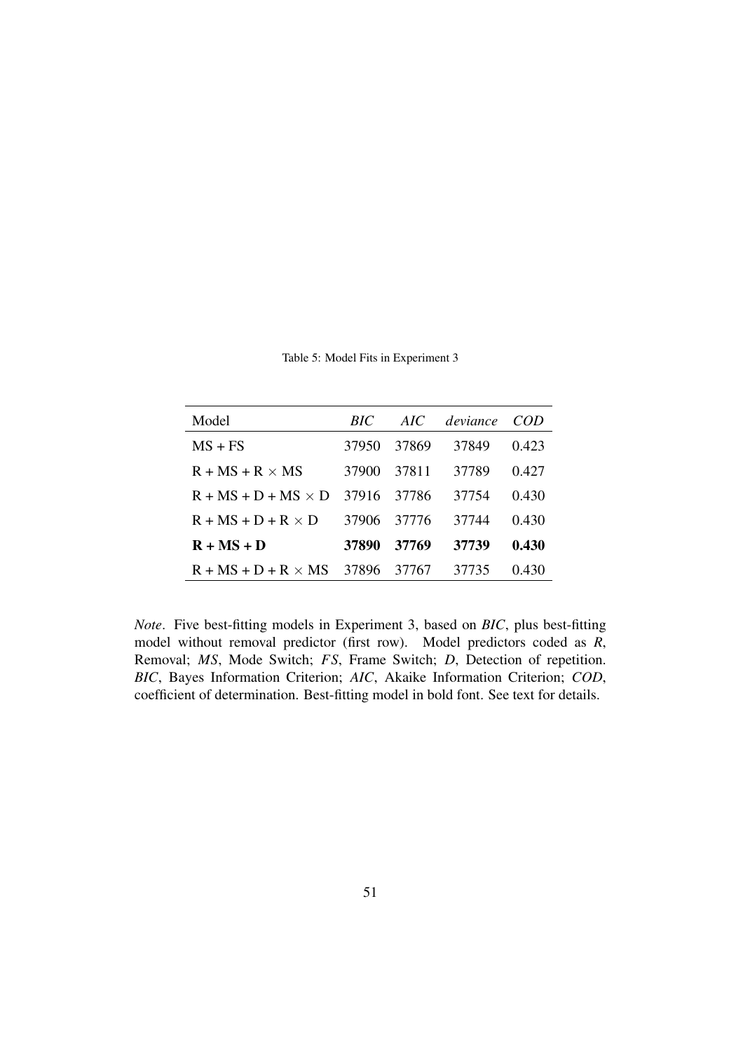Table 5: Model Fits in Experiment 3

| Model | *BIC* | *AIC* | *deviance* | *COD* |
|---|---|---|---|---|
| MS + FS | 37950 | 37869 | 37849 | 0.423 |
| R + MS + R × MS | 37900 | 37811 | 37789 | 0.427 |
| R + MS + D + MS × D | 37916 | 37786 | 37754 | 0.430 |
| R + MS + D + R × D | 37906 | 37776 | 37744 | 0.430 |
| **R + MS + D** | **37890** | **37769** | **37739** | **0.430** |
| R + MS + D + R × MS | 37896 | 37767 | 37735 | 0.430 |

*Note*. Five best-fitting models in Experiment 3, based on *BIC*, plus best-fitting model without removal predictor (first row). Model predictors coded as *R*, Removal; *MS*, Mode Switch; *FS*, Frame Switch; *D*, Detection of repetition. *BIC*, Bayes Information Criterion; *AIC*, Akaike Information Criterion; *COD*, coefficient of determination. Best-fitting model in bold font. See text for details.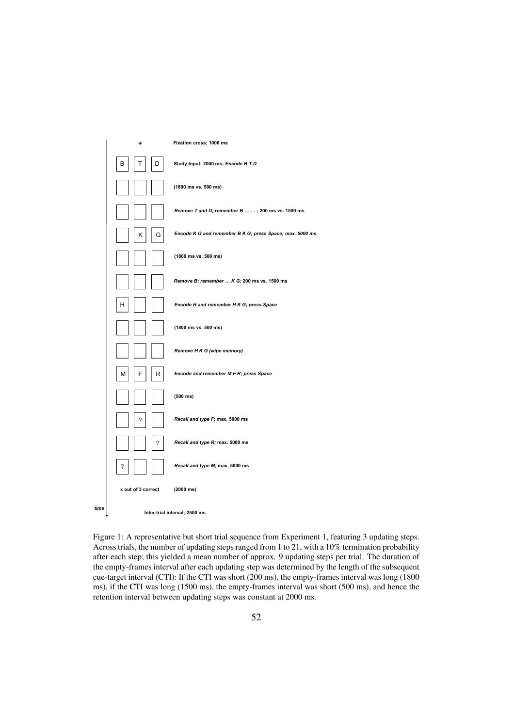| | | | |
|---|---|---|---|
| | + | | Fixation cross; 1000 ms |
| B | T | D | Study Input; 2000 ms; *Encode B T D* |
| | | | (1800 ms vs. 500 ms) |
| | | | *Remove T and D; remember B … … ;* 200 ms vs. 1500 ms |
| | K | G | *Encode K G and remember B K G; press Space; max. 5000 ms* |
| | | | (1800 ms vs. 500 ms) |
| | | | *Remove B; remember … K G;* 200 ms vs. 1500 ms |
| H | | | *Encode H and remember H K G; press Space* |
| | | | (1800 ms vs. 500 ms) |
| | | | *Remove H K G (wipe memory)* |
| M | F | R | *Encode and remember M F R; press Space* |
| | | | (500 ms) |
| | ? | | *Recall and type F*; max. 5000 ms |
| | | ? | *Recall and type R;* max. 5000 ms |
| ? | | | *Recall and type M*; max. 5000 ms |
| x out of 3 correct | | | (2000 ms) |
| Inter-trial interval; 2500 ms | | | |

*time*

Figure 1: A representative but short trial sequence from Experiment 1, featuring 3 updating steps. Across trials, the number of updating steps ranged from 1 to 21, with a 10% termination probability after each step; this yielded a mean number of approx. 9 updating steps per trial. The duration of the empty-frames interval after each updating step was determined by the length of the subsequent cue-target interval (CTI): If the CTI was short (200 ms), the empty-frames interval was long (1800 ms), if the CTI was long (1500 ms), the empty-frames interval was short (500 ms), and hence the retention interval between updating steps was constant at 2000 ms.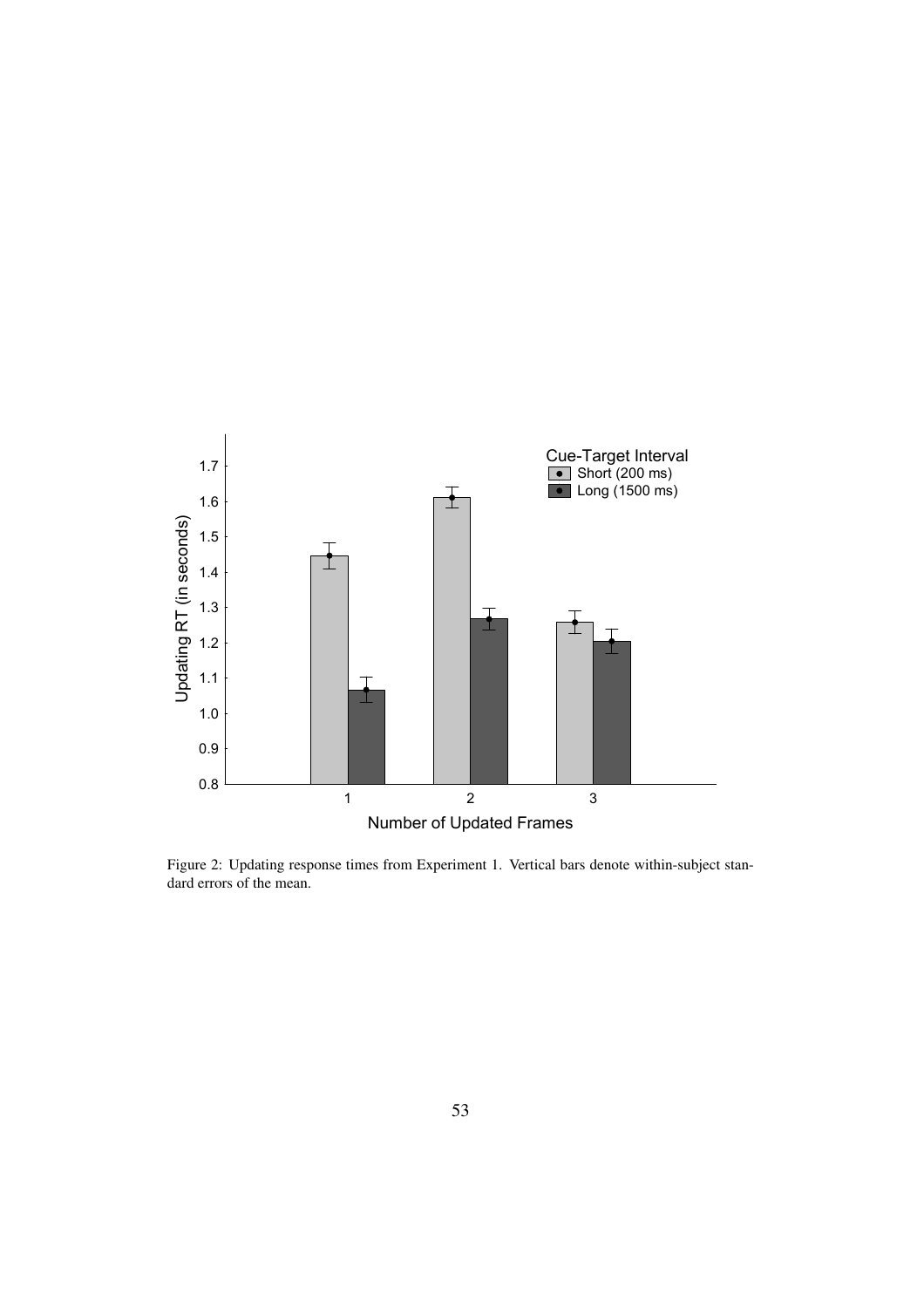Figure 2: Updating response times from Experiment 1. Vertical bars denote within-subject standard errors of the mean.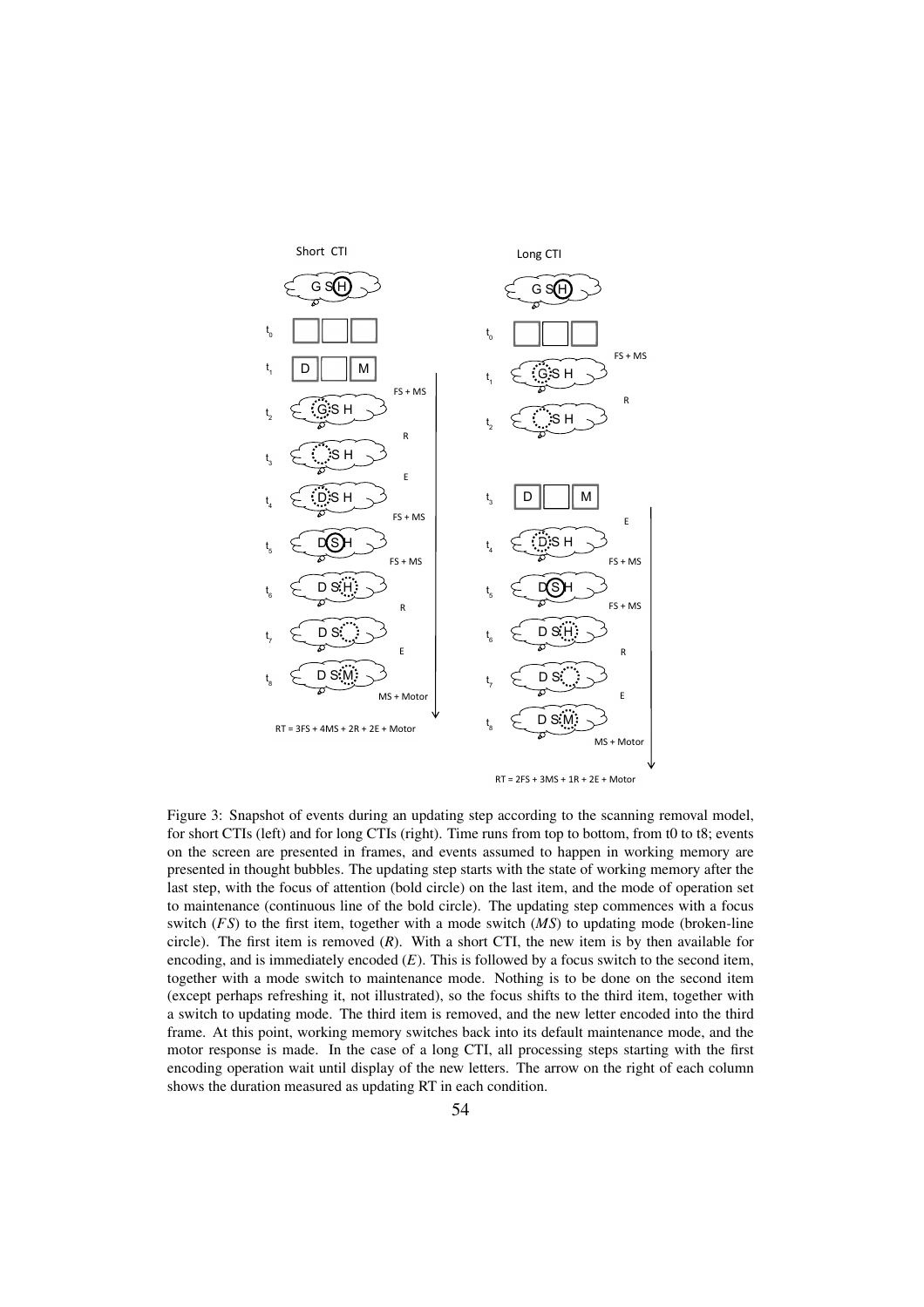Figure 3: Snapshot of events during an updating step according to the scanning removal model, for short CTIs (left) and for long CTIs (right). Time runs from top to bottom, from t0 to t8; events on the screen are presented in frames, and events assumed to happen in working memory are presented in thought bubbles. The updating step starts with the state of working memory after the last step, with the focus of attention (bold circle) on the last item, and the mode of operation set to maintenance (continuous line of the bold circle). The updating step commences with a focus switch (*FS*) to the first item, together with a mode switch (*MS*) to updating mode (broken-line circle). The first item is removed (*R*). With a short CTI, the new item is by then available for encoding, and is immediately encoded (*E*). This is followed by a focus switch to the second item, together with a mode switch to maintenance mode. Nothing is to be done on the second item (except perhaps refreshing it, not illustrated), so the focus shifts to the third item, together with a switch to updating mode. The third item is removed, and the new letter encoded into the third frame. At this point, working memory switches back into its default maintenance mode, and the motor response is made. In the case of a long CTI, all processing steps starting with the first encoding operation wait until display of the new letters. The arrow on the right of each column shows the duration measured as updating RT in each condition.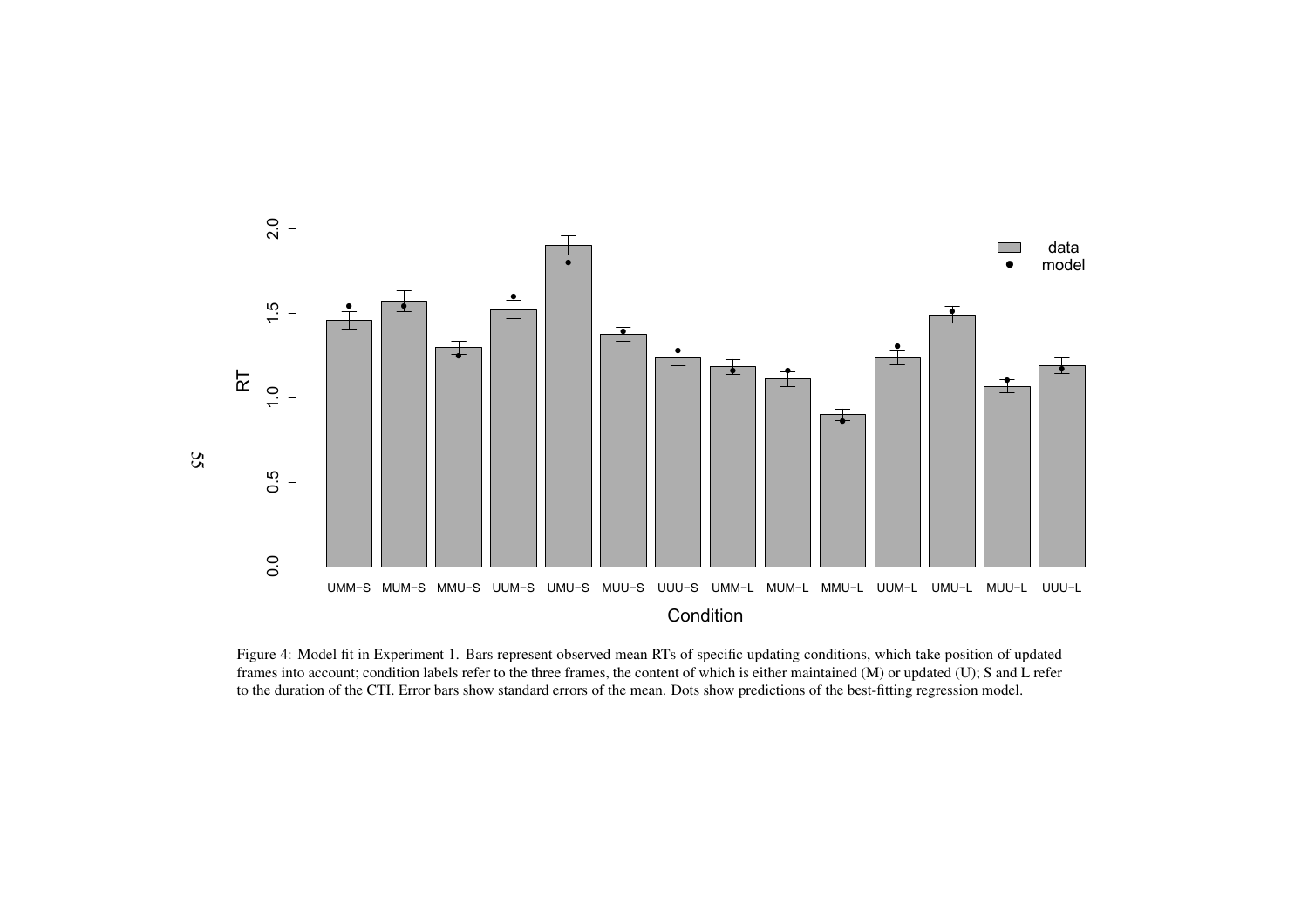Figure 4: Model fit in Experiment 1. Bars represent observed mean RTs of specific updating conditions, which take position of updated frames into account; condition labels refer to the three frames, the content of which is either maintained (M) or updated (U); S and L refer to the duration of the CTI. Error bars show standard errors of the mean. Dots show predictions of the best-fitting regression model.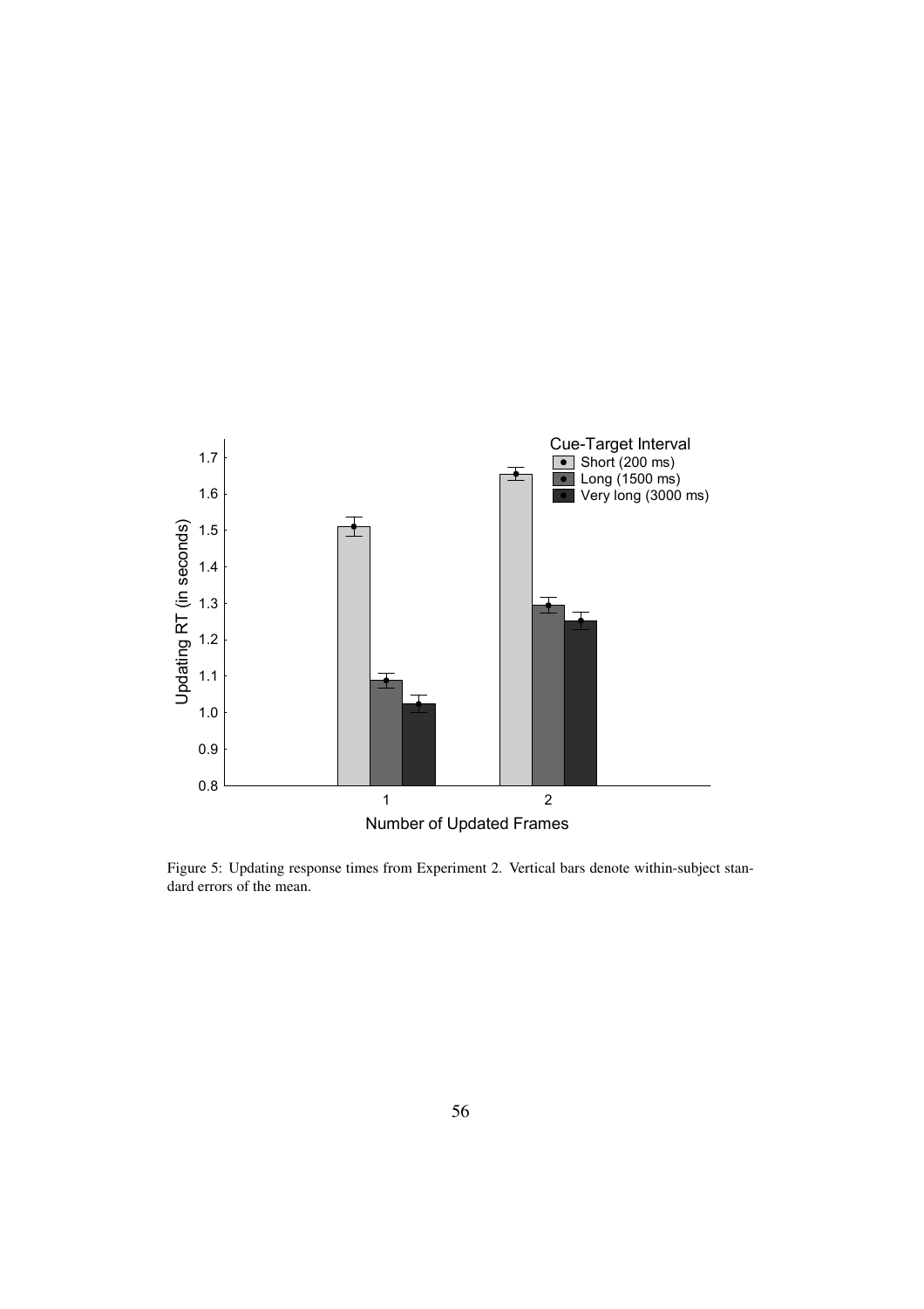Figure 5: Updating response times from Experiment 2. Vertical bars denote within-subject standard errors of the mean.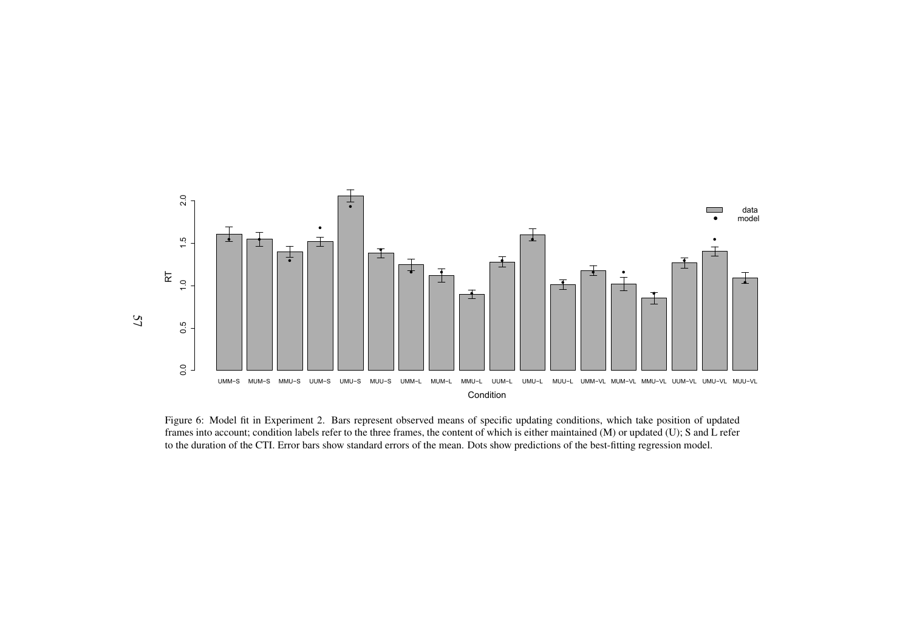Figure 6: Model fit in Experiment 2. Bars represent observed means of specific updating conditions, which take position of updated frames into account; condition labels refer to the three frames, the content of which is either maintained (M) or updated (U); S and L refer to the duration of the CTI. Error bars show standard errors of the mean. Dots show predictions of the best-fitting regression model.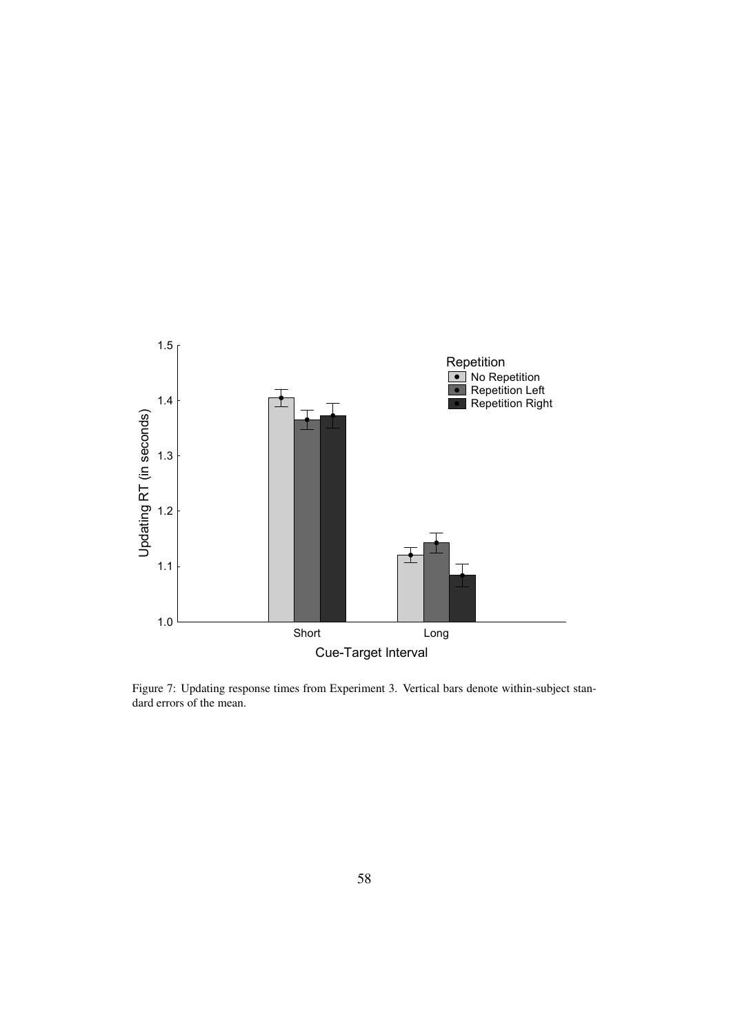Figure 7: Updating response times from Experiment 3. Vertical bars denote within-subject standard errors of the mean.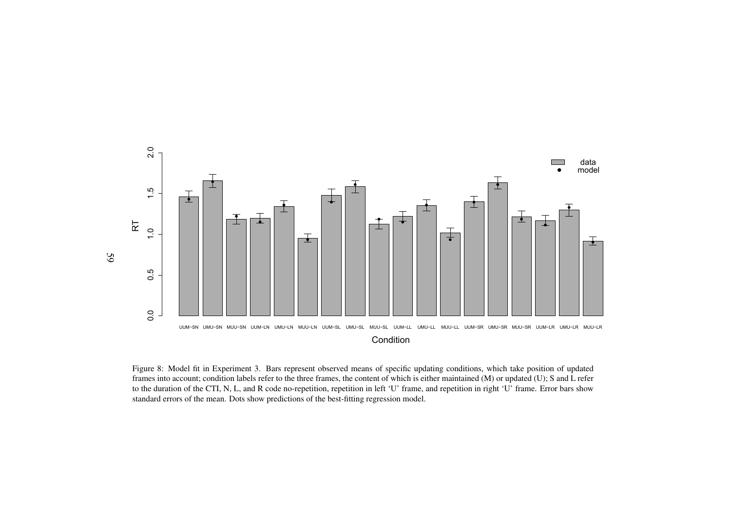2.0

1.5

1.0

0.5

0.0

RT

data

model

UUM−SN UMU−SN MUU−SN UUM−LN UMU−LN MUU−LN UUM−SL UMU−SL MUU−SL UUM−LL UMU−LL MUU−LL UUM−SR UMU−SR MUU−SR UUM−LR UMU−LR MUU−LR

Condition

Figure 8: Model fit in Experiment 3. Bars represent observed means of specific updating conditions, which take position of updated frames into account; condition labels refer to the three frames, the content of which is either maintained (M) or updated (U); S and L refer to the duration of the CTI, N, L, and R code no-repetition, repetition in left 'U' frame, and repetition in right 'U' frame. Error bars show standard errors of the mean. Dots show predictions of the best-fitting regression model.